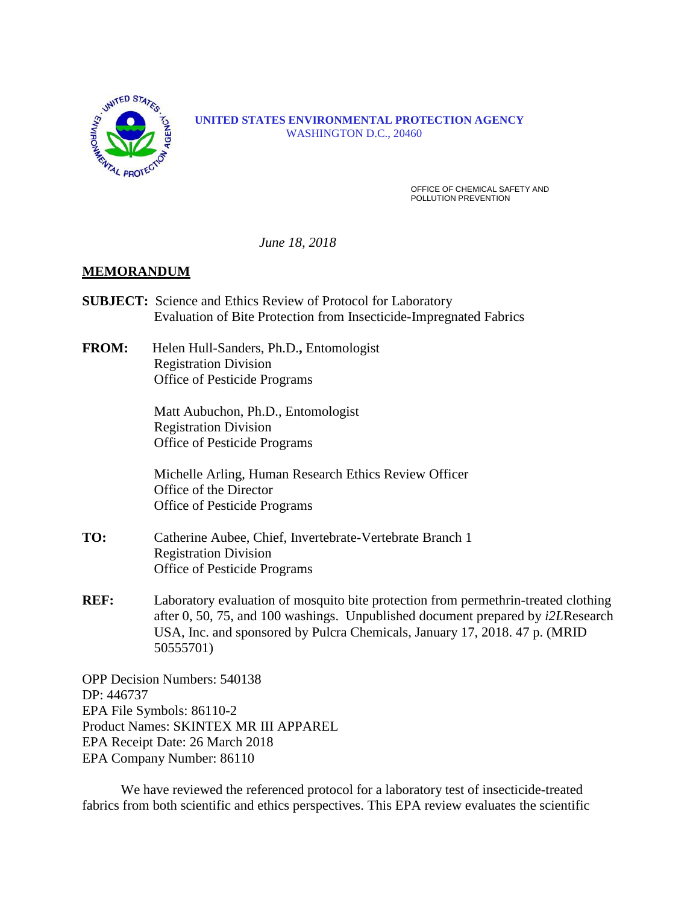**UNITED STATES ENVIRONMENTAL PROTECTION AGENCY**
WASHINGTON D.C., 20460

OFFICE OF CHEMICAL SAFETY AND
POLLUTION PREVENTION

*June 18, 2018*

**MEMORANDUM**

**SUBJECT:** Science and Ethics Review of Protocol for Laboratory Evaluation of Bite Protection from Insecticide-Impregnated Fabrics

**FROM:** Helen Hull-Sanders, Ph.D.**,** Entomologist
Registration Division
Office of Pesticide Programs

Matt Aubuchon, Ph.D., Entomologist
Registration Division
Office of Pesticide Programs

Michelle Arling, Human Research Ethics Review Officer
Office of the Director
Office of Pesticide Programs

**TO:** Catherine Aubee, Chief, Invertebrate-Vertebrate Branch 1
Registration Division
Office of Pesticide Programs

**REF:** Laboratory evaluation of mosquito bite protection from permethrin-treated clothing after 0, 50, 75, and 100 washings. Unpublished document prepared by *i2L*Research USA, Inc. and sponsored by Pulcra Chemicals, January 17, 2018. 47 p. (MRID 50555701)

OPP Decision Numbers: 540138
DP: 446737
EPA File Symbols: 86110-2
Product Names: SKINTEX MR III APPAREL
EPA Receipt Date: 26 March 2018
EPA Company Number: 86110

We have reviewed the referenced protocol for a laboratory test of insecticide-treated fabrics from both scientific and ethics perspectives. This EPA review evaluates the scientific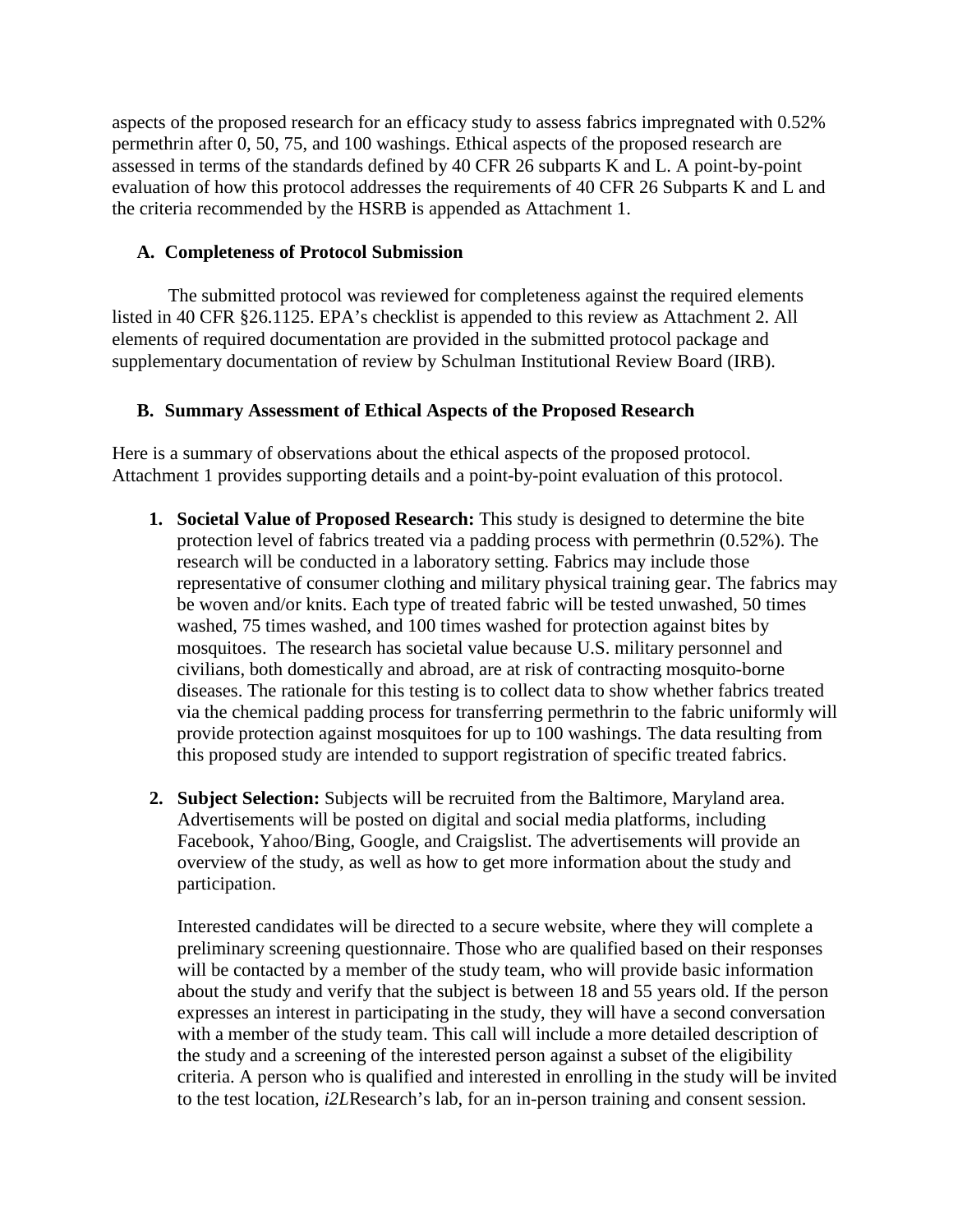aspects of the proposed research for an efficacy study to assess fabrics impregnated with 0.52% permethrin after 0, 50, 75, and 100 washings. Ethical aspects of the proposed research are assessed in terms of the standards defined by 40 CFR 26 subparts K and L. A point-by-point evaluation of how this protocol addresses the requirements of 40 CFR 26 Subparts K and L and the criteria recommended by the HSRB is appended as Attachment 1.

### A. Completeness of Protocol Submission

The submitted protocol was reviewed for completeness against the required elements listed in 40 CFR §26.1125. EPA's checklist is appended to this review as Attachment 2. All elements of required documentation are provided in the submitted protocol package and supplementary documentation of review by Schulman Institutional Review Board (IRB).

### B. Summary Assessment of Ethical Aspects of the Proposed Research

Here is a summary of observations about the ethical aspects of the proposed protocol. Attachment 1 provides supporting details and a point-by-point evaluation of this protocol.

1. **Societal Value of Proposed Research:** This study is designed to determine the bite protection level of fabrics treated via a padding process with permethrin (0.52%). The research will be conducted in a laboratory setting. Fabrics may include those representative of consumer clothing and military physical training gear. The fabrics may be woven and/or knits. Each type of treated fabric will be tested unwashed, 50 times washed, 75 times washed, and 100 times washed for protection against bites by mosquitoes. The research has societal value because U.S. military personnel and civilians, both domestically and abroad, are at risk of contracting mosquito-borne diseases. The rationale for this testing is to collect data to show whether fabrics treated via the chemical padding process for transferring permethrin to the fabric uniformly will provide protection against mosquitoes for up to 100 washings. The data resulting from this proposed study are intended to support registration of specific treated fabrics.

2. **Subject Selection:** Subjects will be recruited from the Baltimore, Maryland area. Advertisements will be posted on digital and social media platforms, including Facebook, Yahoo/Bing, Google, and Craigslist. The advertisements will provide an overview of the study, as well as how to get more information about the study and participation.

   Interested candidates will be directed to a secure website, where they will complete a preliminary screening questionnaire. Those who are qualified based on their responses will be contacted by a member of the study team, who will provide basic information about the study and verify that the subject is between 18 and 55 years old. If the person expresses an interest in participating in the study, they will have a second conversation with a member of the study team. This call will include a more detailed description of the study and a screening of the interested person against a subset of the eligibility criteria. A person who is qualified and interested in enrolling in the study will be invited to the test location, *i2L*Research's lab, for an in-person training and consent session.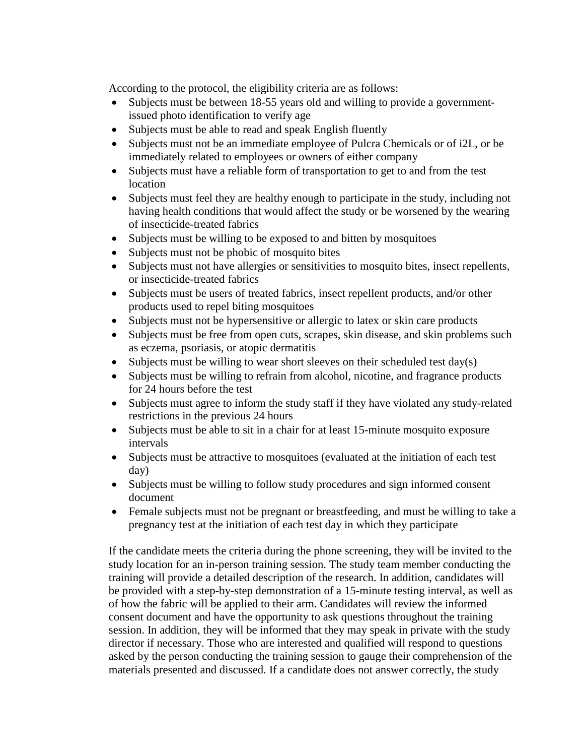According to the protocol, the eligibility criteria are as follows:

- Subjects must be between 18-55 years old and willing to provide a government-issued photo identification to verify age
- Subjects must be able to read and speak English fluently
- Subjects must not be an immediate employee of Pulcra Chemicals or of i2L, or be immediately related to employees or owners of either company
- Subjects must have a reliable form of transportation to get to and from the test location
- Subjects must feel they are healthy enough to participate in the study, including not having health conditions that would affect the study or be worsened by the wearing of insecticide-treated fabrics
- Subjects must be willing to be exposed to and bitten by mosquitoes
- Subjects must not be phobic of mosquito bites
- Subjects must not have allergies or sensitivities to mosquito bites, insect repellents, or insecticide-treated fabrics
- Subjects must be users of treated fabrics, insect repellent products, and/or other products used to repel biting mosquitoes
- Subjects must not be hypersensitive or allergic to latex or skin care products
- Subjects must be free from open cuts, scrapes, skin disease, and skin problems such as eczema, psoriasis, or atopic dermatitis
- Subjects must be willing to wear short sleeves on their scheduled test day(s)
- Subjects must be willing to refrain from alcohol, nicotine, and fragrance products for 24 hours before the test
- Subjects must agree to inform the study staff if they have violated any study-related restrictions in the previous 24 hours
- Subjects must be able to sit in a chair for at least 15-minute mosquito exposure intervals
- Subjects must be attractive to mosquitoes (evaluated at the initiation of each test day)
- Subjects must be willing to follow study procedures and sign informed consent document
- Female subjects must not be pregnant or breastfeeding, and must be willing to take a pregnancy test at the initiation of each test day in which they participate

If the candidate meets the criteria during the phone screening, they will be invited to the study location for an in-person training session. The study team member conducting the training will provide a detailed description of the research. In addition, candidates will be provided with a step-by-step demonstration of a 15-minute testing interval, as well as of how the fabric will be applied to their arm. Candidates will review the informed consent document and have the opportunity to ask questions throughout the training session. In addition, they will be informed that they may speak in private with the study director if necessary. Those who are interested and qualified will respond to questions asked by the person conducting the training session to gauge their comprehension of the materials presented and discussed. If a candidate does not answer correctly, the study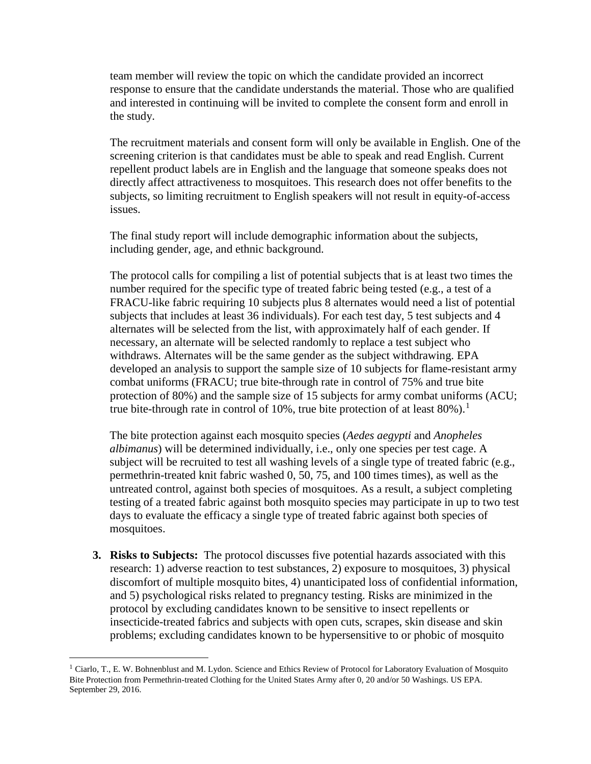team member will review the topic on which the candidate provided an incorrect response to ensure that the candidate understands the material. Those who are qualified and interested in continuing will be invited to complete the consent form and enroll in the study.

The recruitment materials and consent form will only be available in English. One of the screening criterion is that candidates must be able to speak and read English. Current repellent product labels are in English and the language that someone speaks does not directly affect attractiveness to mosquitoes. This research does not offer benefits to the subjects, so limiting recruitment to English speakers will not result in equity-of-access issues.

The final study report will include demographic information about the subjects, including gender, age, and ethnic background.

The protocol calls for compiling a list of potential subjects that is at least two times the number required for the specific type of treated fabric being tested (e.g., a test of a FRACU-like fabric requiring 10 subjects plus 8 alternates would need a list of potential subjects that includes at least 36 individuals). For each test day, 5 test subjects and 4 alternates will be selected from the list, with approximately half of each gender. If necessary, an alternate will be selected randomly to replace a test subject who withdraws. Alternates will be the same gender as the subject withdrawing. EPA developed an analysis to support the sample size of 10 subjects for flame-resistant army combat uniforms (FRACU; true bite-through rate in control of 75% and true bite protection of 80%) and the sample size of 15 subjects for army combat uniforms (ACU; true bite-through rate in control of 10%, true bite protection of at least 80%).[1]

The bite protection against each mosquito species (*Aedes aegypti* and *Anopheles albimanus*) will be determined individually, i.e., only one species per test cage. A subject will be recruited to test all washing levels of a single type of treated fabric (e.g., permethrin-treated knit fabric washed 0, 50, 75, and 100 times times), as well as the untreated control, against both species of mosquitoes. As a result, a subject completing testing of a treated fabric against both mosquito species may participate in up to two test days to evaluate the efficacy a single type of treated fabric against both species of mosquitoes.

3. **Risks to Subjects:** The protocol discusses five potential hazards associated with this research: 1) adverse reaction to test substances, 2) exposure to mosquitoes, 3) physical discomfort of multiple mosquito bites, 4) unanticipated loss of confidential information, and 5) psychological risks related to pregnancy testing. Risks are minimized in the protocol by excluding candidates known to be sensitive to insect repellents or insecticide-treated fabrics and subjects with open cuts, scrapes, skin disease and skin problems; excluding candidates known to be hypersensitive to or phobic of mosquito

[1] Ciarlo, T., E. W. Bohnenblust and M. Lydon. Science and Ethics Review of Protocol for Laboratory Evaluation of Mosquito Bite Protection from Permethrin-treated Clothing for the United States Army after 0, 20 and/or 50 Washings. US EPA. September 29, 2016.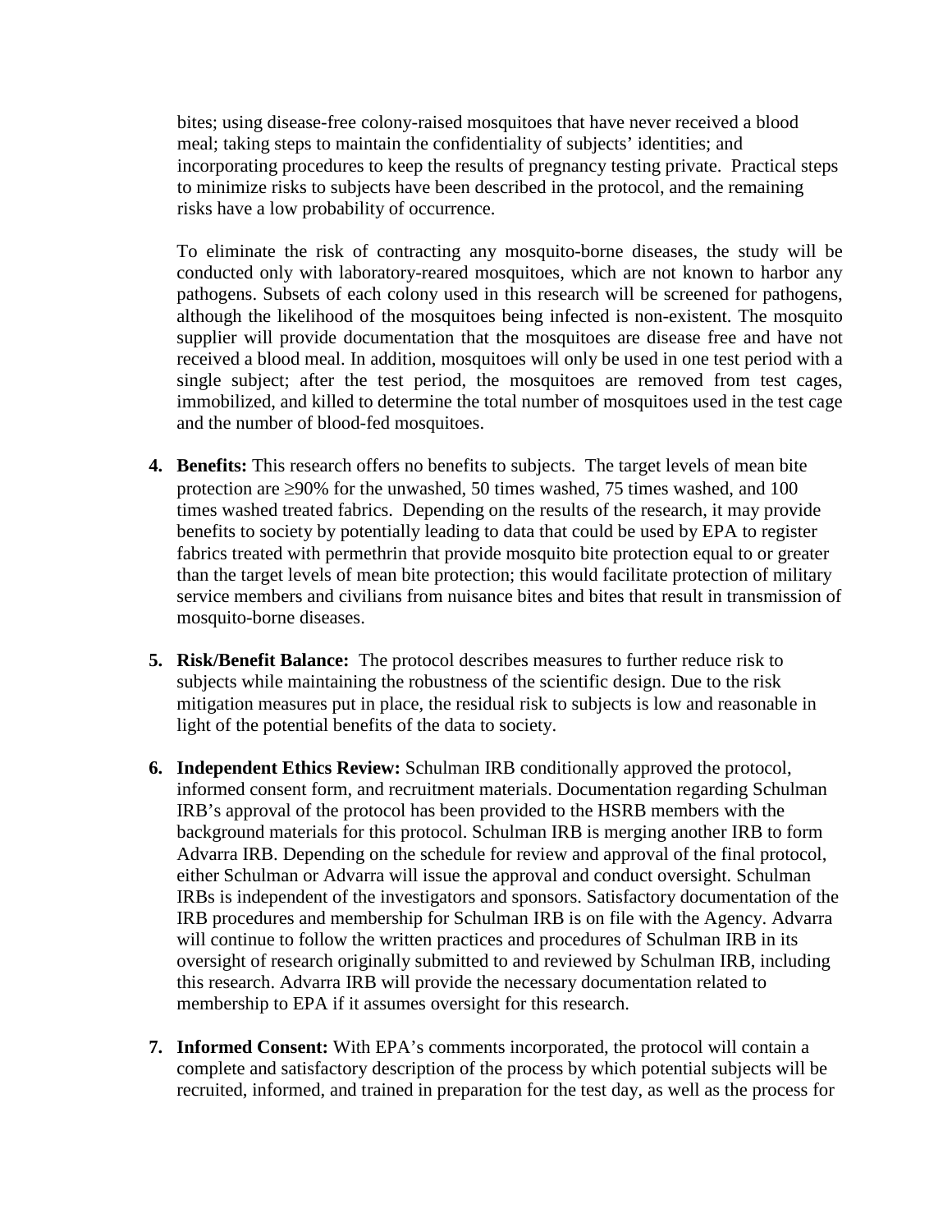bites; using disease-free colony-raised mosquitoes that have never received a blood meal; taking steps to maintain the confidentiality of subjects' identities; and incorporating procedures to keep the results of pregnancy testing private. Practical steps to minimize risks to subjects have been described in the protocol, and the remaining risks have a low probability of occurrence.

To eliminate the risk of contracting any mosquito-borne diseases, the study will be conducted only with laboratory-reared mosquitoes, which are not known to harbor any pathogens. Subsets of each colony used in this research will be screened for pathogens, although the likelihood of the mosquitoes being infected is non-existent. The mosquito supplier will provide documentation that the mosquitoes are disease free and have not received a blood meal. In addition, mosquitoes will only be used in one test period with a single subject; after the test period, the mosquitoes are removed from test cages, immobilized, and killed to determine the total number of mosquitoes used in the test cage and the number of blood-fed mosquitoes.

4. **Benefits:** This research offers no benefits to subjects. The target levels of mean bite protection are ≥90% for the unwashed, 50 times washed, 75 times washed, and 100 times washed treated fabrics. Depending on the results of the research, it may provide benefits to society by potentially leading to data that could be used by EPA to register fabrics treated with permethrin that provide mosquito bite protection equal to or greater than the target levels of mean bite protection; this would facilitate protection of military service members and civilians from nuisance bites and bites that result in transmission of mosquito-borne diseases.

5. **Risk/Benefit Balance:** The protocol describes measures to further reduce risk to subjects while maintaining the robustness of the scientific design. Due to the risk mitigation measures put in place, the residual risk to subjects is low and reasonable in light of the potential benefits of the data to society.

6. **Independent Ethics Review:** Schulman IRB conditionally approved the protocol, informed consent form, and recruitment materials. Documentation regarding Schulman IRB's approval of the protocol has been provided to the HSRB members with the background materials for this protocol. Schulman IRB is merging another IRB to form Advarra IRB. Depending on the schedule for review and approval of the final protocol, either Schulman or Advarra will issue the approval and conduct oversight. Schulman IRBs is independent of the investigators and sponsors. Satisfactory documentation of the IRB procedures and membership for Schulman IRB is on file with the Agency. Advarra will continue to follow the written practices and procedures of Schulman IRB in its oversight of research originally submitted to and reviewed by Schulman IRB, including this research. Advarra IRB will provide the necessary documentation related to membership to EPA if it assumes oversight for this research.

7. **Informed Consent:** With EPA's comments incorporated, the protocol will contain a complete and satisfactory description of the process by which potential subjects will be recruited, informed, and trained in preparation for the test day, as well as the process for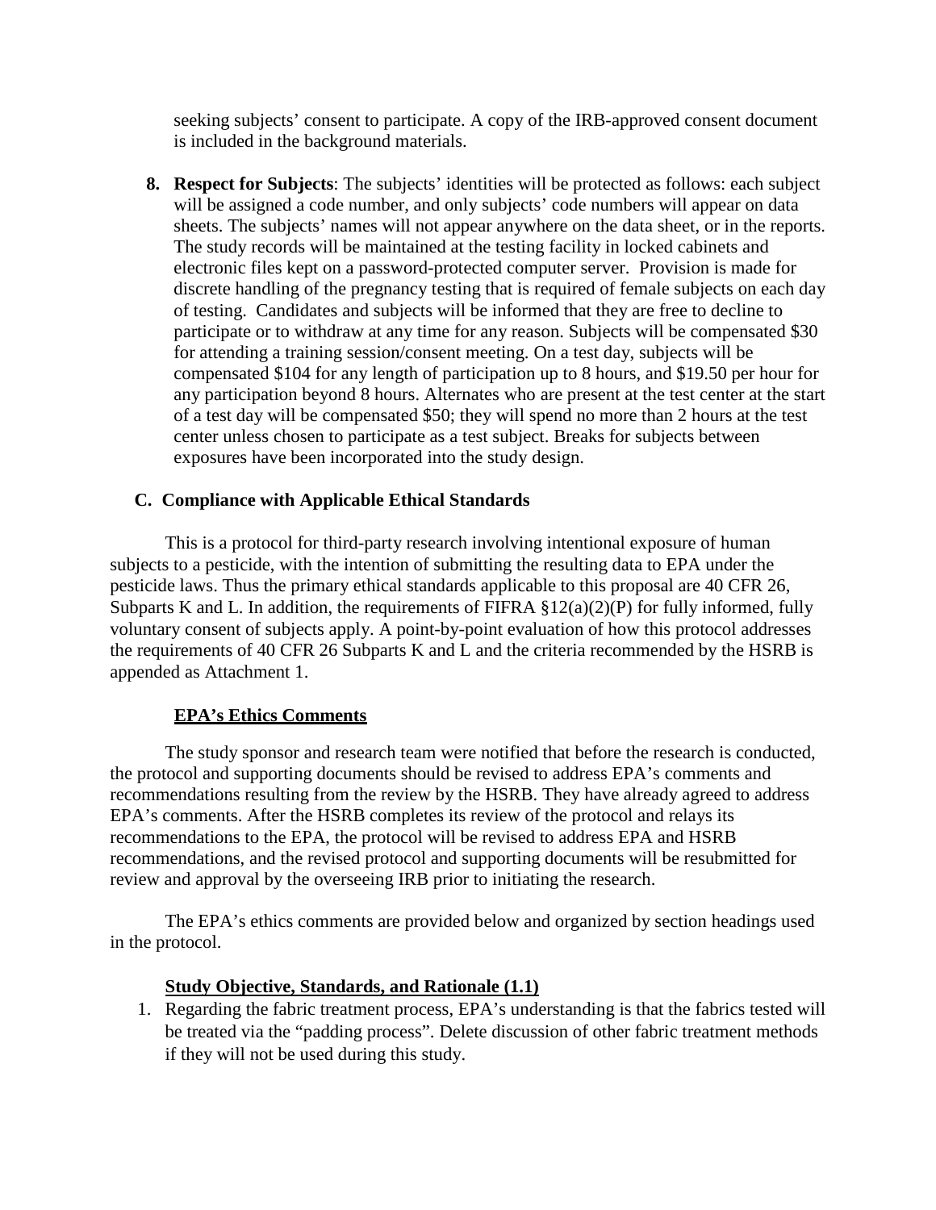seeking subjects' consent to participate. A copy of the IRB-approved consent document is included in the background materials.

8. **Respect for Subjects**: The subjects' identities will be protected as follows: each subject will be assigned a code number, and only subjects' code numbers will appear on data sheets. The subjects' names will not appear anywhere on the data sheet, or in the reports. The study records will be maintained at the testing facility in locked cabinets and electronic files kept on a password-protected computer server. Provision is made for discrete handling of the pregnancy testing that is required of female subjects on each day of testing. Candidates and subjects will be informed that they are free to decline to participate or to withdraw at any time for any reason. Subjects will be compensated $30 for attending a training session/consent meeting. On a test day, subjects will be compensated $104 for any length of participation up to 8 hours, and $19.50 per hour for any participation beyond 8 hours. Alternates who are present at the test center at the start of a test day will be compensated $50; they will spend no more than 2 hours at the test center unless chosen to participate as a test subject. Breaks for subjects between exposures have been incorporated into the study design.

## C. Compliance with Applicable Ethical Standards

This is a protocol for third-party research involving intentional exposure of human subjects to a pesticide, with the intention of submitting the resulting data to EPA under the pesticide laws. Thus the primary ethical standards applicable to this proposal are 40 CFR 26, Subparts K and L. In addition, the requirements of FIFRA §12(a)(2)(P) for fully informed, fully voluntary consent of subjects apply. A point-by-point evaluation of how this protocol addresses the requirements of 40 CFR 26 Subparts K and L and the criteria recommended by the HSRB is appended as Attachment 1.

### EPA's Ethics Comments

The study sponsor and research team were notified that before the research is conducted, the protocol and supporting documents should be revised to address EPA's comments and recommendations resulting from the review by the HSRB. They have already agreed to address EPA's comments. After the HSRB completes its review of the protocol and relays its recommendations to the EPA, the protocol will be revised to address EPA and HSRB recommendations, and the revised protocol and supporting documents will be resubmitted for review and approval by the overseeing IRB prior to initiating the research.

The EPA's ethics comments are provided below and organized by section headings used in the protocol.

### Study Objective, Standards, and Rationale (1.1)

1. Regarding the fabric treatment process, EPA's understanding is that the fabrics tested will be treated via the "padding process". Delete discussion of other fabric treatment methods if they will not be used during this study.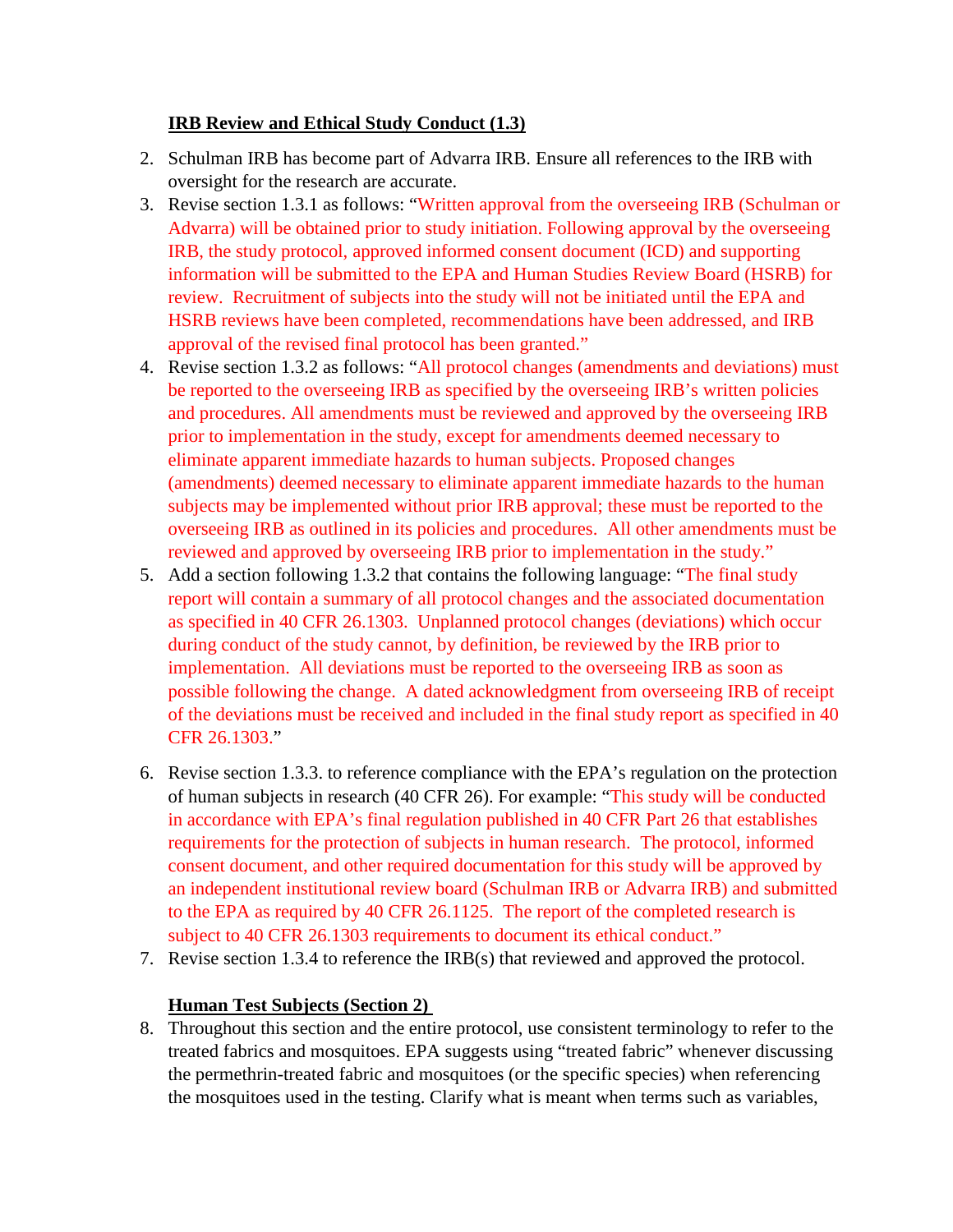**IRB Review and Ethical Study Conduct (1.3)**

2. Schulman IRB has become part of Advarra IRB. Ensure all references to the IRB with oversight for the research are accurate.
3. Revise section 1.3.1 as follows: "Written approval from the overseeing IRB (Schulman or Advarra) will be obtained prior to study initiation. Following approval by the overseeing IRB, the study protocol, approved informed consent document (ICD) and supporting information will be submitted to the EPA and Human Studies Review Board (HSRB) for review. Recruitment of subjects into the study will not be initiated until the EPA and HSRB reviews have been completed, recommendations have been addressed, and IRB approval of the revised final protocol has been granted."
4. Revise section 1.3.2 as follows: "All protocol changes (amendments and deviations) must be reported to the overseeing IRB as specified by the overseeing IRB's written policies and procedures. All amendments must be reviewed and approved by the overseeing IRB prior to implementation in the study, except for amendments deemed necessary to eliminate apparent immediate hazards to human subjects. Proposed changes (amendments) deemed necessary to eliminate apparent immediate hazards to the human subjects may be implemented without prior IRB approval; these must be reported to the overseeing IRB as outlined in its policies and procedures. All other amendments must be reviewed and approved by overseeing IRB prior to implementation in the study."
5. Add a section following 1.3.2 that contains the following language: "The final study report will contain a summary of all protocol changes and the associated documentation as specified in 40 CFR 26.1303. Unplanned protocol changes (deviations) which occur during conduct of the study cannot, by definition, be reviewed by the IRB prior to implementation. All deviations must be reported to the overseeing IRB as soon as possible following the change. A dated acknowledgment from overseeing IRB of receipt of the deviations must be received and included in the final study report as specified in 40 CFR 26.1303."
6. Revise section 1.3.3. to reference compliance with the EPA's regulation on the protection of human subjects in research (40 CFR 26). For example: "This study will be conducted in accordance with EPA's final regulation published in 40 CFR Part 26 that establishes requirements for the protection of subjects in human research. The protocol, informed consent document, and other required documentation for this study will be approved by an independent institutional review board (Schulman IRB or Advarra IRB) and submitted to the EPA as required by 40 CFR 26.1125. The report of the completed research is subject to 40 CFR 26.1303 requirements to document its ethical conduct."
7. Revise section 1.3.4 to reference the IRB(s) that reviewed and approved the protocol.

**Human Test Subjects (Section 2)**

8. Throughout this section and the entire protocol, use consistent terminology to refer to the treated fabrics and mosquitoes. EPA suggests using "treated fabric" whenever discussing the permethrin-treated fabric and mosquitoes (or the specific species) when referencing the mosquitoes used in the testing. Clarify what is meant when terms such as variables,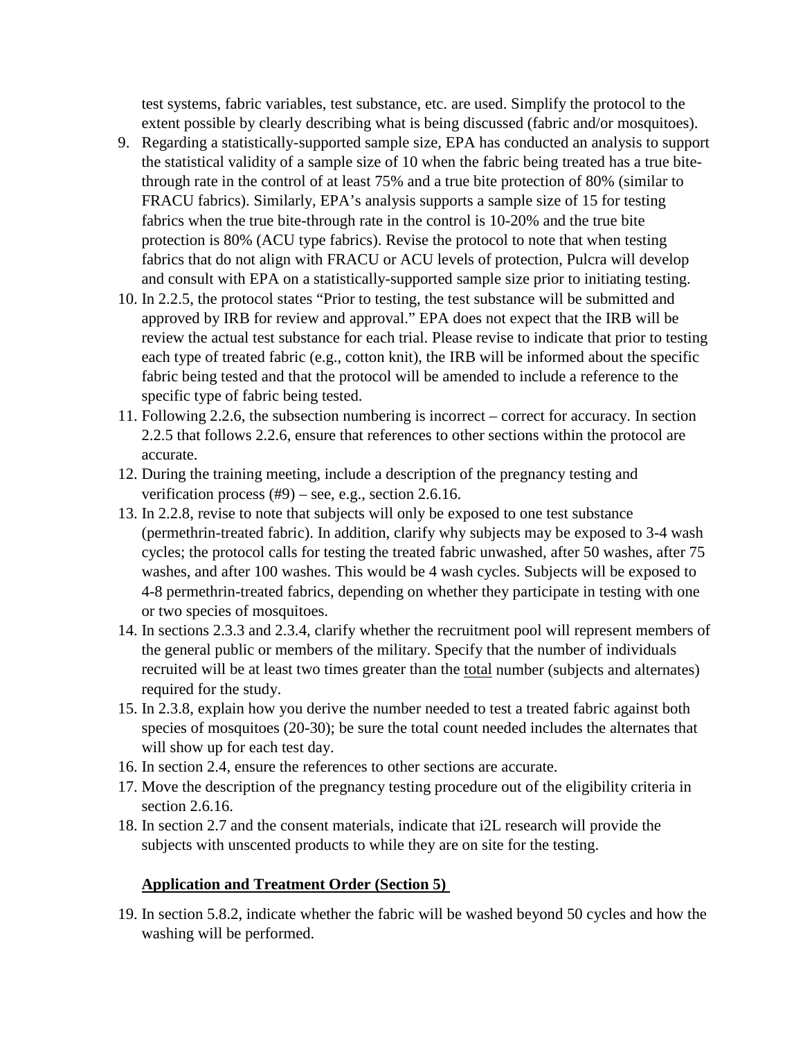test systems, fabric variables, test substance, etc. are used. Simplify the protocol to the extent possible by clearly describing what is being discussed (fabric and/or mosquitoes).

9. Regarding a statistically-supported sample size, EPA has conducted an analysis to support the statistical validity of a sample size of 10 when the fabric being treated has a true bite-through rate in the control of at least 75% and a true bite protection of 80% (similar to FRACU fabrics). Similarly, EPA's analysis supports a sample size of 15 for testing fabrics when the true bite-through rate in the control is 10-20% and the true bite protection is 80% (ACU type fabrics). Revise the protocol to note that when testing fabrics that do not align with FRACU or ACU levels of protection, Pulcra will develop and consult with EPA on a statistically-supported sample size prior to initiating testing.
10. In 2.2.5, the protocol states "Prior to testing, the test substance will be submitted and approved by IRB for review and approval." EPA does not expect that the IRB will be review the actual test substance for each trial. Please revise to indicate that prior to testing each type of treated fabric (e.g., cotton knit), the IRB will be informed about the specific fabric being tested and that the protocol will be amended to include a reference to the specific type of fabric being tested.
11. Following 2.2.6, the subsection numbering is incorrect – correct for accuracy. In section 2.2.5 that follows 2.2.6, ensure that references to other sections within the protocol are accurate.
12. During the training meeting, include a description of the pregnancy testing and verification process (#9) – see, e.g., section 2.6.16.
13. In 2.2.8, revise to note that subjects will only be exposed to one test substance (permethrin-treated fabric). In addition, clarify why subjects may be exposed to 3-4 wash cycles; the protocol calls for testing the treated fabric unwashed, after 50 washes, after 75 washes, and after 100 washes. This would be 4 wash cycles. Subjects will be exposed to 4-8 permethrin-treated fabrics, depending on whether they participate in testing with one or two species of mosquitoes.
14. In sections 2.3.3 and 2.3.4, clarify whether the recruitment pool will represent members of the general public or members of the military. Specify that the number of individuals recruited will be at least two times greater than the total number (subjects and alternates) required for the study.
15. In 2.3.8, explain how you derive the number needed to test a treated fabric against both species of mosquitoes (20-30); be sure the total count needed includes the alternates that will show up for each test day.
16. In section 2.4, ensure the references to other sections are accurate.
17. Move the description of the pregnancy testing procedure out of the eligibility criteria in section 2.6.16.
18. In section 2.7 and the consent materials, indicate that i2L research will provide the subjects with unscented products to while they are on site for the testing.

**Application and Treatment Order (Section 5)**

19. In section 5.8.2, indicate whether the fabric will be washed beyond 50 cycles and how the washing will be performed.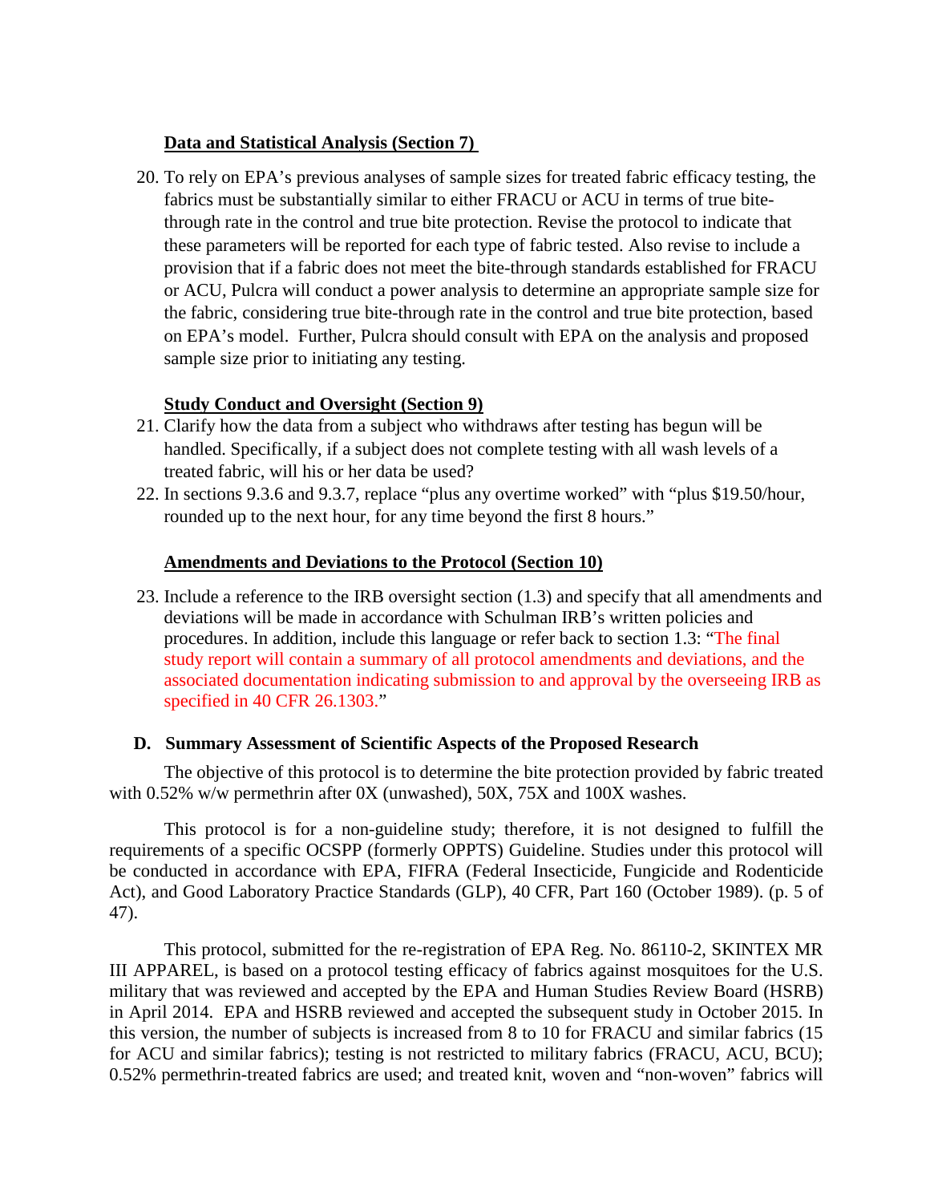**Data and Statistical Analysis (Section 7)**

20. To rely on EPA's previous analyses of sample sizes for treated fabric efficacy testing, the fabrics must be substantially similar to either FRACU or ACU in terms of true bite-through rate in the control and true bite protection. Revise the protocol to indicate that these parameters will be reported for each type of fabric tested. Also revise to include a provision that if a fabric does not meet the bite-through standards established for FRACU or ACU, Pulcra will conduct a power analysis to determine an appropriate sample size for the fabric, considering true bite-through rate in the control and true bite protection, based on EPA's model. Further, Pulcra should consult with EPA on the analysis and proposed sample size prior to initiating any testing.

**Study Conduct and Oversight (Section 9)**

21. Clarify how the data from a subject who withdraws after testing has begun will be handled. Specifically, if a subject does not complete testing with all wash levels of a treated fabric, will his or her data be used?
22. In sections 9.3.6 and 9.3.7, replace "plus any overtime worked" with "plus $19.50/hour, rounded up to the next hour, for any time beyond the first 8 hours."

**Amendments and Deviations to the Protocol (Section 10)**

23. Include a reference to the IRB oversight section (1.3) and specify that all amendments and deviations will be made in accordance with Schulman IRB's written policies and procedures. In addition, include this language or refer back to section 1.3: "The final study report will contain a summary of all protocol amendments and deviations, and the associated documentation indicating submission to and approval by the overseeing IRB as specified in 40 CFR 26.1303."

## D. Summary Assessment of Scientific Aspects of the Proposed Research

The objective of this protocol is to determine the bite protection provided by fabric treated with 0.52% w/w permethrin after 0X (unwashed), 50X, 75X and 100X washes.

This protocol is for a non-guideline study; therefore, it is not designed to fulfill the requirements of a specific OCSPP (formerly OPPTS) Guideline. Studies under this protocol will be conducted in accordance with EPA, FIFRA (Federal Insecticide, Fungicide and Rodenticide Act), and Good Laboratory Practice Standards (GLP), 40 CFR, Part 160 (October 1989). (p. 5 of 47).

This protocol, submitted for the re-registration of EPA Reg. No. 86110-2, SKINTEX MR III APPAREL, is based on a protocol testing efficacy of fabrics against mosquitoes for the U.S. military that was reviewed and accepted by the EPA and Human Studies Review Board (HSRB) in April 2014. EPA and HSRB reviewed and accepted the subsequent study in October 2015. In this version, the number of subjects is increased from 8 to 10 for FRACU and similar fabrics (15 for ACU and similar fabrics); testing is not restricted to military fabrics (FRACU, ACU, BCU); 0.52% permethrin-treated fabrics are used; and treated knit, woven and "non-woven" fabrics will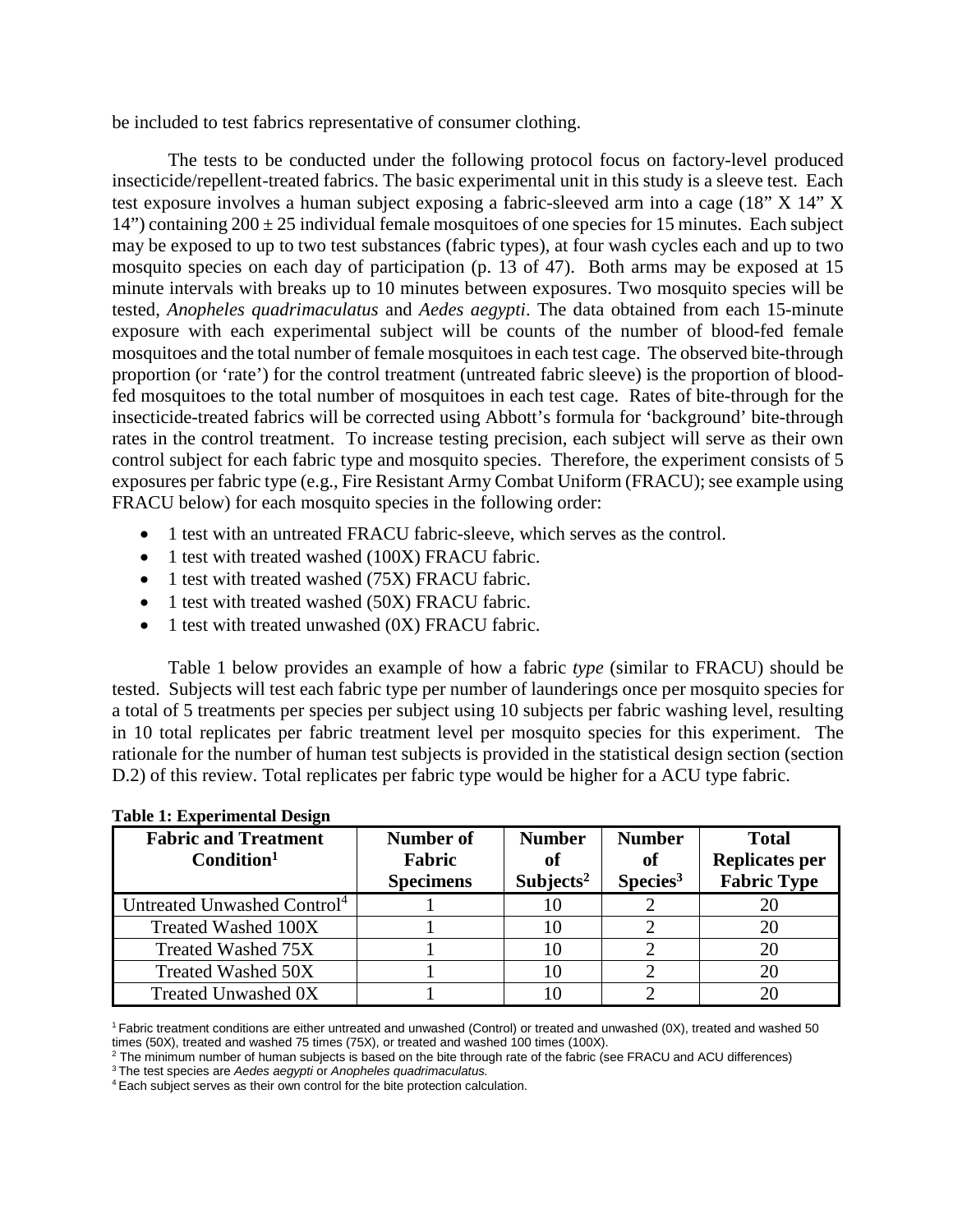be included to test fabrics representative of consumer clothing.

The tests to be conducted under the following protocol focus on factory-level produced insecticide/repellent-treated fabrics. The basic experimental unit in this study is a sleeve test. Each test exposure involves a human subject exposing a fabric-sleeved arm into a cage (18" X 14" X 14") containing $200 \pm 25$ individual female mosquitoes of one species for 15 minutes. Each subject may be exposed to up to two test substances (fabric types), at four wash cycles each and up to two mosquito species on each day of participation (p. 13 of 47). Both arms may be exposed at 15 minute intervals with breaks up to 10 minutes between exposures. Two mosquito species will be tested, *Anopheles quadrimaculatus* and *Aedes aegypti*. The data obtained from each 15-minute exposure with each experimental subject will be counts of the number of blood-fed female mosquitoes and the total number of female mosquitoes in each test cage. The observed bite-through proportion (or 'rate') for the control treatment (untreated fabric sleeve) is the proportion of blood-fed mosquitoes to the total number of mosquitoes in each test cage. Rates of bite-through for the insecticide-treated fabrics will be corrected using Abbott's formula for 'background' bite-through rates in the control treatment. To increase testing precision, each subject will serve as their own control subject for each fabric type and mosquito species. Therefore, the experiment consists of 5 exposures per fabric type (e.g., Fire Resistant Army Combat Uniform (FRACU); see example using FRACU below) for each mosquito species in the following order:

- 1 test with an untreated FRACU fabric-sleeve, which serves as the control.
- 1 test with treated washed (100X) FRACU fabric.
- 1 test with treated washed (75X) FRACU fabric.
- 1 test with treated washed (50X) FRACU fabric.
- 1 test with treated unwashed (0X) FRACU fabric.

Table 1 below provides an example of how a fabric *type* (similar to FRACU) should be tested. Subjects will test each fabric type per number of launderings once per mosquito species for a total of 5 treatments per species per subject using 10 subjects per fabric washing level, resulting in 10 total replicates per fabric treatment level per mosquito species for this experiment. The rationale for the number of human test subjects is provided in the statistical design section (section D.2) of this review. Total replicates per fabric type would be higher for a ACU type fabric.

**Table 1: Experimental Design**

| Fabric and Treatment Condition[1] | Number of Fabric Specimens | Number of Subjects[2] | Number of Species[3] | Total Replicates per Fabric Type |
|---|---|---|---|---|
| Untreated Unwashed Control[4] | 1 | 10 | 2 | 20 |
| Treated Washed 100X | 1 | 10 | 2 | 20 |
| Treated Washed 75X | 1 | 10 | 2 | 20 |
| Treated Washed 50X | 1 | 10 | 2 | 20 |
| Treated Unwashed 0X | 1 | 10 | 2 | 20 |

[1] Fabric treatment conditions are either untreated and unwashed (Control) or treated and unwashed (0X), treated and washed 50 times (50X), treated and washed 75 times (75X), or treated and washed 100 times (100X).

[2] The minimum number of human subjects is based on the bite through rate of the fabric (see FRACU and ACU differences)

[3] The test species are *Aedes aegypti* or *Anopheles quadrimaculatus.*

[4] Each subject serves as their own control for the bite protection calculation.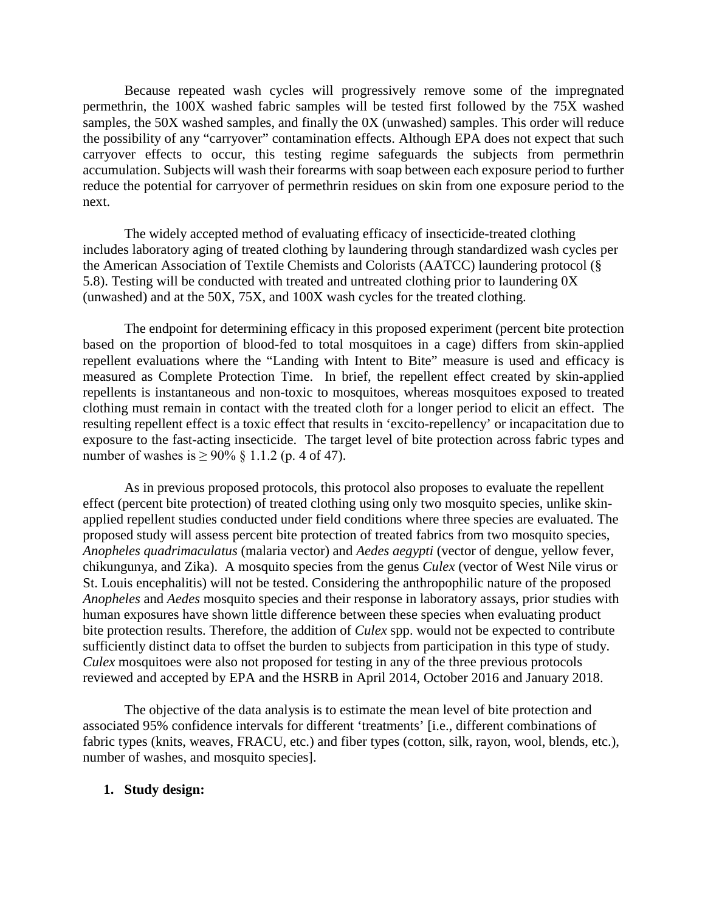Because repeated wash cycles will progressively remove some of the impregnated permethrin, the 100X washed fabric samples will be tested first followed by the 75X washed samples, the 50X washed samples, and finally the 0X (unwashed) samples. This order will reduce the possibility of any "carryover" contamination effects. Although EPA does not expect that such carryover effects to occur, this testing regime safeguards the subjects from permethrin accumulation. Subjects will wash their forearms with soap between each exposure period to further reduce the potential for carryover of permethrin residues on skin from one exposure period to the next.

The widely accepted method of evaluating efficacy of insecticide-treated clothing includes laboratory aging of treated clothing by laundering through standardized wash cycles per the American Association of Textile Chemists and Colorists (AATCC) laundering protocol (§ 5.8). Testing will be conducted with treated and untreated clothing prior to laundering 0X (unwashed) and at the 50X, 75X, and 100X wash cycles for the treated clothing.

The endpoint for determining efficacy in this proposed experiment (percent bite protection based on the proportion of blood-fed to total mosquitoes in a cage) differs from skin-applied repellent evaluations where the "Landing with Intent to Bite" measure is used and efficacy is measured as Complete Protection Time. In brief, the repellent effect created by skin-applied repellents is instantaneous and non-toxic to mosquitoes, whereas mosquitoes exposed to treated clothing must remain in contact with the treated cloth for a longer period to elicit an effect. The resulting repellent effect is a toxic effect that results in 'excito-repellency' or incapacitation due to exposure to the fast-acting insecticide. The target level of bite protection across fabric types and number of washes is ≥ 90% § 1.1.2 (p. 4 of 47).

As in previous proposed protocols, this protocol also proposes to evaluate the repellent effect (percent bite protection) of treated clothing using only two mosquito species, unlike skin-applied repellent studies conducted under field conditions where three species are evaluated. The proposed study will assess percent bite protection of treated fabrics from two mosquito species, *Anopheles quadrimaculatus* (malaria vector) and *Aedes aegypti* (vector of dengue, yellow fever, chikungunya, and Zika). A mosquito species from the genus *Culex* (vector of West Nile virus or St. Louis encephalitis) will not be tested. Considering the anthropophilic nature of the proposed *Anopheles* and *Aedes* mosquito species and their response in laboratory assays, prior studies with human exposures have shown little difference between these species when evaluating product bite protection results. Therefore, the addition of *Culex* spp. would not be expected to contribute sufficiently distinct data to offset the burden to subjects from participation in this type of study. *Culex* mosquitoes were also not proposed for testing in any of the three previous protocols reviewed and accepted by EPA and the HSRB in April 2014, October 2016 and January 2018.

The objective of the data analysis is to estimate the mean level of bite protection and associated 95% confidence intervals for different 'treatments' [i.e., different combinations of fabric types (knits, weaves, FRACU, etc.) and fiber types (cotton, silk, rayon, wool, blends, etc.), number of washes, and mosquito species].

1. **Study design:**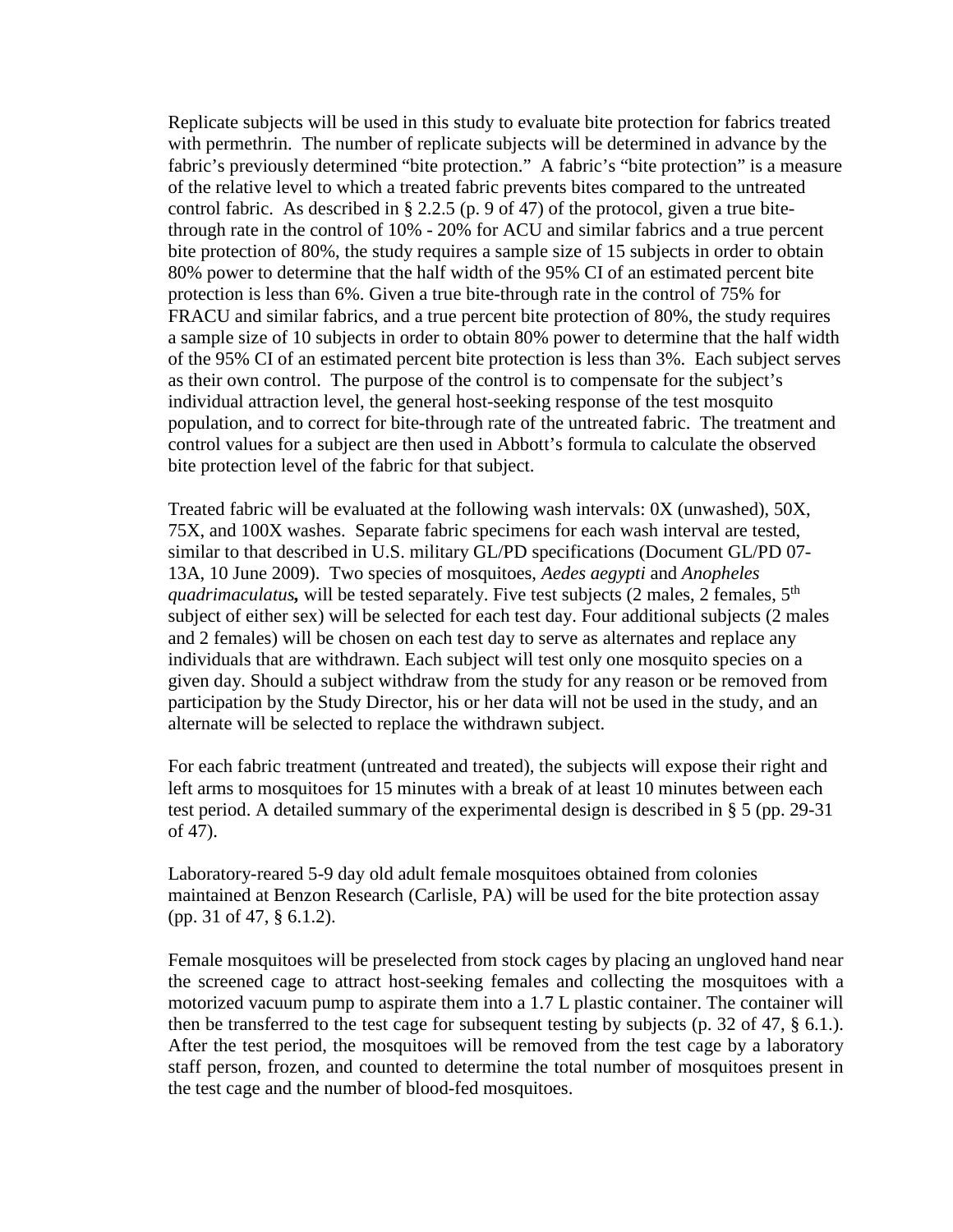Replicate subjects will be used in this study to evaluate bite protection for fabrics treated with permethrin. The number of replicate subjects will be determined in advance by the fabric's previously determined "bite protection." A fabric's "bite protection" is a measure of the relative level to which a treated fabric prevents bites compared to the untreated control fabric. As described in § 2.2.5 (p. 9 of 47) of the protocol, given a true bite-through rate in the control of 10% - 20% for ACU and similar fabrics and a true percent bite protection of 80%, the study requires a sample size of 15 subjects in order to obtain 80% power to determine that the half width of the 95% CI of an estimated percent bite protection is less than 6%. Given a true bite-through rate in the control of 75% for FRACU and similar fabrics, and a true percent bite protection of 80%, the study requires a sample size of 10 subjects in order to obtain 80% power to determine that the half width of the 95% CI of an estimated percent bite protection is less than 3%. Each subject serves as their own control. The purpose of the control is to compensate for the subject's individual attraction level, the general host-seeking response of the test mosquito population, and to correct for bite-through rate of the untreated fabric. The treatment and control values for a subject are then used in Abbott's formula to calculate the observed bite protection level of the fabric for that subject.

Treated fabric will be evaluated at the following wash intervals: 0X (unwashed), 50X, 75X, and 100X washes. Separate fabric specimens for each wash interval are tested, similar to that described in U.S. military GL/PD specifications (Document GL/PD 07-13A, 10 June 2009). Two species of mosquitoes, *Aedes aegypti* and *Anopheles quadrimaculatus***,** will be tested separately. Five test subjects (2 males, 2 females, 5th subject of either sex) will be selected for each test day. Four additional subjects (2 males and 2 females) will be chosen on each test day to serve as alternates and replace any individuals that are withdrawn. Each subject will test only one mosquito species on a given day. Should a subject withdraw from the study for any reason or be removed from participation by the Study Director, his or her data will not be used in the study, and an alternate will be selected to replace the withdrawn subject.

For each fabric treatment (untreated and treated), the subjects will expose their right and left arms to mosquitoes for 15 minutes with a break of at least 10 minutes between each test period. A detailed summary of the experimental design is described in § 5 (pp. 29-31 of 47).

Laboratory-reared 5-9 day old adult female mosquitoes obtained from colonies maintained at Benzon Research (Carlisle, PA) will be used for the bite protection assay (pp. 31 of 47, § 6.1.2).

Female mosquitoes will be preselected from stock cages by placing an ungloved hand near the screened cage to attract host-seeking females and collecting the mosquitoes with a motorized vacuum pump to aspirate them into a 1.7 L plastic container. The container will then be transferred to the test cage for subsequent testing by subjects (p. 32 of 47, § 6.1.). After the test period, the mosquitoes will be removed from the test cage by a laboratory staff person, frozen, and counted to determine the total number of mosquitoes present in the test cage and the number of blood-fed mosquitoes.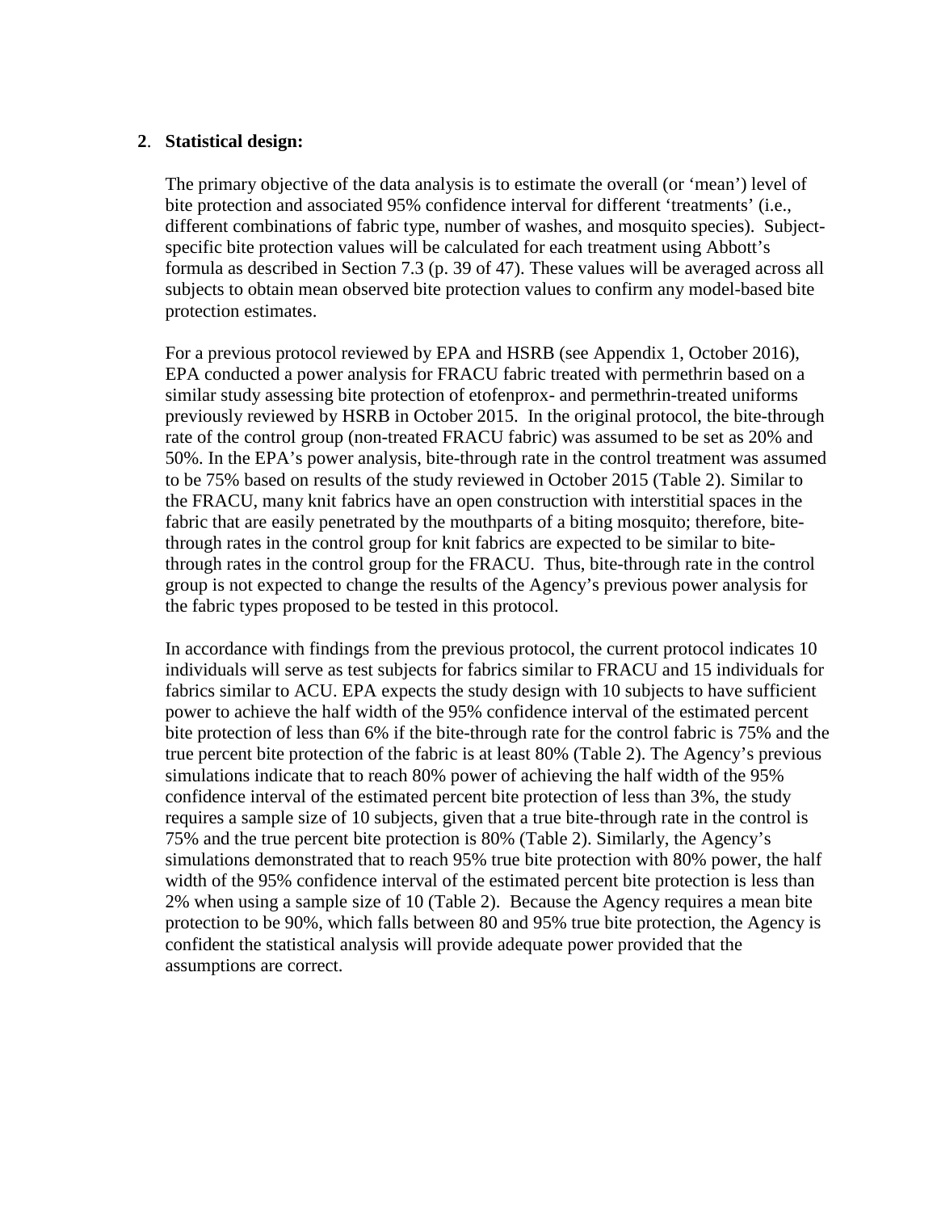**2**. **Statistical design:**

The primary objective of the data analysis is to estimate the overall (or 'mean') level of bite protection and associated 95% confidence interval for different 'treatments' (i.e., different combinations of fabric type, number of washes, and mosquito species). Subject-specific bite protection values will be calculated for each treatment using Abbott's formula as described in Section 7.3 (p. 39 of 47). These values will be averaged across all subjects to obtain mean observed bite protection values to confirm any model-based bite protection estimates.

For a previous protocol reviewed by EPA and HSRB (see Appendix 1, October 2016), EPA conducted a power analysis for FRACU fabric treated with permethrin based on a similar study assessing bite protection of etofenprox- and permethrin-treated uniforms previously reviewed by HSRB in October 2015. In the original protocol, the bite-through rate of the control group (non-treated FRACU fabric) was assumed to be set as 20% and 50%. In the EPA's power analysis, bite-through rate in the control treatment was assumed to be 75% based on results of the study reviewed in October 2015 (Table 2). Similar to the FRACU, many knit fabrics have an open construction with interstitial spaces in the fabric that are easily penetrated by the mouthparts of a biting mosquito; therefore, bite-through rates in the control group for knit fabrics are expected to be similar to bite-through rates in the control group for the FRACU. Thus, bite-through rate in the control group is not expected to change the results of the Agency's previous power analysis for the fabric types proposed to be tested in this protocol.

In accordance with findings from the previous protocol, the current protocol indicates 10 individuals will serve as test subjects for fabrics similar to FRACU and 15 individuals for fabrics similar to ACU. EPA expects the study design with 10 subjects to have sufficient power to achieve the half width of the 95% confidence interval of the estimated percent bite protection of less than 6% if the bite-through rate for the control fabric is 75% and the true percent bite protection of the fabric is at least 80% (Table 2). The Agency's previous simulations indicate that to reach 80% power of achieving the half width of the 95% confidence interval of the estimated percent bite protection of less than 3%, the study requires a sample size of 10 subjects, given that a true bite-through rate in the control is 75% and the true percent bite protection is 80% (Table 2). Similarly, the Agency's simulations demonstrated that to reach 95% true bite protection with 80% power, the half width of the 95% confidence interval of the estimated percent bite protection is less than 2% when using a sample size of 10 (Table 2). Because the Agency requires a mean bite protection to be 90%, which falls between 80 and 95% true bite protection, the Agency is confident the statistical analysis will provide adequate power provided that the assumptions are correct.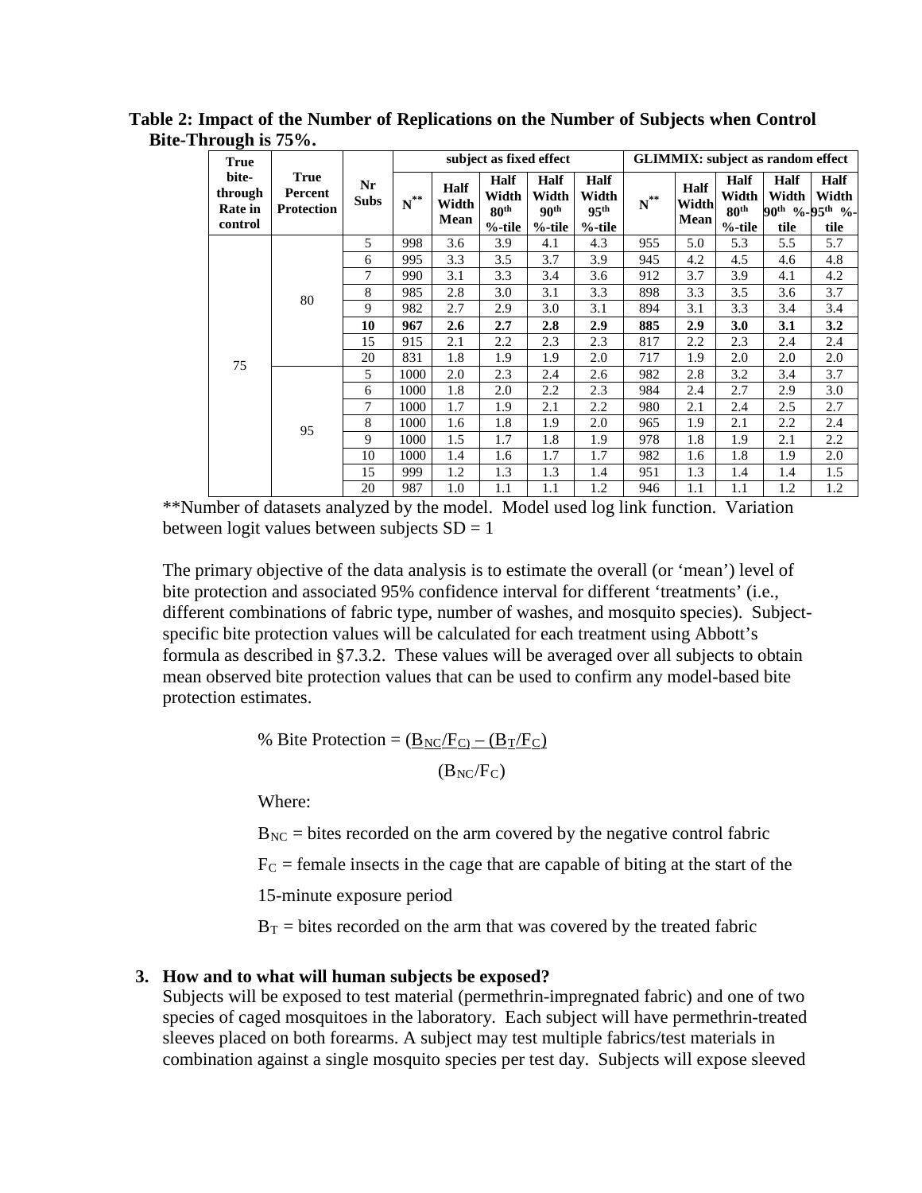**Table 2: Impact of the Number of Replications on the Number of Subjects when Control Bite-Through is 75%.**

| True bite-through Rate in control | True Percent Protection | Nr Subs | subject as fixed effect | | | | | GLIMMIX: subject as random effect | | | | |
|---|---|---|---|---|---|---|---|---|---|---|---|---|
| | | | N** | Half Width Mean | Half Width 80th %-tile | Half Width 90th %-tile | Half Width 95th %-tile | N** | Half Width Mean | Half Width 80th %-tile | Half Width 90th %-tile | Half Width 95th %-tile |
| 75 | 80 | 5 | 998 | 3.6 | 3.9 | 4.1 | 4.3 | 955 | 5.0 | 5.3 | 5.5 | 5.7 |
| | | 6 | 995 | 3.3 | 3.5 | 3.7 | 3.9 | 945 | 4.2 | 4.5 | 4.6 | 4.8 |
| | | 7 | 990 | 3.1 | 3.3 | 3.4 | 3.6 | 912 | 3.7 | 3.9 | 4.1 | 4.2 |
| | | 8 | 985 | 2.8 | 3.0 | 3.1 | 3.3 | 898 | 3.3 | 3.5 | 3.6 | 3.7 |
| | | 9 | 982 | 2.7 | 2.9 | 3.0 | 3.1 | 894 | 3.1 | 3.3 | 3.4 | 3.4 |
| | | **10** | **967** | **2.6** | **2.7** | **2.8** | **2.9** | **885** | **2.9** | **3.0** | **3.1** | **3.2** |
| | | 15 | 915 | 2.1 | 2.2 | 2.3 | 2.3 | 817 | 2.2 | 2.3 | 2.4 | 2.4 |
| | | 20 | 831 | 1.8 | 1.9 | 1.9 | 2.0 | 717 | 1.9 | 2.0 | 2.0 | 2.0 |
| | 95 | 5 | 1000 | 2.0 | 2.3 | 2.4 | 2.6 | 982 | 2.8 | 3.2 | 3.4 | 3.7 |
| | | 6 | 1000 | 1.8 | 2.0 | 2.2 | 2.3 | 984 | 2.4 | 2.7 | 2.9 | 3.0 |
| | | 7 | 1000 | 1.7 | 1.9 | 2.1 | 2.2 | 980 | 2.1 | 2.4 | 2.5 | 2.7 |
| | | 8 | 1000 | 1.6 | 1.8 | 1.9 | 2.0 | 965 | 1.9 | 2.1 | 2.2 | 2.4 |
| | | 9 | 1000 | 1.5 | 1.7 | 1.8 | 1.9 | 978 | 1.8 | 1.9 | 2.1 | 2.2 |
| | | 10 | 1000 | 1.4 | 1.6 | 1.7 | 1.7 | 982 | 1.6 | 1.8 | 1.9 | 2.0 |
| | | 15 | 999 | 1.2 | 1.3 | 1.3 | 1.4 | 951 | 1.3 | 1.4 | 1.4 | 1.5 |
| | | 20 | 987 | 1.0 | 1.1 | 1.1 | 1.2 | 946 | 1.1 | 1.1 | 1.2 | 1.2 |

**Number of datasets analyzed by the model. Model used log link function. Variation between logit values between subjects SD = 1

The primary objective of the data analysis is to estimate the overall (or 'mean') level of bite protection and associated 95% confidence interval for different 'treatments' (i.e., different combinations of fabric type, number of washes, and mosquito species). Subject-specific bite protection values will be calculated for each treatment using Abbott's formula as described in §7.3.2. These values will be averaged over all subjects to obtain mean observed bite protection values that can be used to confirm any model-based bite protection estimates.

$$\% \text{ Bite Protection} = \frac{(B_{NC}/F_C) - (B_T/F_C)}{(B_{NC}/F_C)}$$

Where:

$B_{NC}$ = bites recorded on the arm covered by the negative control fabric

$F_C$ = female insects in the cage that are capable of biting at the start of the 15-minute exposure period

$B_T$ = bites recorded on the arm that was covered by the treated fabric

**3. How and to what will human subjects be exposed?**

Subjects will be exposed to test material (permethrin-impregnated fabric) and one of two species of caged mosquitoes in the laboratory. Each subject will have permethrin-treated sleeves placed on both forearms. A subject may test multiple fabrics/test materials in combination against a single mosquito species per test day. Subjects will expose sleeved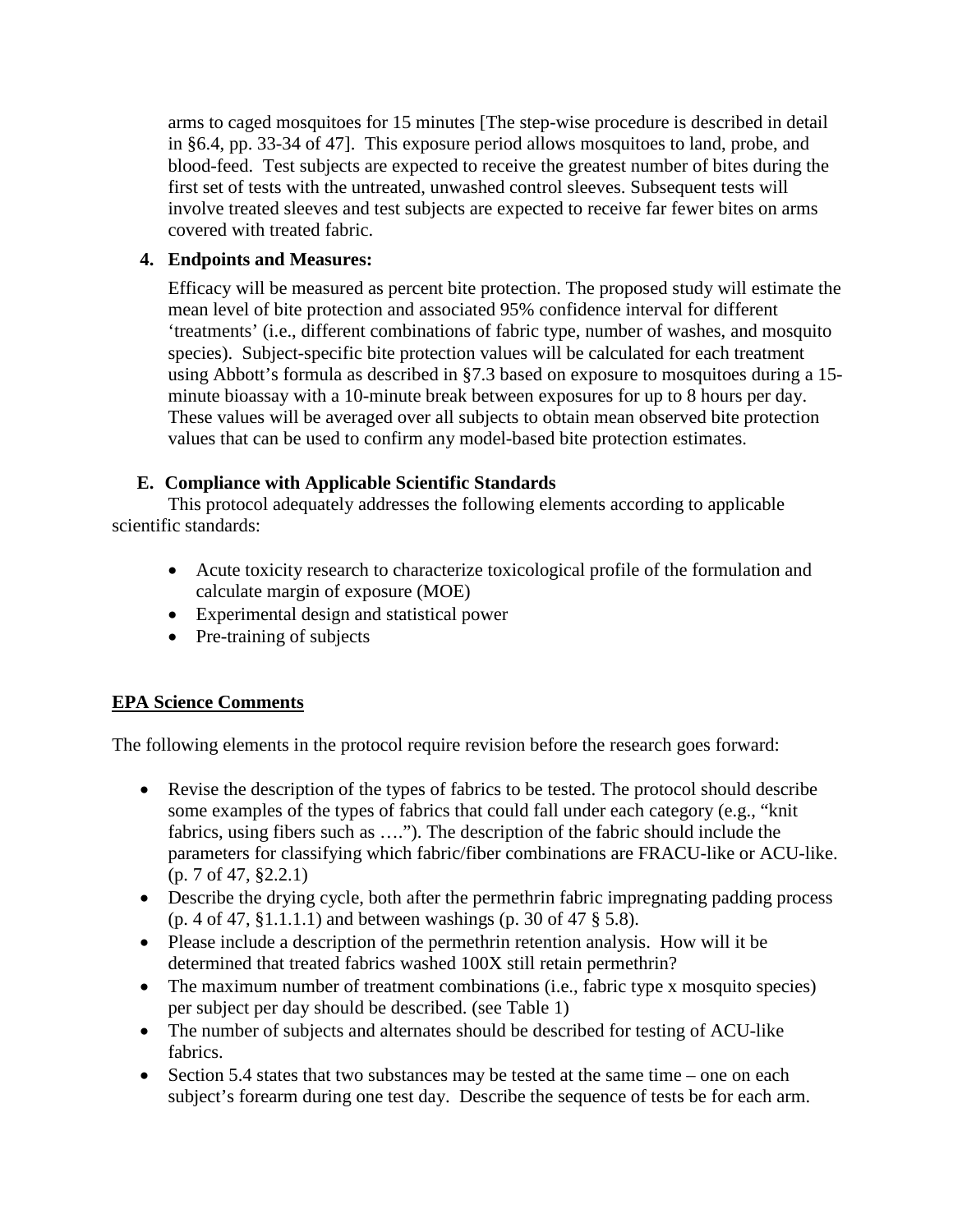arms to caged mosquitoes for 15 minutes [The step-wise procedure is described in detail in §6.4, pp. 33-34 of 47]. This exposure period allows mosquitoes to land, probe, and blood-feed. Test subjects are expected to receive the greatest number of bites during the first set of tests with the untreated, unwashed control sleeves. Subsequent tests will involve treated sleeves and test subjects are expected to receive far fewer bites on arms covered with treated fabric.

**4. Endpoints and Measures:**

Efficacy will be measured as percent bite protection. The proposed study will estimate the mean level of bite protection and associated 95% confidence interval for different 'treatments' (i.e., different combinations of fabric type, number of washes, and mosquito species). Subject-specific bite protection values will be calculated for each treatment using Abbott's formula as described in §7.3 based on exposure to mosquitoes during a 15-minute bioassay with a 10-minute break between exposures for up to 8 hours per day. These values will be averaged over all subjects to obtain mean observed bite protection values that can be used to confirm any model-based bite protection estimates.

### E. Compliance with Applicable Scientific Standards

This protocol adequately addresses the following elements according to applicable scientific standards:

- Acute toxicity research to characterize toxicological profile of the formulation and calculate margin of exposure (MOE)
- Experimental design and statistical power
- Pre-training of subjects

## EPA Science Comments

The following elements in the protocol require revision before the research goes forward:

- Revise the description of the types of fabrics to be tested. The protocol should describe some examples of the types of fabrics that could fall under each category (e.g., "knit fabrics, using fibers such as …."). The description of the fabric should include the parameters for classifying which fabric/fiber combinations are FRACU-like or ACU-like. (p. 7 of 47, §2.2.1)
- Describe the drying cycle, both after the permethrin fabric impregnating padding process (p. 4 of 47, §1.1.1.1) and between washings (p. 30 of 47 § 5.8).
- Please include a description of the permethrin retention analysis. How will it be determined that treated fabrics washed 100X still retain permethrin?
- The maximum number of treatment combinations (i.e., fabric type x mosquito species) per subject per day should be described. (see Table 1)
- The number of subjects and alternates should be described for testing of ACU-like fabrics.
- Section 5.4 states that two substances may be tested at the same time – one on each subject's forearm during one test day. Describe the sequence of tests be for each arm.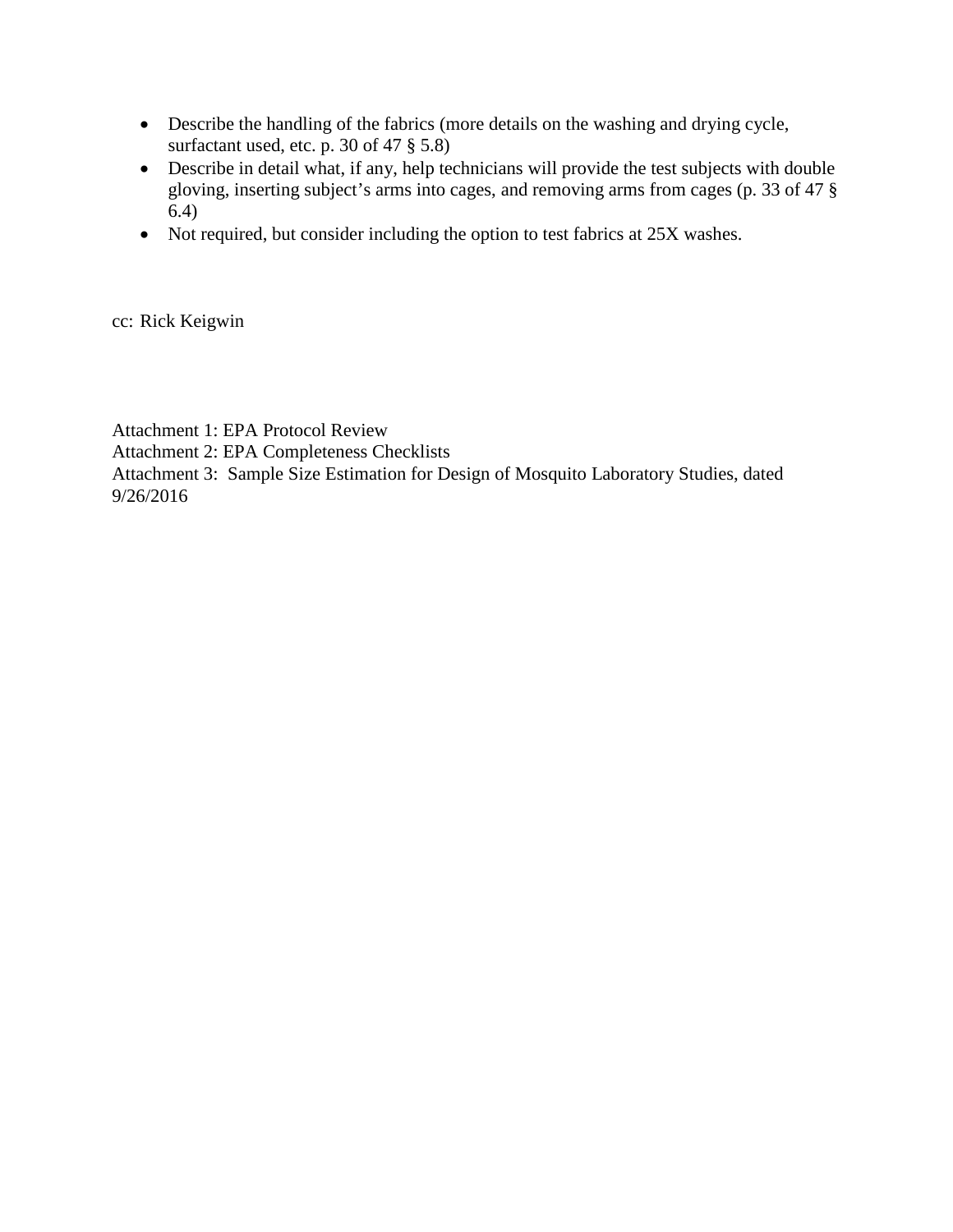- Describe the handling of the fabrics (more details on the washing and drying cycle, surfactant used, etc. p. 30 of 47 § 5.8)
- Describe in detail what, if any, help technicians will provide the test subjects with double gloving, inserting subject's arms into cages, and removing arms from cages (p. 33 of 47 § 6.4)
- Not required, but consider including the option to test fabrics at 25X washes.

cc: Rick Keigwin

Attachment 1: EPA Protocol Review
Attachment 2: EPA Completeness Checklists
Attachment 3: Sample Size Estimation for Design of Mosquito Laboratory Studies, dated 9/26/2016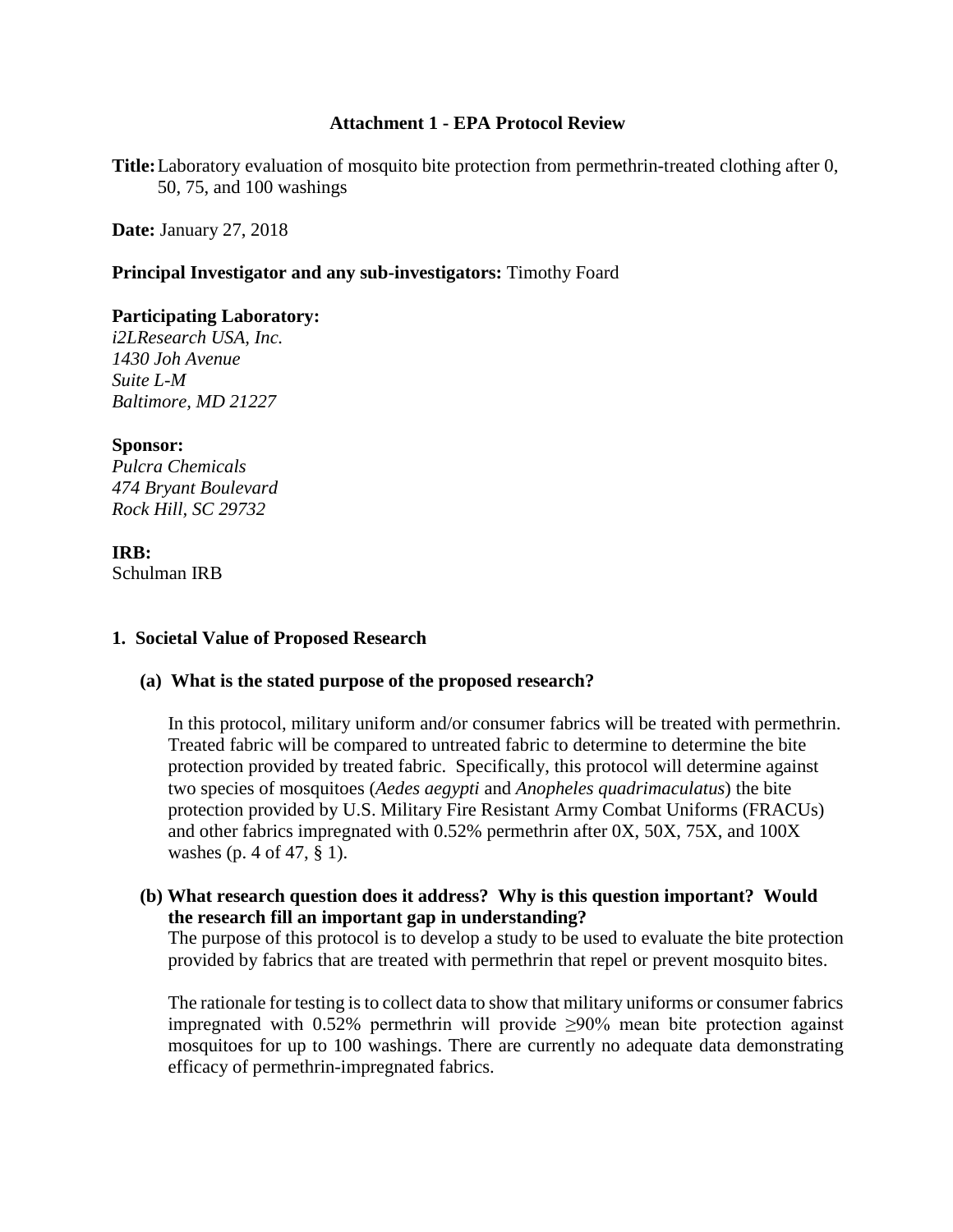**Attachment 1 - EPA Protocol Review**

**Title:** Laboratory evaluation of mosquito bite protection from permethrin-treated clothing after 0, 50, 75, and 100 washings

**Date:** January 27, 2018

**Principal Investigator and any sub-investigators:** Timothy Foard

**Participating Laboratory:**
*i2LResearch USA, Inc.*
*1430 Joh Avenue*
*Suite L-M*
*Baltimore, MD 21227*

**Sponsor:**
*Pulcra Chemicals*
*474 Bryant Boulevard*
*Rock Hill, SC 29732*

**IRB:**
Schulman IRB

## 1. Societal Value of Proposed Research

### (a) What is the stated purpose of the proposed research?

In this protocol, military uniform and/or consumer fabrics will be treated with permethrin. Treated fabric will be compared to untreated fabric to determine to determine the bite protection provided by treated fabric. Specifically, this protocol will determine against two species of mosquitoes (*Aedes aegypti* and *Anopheles quadrimaculatus*) the bite protection provided by U.S. Military Fire Resistant Army Combat Uniforms (FRACUs) and other fabrics impregnated with 0.52% permethrin after 0X, 50X, 75X, and 100X washes (p. 4 of 47, § 1).

### (b) What research question does it address? Why is this question important? Would the research fill an important gap in understanding?

The purpose of this protocol is to develop a study to be used to evaluate the bite protection provided by fabrics that are treated with permethrin that repel or prevent mosquito bites.

The rationale for testing is to collect data to show that military uniforms or consumer fabrics impregnated with 0.52% permethrin will provide ≥90% mean bite protection against mosquitoes for up to 100 washings. There are currently no adequate data demonstrating efficacy of permethrin-impregnated fabrics.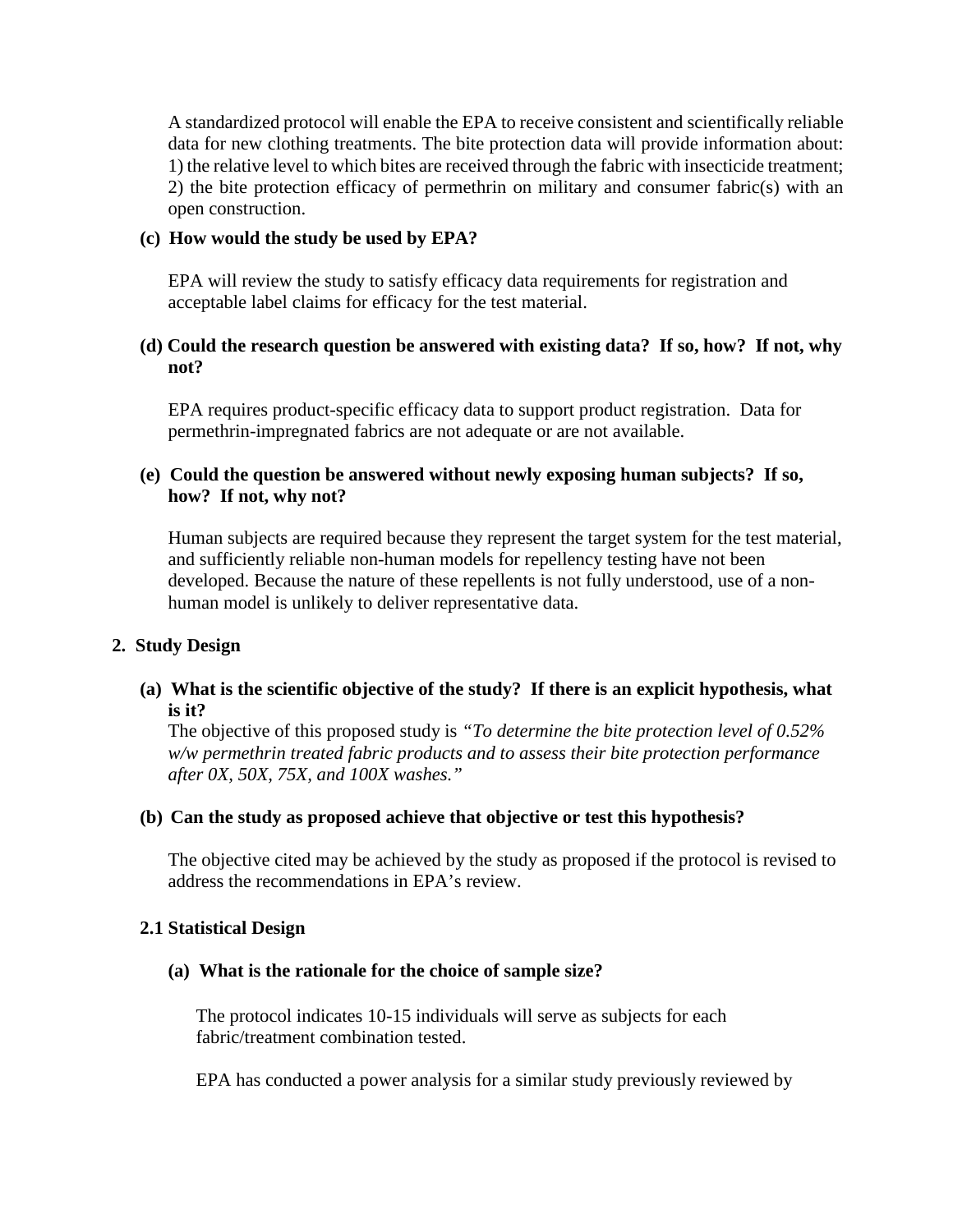A standardized protocol will enable the EPA to receive consistent and scientifically reliable data for new clothing treatments. The bite protection data will provide information about: 1) the relative level to which bites are received through the fabric with insecticide treatment; 2) the bite protection efficacy of permethrin on military and consumer fabric(s) with an open construction.

**(c) How would the study be used by EPA?**

EPA will review the study to satisfy efficacy data requirements for registration and acceptable label claims for efficacy for the test material.

**(d) Could the research question be answered with existing data? If so, how? If not, why not?**

EPA requires product-specific efficacy data to support product registration. Data for permethrin-impregnated fabrics are not adequate or are not available.

**(e) Could the question be answered without newly exposing human subjects? If so, how? If not, why not?**

Human subjects are required because they represent the target system for the test material, and sufficiently reliable non-human models for repellency testing have not been developed. Because the nature of these repellents is not fully understood, use of a non-human model is unlikely to deliver representative data.

## 2. Study Design

**(a) What is the scientific objective of the study? If there is an explicit hypothesis, what is it?**

The objective of this proposed study is *"To determine the bite protection level of 0.52% w/w permethrin treated fabric products and to assess their bite protection performance after 0X, 50X, 75X, and 100X washes."*

**(b) Can the study as proposed achieve that objective or test this hypothesis?**

The objective cited may be achieved by the study as proposed if the protocol is revised to address the recommendations in EPA's review.

### 2.1 Statistical Design

**(a) What is the rationale for the choice of sample size?**

The protocol indicates 10-15 individuals will serve as subjects for each fabric/treatment combination tested.

EPA has conducted a power analysis for a similar study previously reviewed by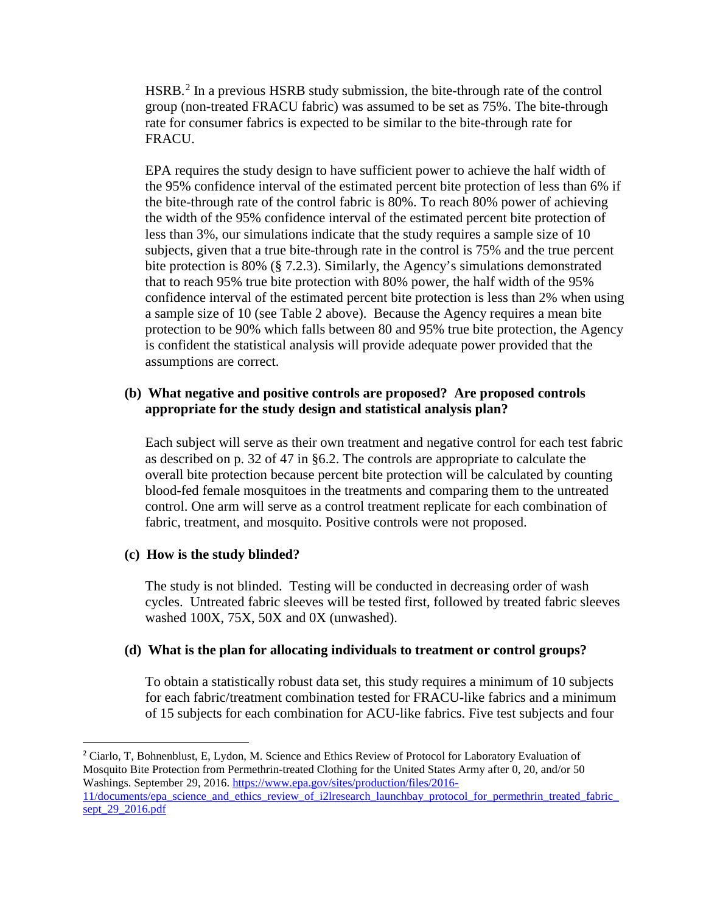HSRB.[2] In a previous HSRB study submission, the bite-through rate of the control group (non-treated FRACU fabric) was assumed to be set as 75%. The bite-through rate for consumer fabrics is expected to be similar to the bite-through rate for FRACU.

EPA requires the study design to have sufficient power to achieve the half width of the 95% confidence interval of the estimated percent bite protection of less than 6% if the bite-through rate of the control fabric is 80%. To reach 80% power of achieving the width of the 95% confidence interval of the estimated percent bite protection of less than 3%, our simulations indicate that the study requires a sample size of 10 subjects, given that a true bite-through rate in the control is 75% and the true percent bite protection is 80% (§ 7.2.3). Similarly, the Agency's simulations demonstrated that to reach 95% true bite protection with 80% power, the half width of the 95% confidence interval of the estimated percent bite protection is less than 2% when using a sample size of 10 (see Table 2 above). Because the Agency requires a mean bite protection to be 90% which falls between 80 and 95% true bite protection, the Agency is confident the statistical analysis will provide adequate power provided that the assumptions are correct.

**(b) What negative and positive controls are proposed? Are proposed controls appropriate for the study design and statistical analysis plan?**

Each subject will serve as their own treatment and negative control for each test fabric as described on p. 32 of 47 in §6.2. The controls are appropriate to calculate the overall bite protection because percent bite protection will be calculated by counting blood-fed female mosquitoes in the treatments and comparing them to the untreated control. One arm will serve as a control treatment replicate for each combination of fabric, treatment, and mosquito. Positive controls were not proposed.

**(c) How is the study blinded?**

The study is not blinded. Testing will be conducted in decreasing order of wash cycles. Untreated fabric sleeves will be tested first, followed by treated fabric sleeves washed 100X, 75X, 50X and 0X (unwashed).

**(d) What is the plan for allocating individuals to treatment or control groups?**

To obtain a statistically robust data set, this study requires a minimum of 10 subjects for each fabric/treatment combination tested for FRACU-like fabrics and a minimum of 15 subjects for each combination for ACU-like fabrics. Five test subjects and four

---

[2] Ciarlo, T, Bohnenblust, E, Lydon, M. Science and Ethics Review of Protocol for Laboratory Evaluation of Mosquito Bite Protection from Permethrin-treated Clothing for the United States Army after 0, 20, and/or 50 Washings. September 29, 2016. https://www.epa.gov/sites/production/files/2016-11/documents/epa_science_and_ethics_review_of_i2lresearch_launchbay_protocol_for_permethrin_treated_fabric_sept_29_2016.pdf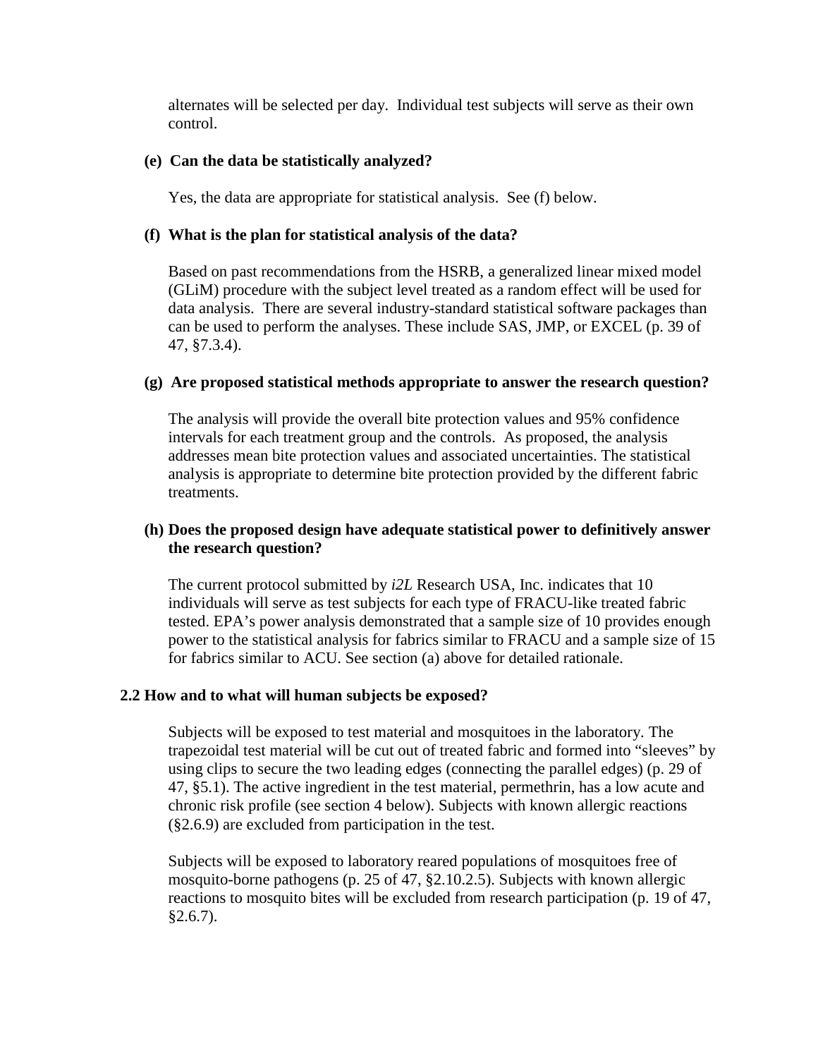alternates will be selected per day. Individual test subjects will serve as their own control.

**(e) Can the data be statistically analyzed?**

Yes, the data are appropriate for statistical analysis. See (f) below.

**(f) What is the plan for statistical analysis of the data?**

Based on past recommendations from the HSRB, a generalized linear mixed model (GLiM) procedure with the subject level treated as a random effect will be used for data analysis. There are several industry-standard statistical software packages than can be used to perform the analyses. These include SAS, JMP, or EXCEL (p. 39 of 47, §7.3.4).

**(g) Are proposed statistical methods appropriate to answer the research question?**

The analysis will provide the overall bite protection values and 95% confidence intervals for each treatment group and the controls. As proposed, the analysis addresses mean bite protection values and associated uncertainties. The statistical analysis is appropriate to determine bite protection provided by the different fabric treatments.

**(h) Does the proposed design have adequate statistical power to definitively answer the research question?**

The current protocol submitted by *i2L* Research USA, Inc. indicates that 10 individuals will serve as test subjects for each type of FRACU-like treated fabric tested. EPA's power analysis demonstrated that a sample size of 10 provides enough power to the statistical analysis for fabrics similar to FRACU and a sample size of 15 for fabrics similar to ACU. See section (a) above for detailed rationale.

### 2.2 How and to what will human subjects be exposed?

Subjects will be exposed to test material and mosquitoes in the laboratory. The trapezoidal test material will be cut out of treated fabric and formed into "sleeves" by using clips to secure the two leading edges (connecting the parallel edges) (p. 29 of 47, §5.1). The active ingredient in the test material, permethrin, has a low acute and chronic risk profile (see section 4 below). Subjects with known allergic reactions (§2.6.9) are excluded from participation in the test.

Subjects will be exposed to laboratory reared populations of mosquitoes free of mosquito-borne pathogens (p. 25 of 47, §2.10.2.5). Subjects with known allergic reactions to mosquito bites will be excluded from research participation (p. 19 of 47, §2.6.7).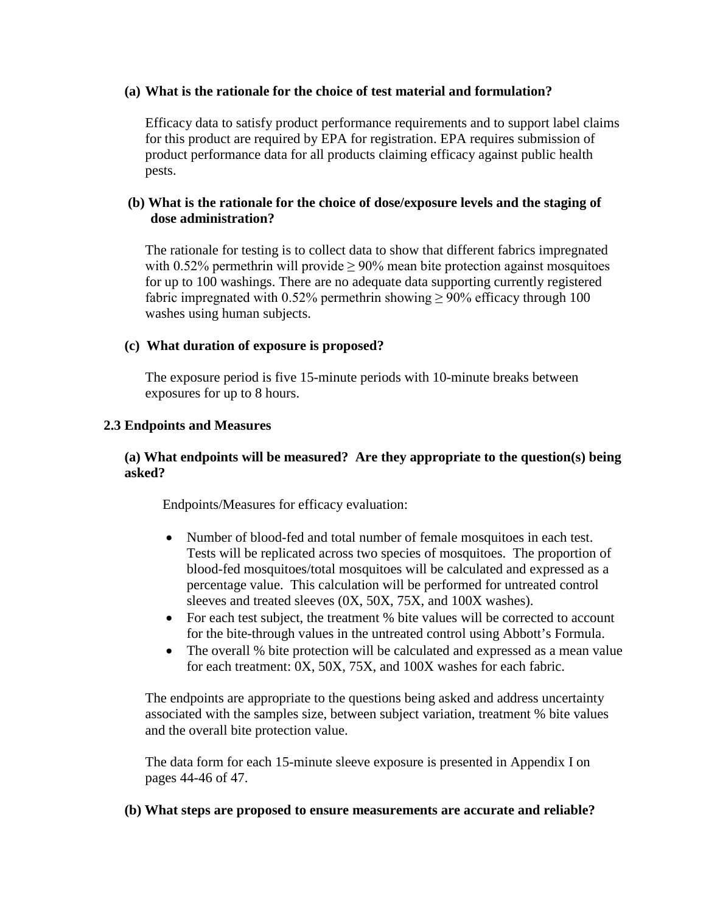**(a) What is the rationale for the choice of test material and formulation?**

Efficacy data to satisfy product performance requirements and to support label claims for this product are required by EPA for registration. EPA requires submission of product performance data for all products claiming efficacy against public health pests.

**(b) What is the rationale for the choice of dose/exposure levels and the staging of dose administration?**

The rationale for testing is to collect data to show that different fabrics impregnated with 0.52% permethrin will provide ≥ 90% mean bite protection against mosquitoes for up to 100 washings. There are no adequate data supporting currently registered fabric impregnated with 0.52% permethrin showing ≥ 90% efficacy through 100 washes using human subjects.

**(c) What duration of exposure is proposed?**

The exposure period is five 15-minute periods with 10-minute breaks between exposures for up to 8 hours.

### 2.3 Endpoints and Measures

**(a) What endpoints will be measured? Are they appropriate to the question(s) being asked?**

Endpoints/Measures for efficacy evaluation:

- Number of blood-fed and total number of female mosquitoes in each test. Tests will be replicated across two species of mosquitoes. The proportion of blood-fed mosquitoes/total mosquitoes will be calculated and expressed as a percentage value. This calculation will be performed for untreated control sleeves and treated sleeves (0X, 50X, 75X, and 100X washes).
- For each test subject, the treatment % bite values will be corrected to account for the bite-through values in the untreated control using Abbott's Formula.
- The overall % bite protection will be calculated and expressed as a mean value for each treatment: 0X, 50X, 75X, and 100X washes for each fabric.

The endpoints are appropriate to the questions being asked and address uncertainty associated with the samples size, between subject variation, treatment % bite values and the overall bite protection value.

The data form for each 15-minute sleeve exposure is presented in Appendix I on pages 44-46 of 47.

**(b) What steps are proposed to ensure measurements are accurate and reliable?**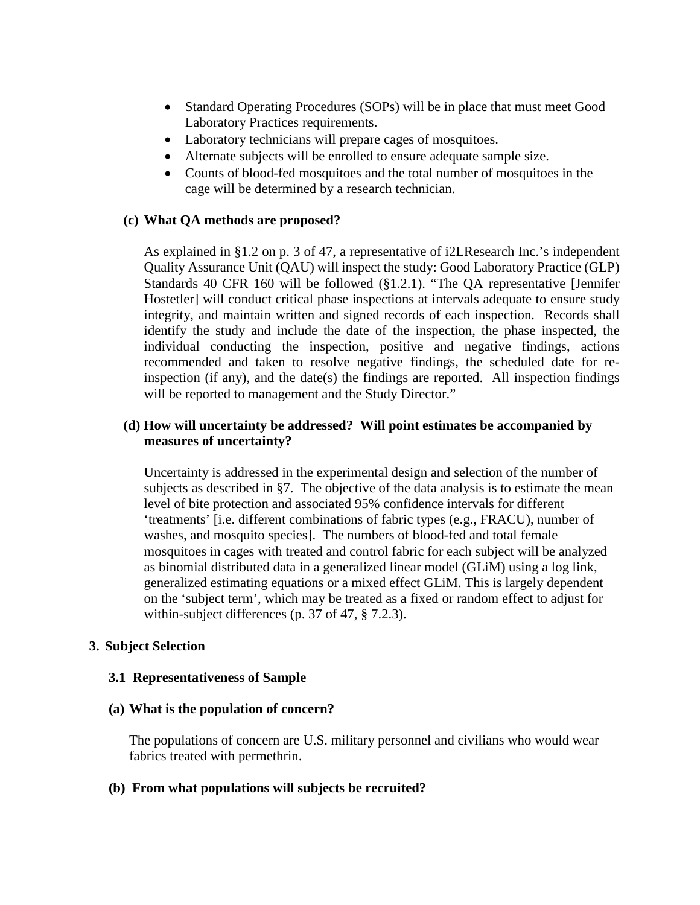- Standard Operating Procedures (SOPs) will be in place that must meet Good Laboratory Practices requirements.
- Laboratory technicians will prepare cages of mosquitoes.
- Alternate subjects will be enrolled to ensure adequate sample size.
- Counts of blood-fed mosquitoes and the total number of mosquitoes in the cage will be determined by a research technician.

**(c) What QA methods are proposed?**

As explained in §1.2 on p. 3 of 47, a representative of i2LResearch Inc.'s independent Quality Assurance Unit (QAU) will inspect the study: Good Laboratory Practice (GLP) Standards 40 CFR 160 will be followed (§1.2.1). "The QA representative [Jennifer Hostetler] will conduct critical phase inspections at intervals adequate to ensure study integrity, and maintain written and signed records of each inspection. Records shall identify the study and include the date of the inspection, the phase inspected, the individual conducting the inspection, positive and negative findings, actions recommended and taken to resolve negative findings, the scheduled date for re-inspection (if any), and the date(s) the findings are reported. All inspection findings will be reported to management and the Study Director."

**(d) How will uncertainty be addressed? Will point estimates be accompanied by measures of uncertainty?**

Uncertainty is addressed in the experimental design and selection of the number of subjects as described in §7. The objective of the data analysis is to estimate the mean level of bite protection and associated 95% confidence intervals for different 'treatments' [i.e. different combinations of fabric types (e.g., FRACU), number of washes, and mosquito species]. The numbers of blood-fed and total female mosquitoes in cages with treated and control fabric for each subject will be analyzed as binomial distributed data in a generalized linear model (GLiM) using a log link, generalized estimating equations or a mixed effect GLiM. This is largely dependent on the 'subject term', which may be treated as a fixed or random effect to adjust for within-subject differences (p. 37 of 47, § 7.2.3).

## 3. Subject Selection

### 3.1 Representativeness of Sample

**(a) What is the population of concern?**

The populations of concern are U.S. military personnel and civilians who would wear fabrics treated with permethrin.

**(b) From what populations will subjects be recruited?**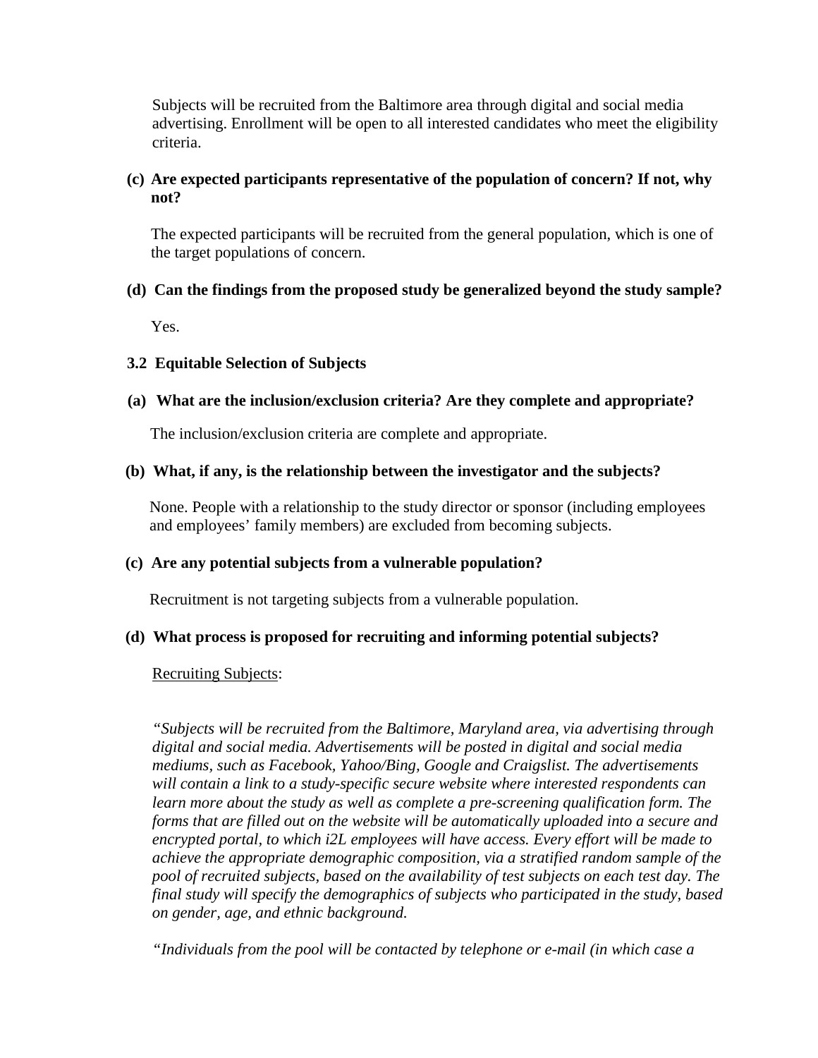Subjects will be recruited from the Baltimore area through digital and social media advertising. Enrollment will be open to all interested candidates who meet the eligibility criteria.

**(c) Are expected participants representative of the population of concern? If not, why not?**

The expected participants will be recruited from the general population, which is one of the target populations of concern.

**(d) Can the findings from the proposed study be generalized beyond the study sample?**

Yes.

**3.2 Equitable Selection of Subjects**

**(a) What are the inclusion/exclusion criteria? Are they complete and appropriate?**

The inclusion/exclusion criteria are complete and appropriate.

**(b) What, if any, is the relationship between the investigator and the subjects?**

None. People with a relationship to the study director or sponsor (including employees and employees' family members) are excluded from becoming subjects.

**(c) Are any potential subjects from a vulnerable population?**

Recruitment is not targeting subjects from a vulnerable population.

**(d) What process is proposed for recruiting and informing potential subjects?**

Recruiting Subjects:

*"Subjects will be recruited from the Baltimore, Maryland area, via advertising through digital and social media. Advertisements will be posted in digital and social media mediums, such as Facebook, Yahoo/Bing, Google and Craigslist. The advertisements will contain a link to a study-specific secure website where interested respondents can learn more about the study as well as complete a pre-screening qualification form. The forms that are filled out on the website will be automatically uploaded into a secure and encrypted portal, to which i2L employees will have access. Every effort will be made to achieve the appropriate demographic composition, via a stratified random sample of the pool of recruited subjects, based on the availability of test subjects on each test day. The final study will specify the demographics of subjects who participated in the study, based on gender, age, and ethnic background.*

*"Individuals from the pool will be contacted by telephone or e-mail (in which case a*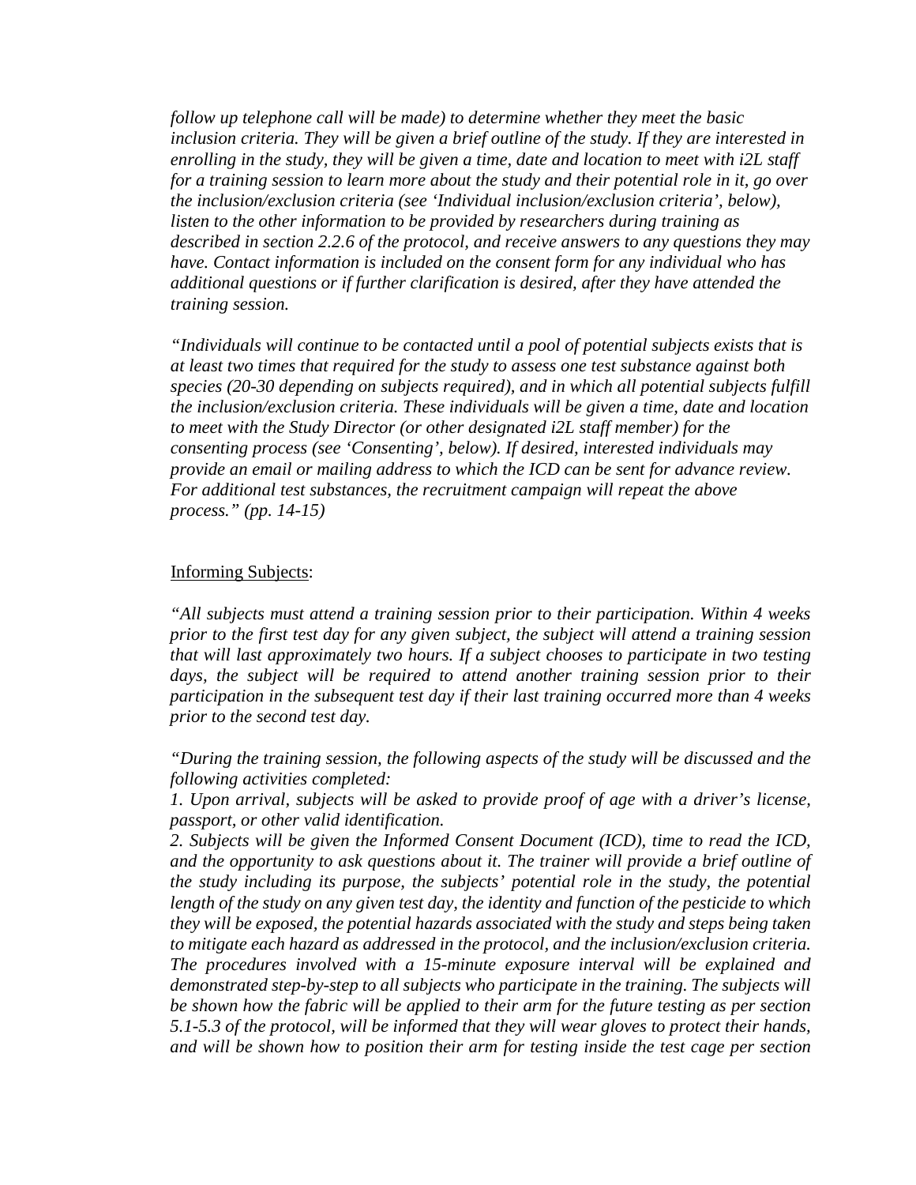*follow up telephone call will be made) to determine whether they meet the basic inclusion criteria. They will be given a brief outline of the study. If they are interested in enrolling in the study, they will be given a time, date and location to meet with i2L staff for a training session to learn more about the study and their potential role in it, go over the inclusion/exclusion criteria (see 'Individual inclusion/exclusion criteria', below), listen to the other information to be provided by researchers during training as described in section 2.2.6 of the protocol, and receive answers to any questions they may have. Contact information is included on the consent form for any individual who has additional questions or if further clarification is desired, after they have attended the training session.*

*"Individuals will continue to be contacted until a pool of potential subjects exists that is at least two times that required for the study to assess one test substance against both species (20-30 depending on subjects required), and in which all potential subjects fulfill the inclusion/exclusion criteria. These individuals will be given a time, date and location to meet with the Study Director (or other designated i2L staff member) for the consenting process (see 'Consenting', below). If desired, interested individuals may provide an email or mailing address to which the ICD can be sent for advance review. For additional test substances, the recruitment campaign will repeat the above process." (pp. 14-15)*

<u>Informing Subjects</u>:

*"All subjects must attend a training session prior to their participation. Within 4 weeks prior to the first test day for any given subject, the subject will attend a training session that will last approximately two hours. If a subject chooses to participate in two testing days, the subject will be required to attend another training session prior to their participation in the subsequent test day if their last training occurred more than 4 weeks prior to the second test day.*

*"During the training session, the following aspects of the study will be discussed and the following activities completed:*

*1. Upon arrival, subjects will be asked to provide proof of age with a driver's license, passport, or other valid identification.*

*2. Subjects will be given the Informed Consent Document (ICD), time to read the ICD, and the opportunity to ask questions about it. The trainer will provide a brief outline of the study including its purpose, the subjects' potential role in the study, the potential length of the study on any given test day, the identity and function of the pesticide to which they will be exposed, the potential hazards associated with the study and steps being taken to mitigate each hazard as addressed in the protocol, and the inclusion/exclusion criteria. The procedures involved with a 15-minute exposure interval will be explained and demonstrated step-by-step to all subjects who participate in the training. The subjects will be shown how the fabric will be applied to their arm for the future testing as per section 5.1-5.3 of the protocol, will be informed that they will wear gloves to protect their hands, and will be shown how to position their arm for testing inside the test cage per section*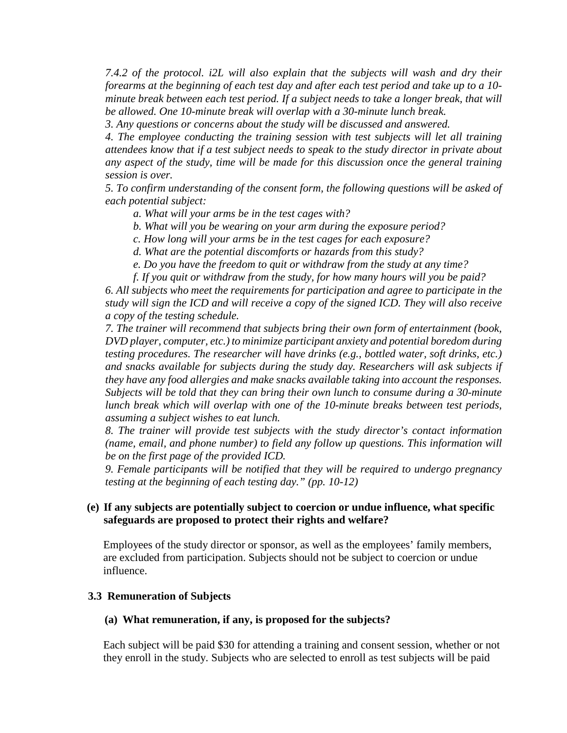*7.4.2 of the protocol. i2L will also explain that the subjects will wash and dry their forearms at the beginning of each test day and after each test period and take up to a 10-minute break between each test period. If a subject needs to take a longer break, that will be allowed. One 10-minute break will overlap with a 30-minute lunch break.*

*3. Any questions or concerns about the study will be discussed and answered.*

*4. The employee conducting the training session with test subjects will let all training attendees know that if a test subject needs to speak to the study director in private about any aspect of the study, time will be made for this discussion once the general training session is over.*

*5. To confirm understanding of the consent form, the following questions will be asked of each potential subject:*

*a. What will your arms be in the test cages with?*

*b. What will you be wearing on your arm during the exposure period?*

*c. How long will your arms be in the test cages for each exposure?*

*d. What are the potential discomforts or hazards from this study?*

*e. Do you have the freedom to quit or withdraw from the study at any time?*

*f. If you quit or withdraw from the study, for how many hours will you be paid?*

*6. All subjects who meet the requirements for participation and agree to participate in the study will sign the ICD and will receive a copy of the signed ICD. They will also receive a copy of the testing schedule.*

*7. The trainer will recommend that subjects bring their own form of entertainment (book, DVD player, computer, etc.) to minimize participant anxiety and potential boredom during testing procedures. The researcher will have drinks (e.g., bottled water, soft drinks, etc.) and snacks available for subjects during the study day. Researchers will ask subjects if they have any food allergies and make snacks available taking into account the responses. Subjects will be told that they can bring their own lunch to consume during a 30-minute lunch break which will overlap with one of the 10-minute breaks between test periods, assuming a subject wishes to eat lunch.*

*8. The trainer will provide test subjects with the study director's contact information (name, email, and phone number) to field any follow up questions. This information will be on the first page of the provided ICD.*

*9. Female participants will be notified that they will be required to undergo pregnancy testing at the beginning of each testing day." (pp. 10-12)*

**(e) If any subjects are potentially subject to coercion or undue influence, what specific safeguards are proposed to protect their rights and welfare?**

Employees of the study director or sponsor, as well as the employees' family members, are excluded from participation. Subjects should not be subject to coercion or undue influence.

### 3.3 Remuneration of Subjects

**(a) What remuneration, if any, is proposed for the subjects?**

Each subject will be paid $30 for attending a training and consent session, whether or not they enroll in the study. Subjects who are selected to enroll as test subjects will be paid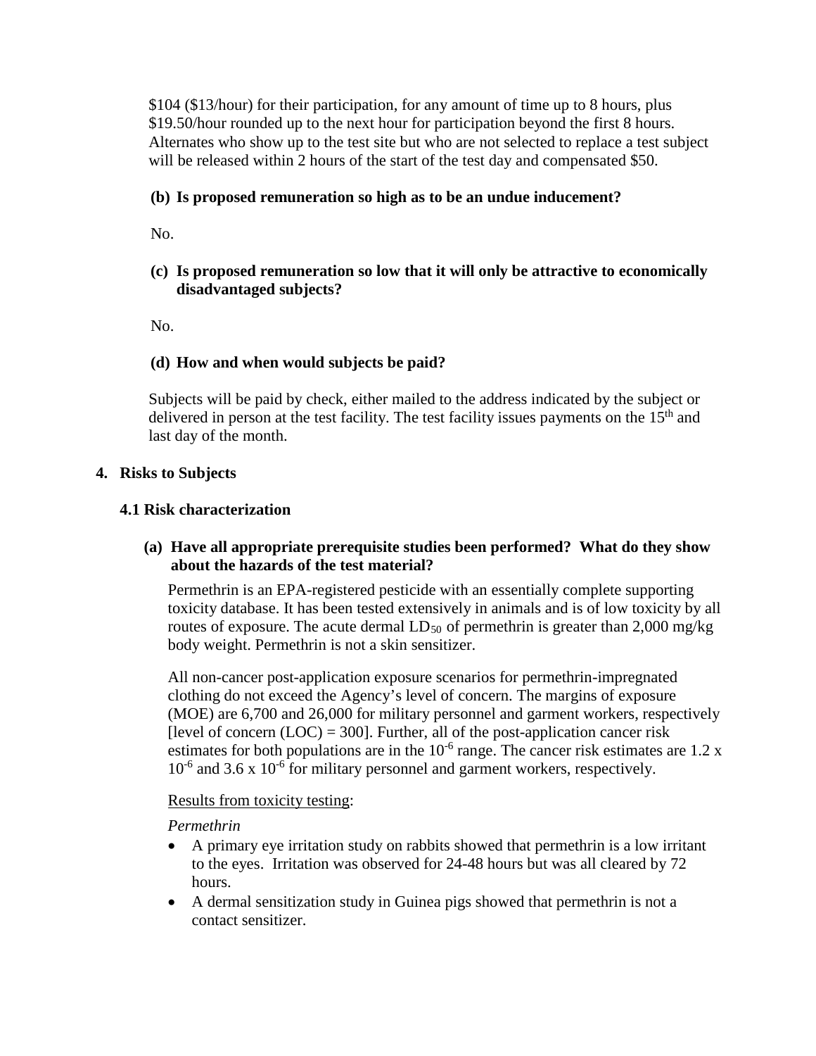$104 ($13/hour) for their participation, for any amount of time up to 8 hours, plus $19.50/hour rounded up to the next hour for participation beyond the first 8 hours. Alternates who show up to the test site but who are not selected to replace a test subject will be released within 2 hours of the start of the test day and compensated $50.

**(b) Is proposed remuneration so high as to be an undue inducement?**

No.

**(c) Is proposed remuneration so low that it will only be attractive to economically disadvantaged subjects?**

No.

**(d) How and when would subjects be paid?**

Subjects will be paid by check, either mailed to the address indicated by the subject or delivered in person at the test facility. The test facility issues payments on the 15th and last day of the month.

## 4. Risks to Subjects

### 4.1 Risk characterization

**(a) Have all appropriate prerequisite studies been performed? What do they show about the hazards of the test material?**

Permethrin is an EPA-registered pesticide with an essentially complete supporting toxicity database. It has been tested extensively in animals and is of low toxicity by all routes of exposure. The acute dermal $LD_{50}$ of permethrin is greater than 2,000 mg/kg body weight. Permethrin is not a skin sensitizer.

All non-cancer post-application exposure scenarios for permethrin-impregnated clothing do not exceed the Agency's level of concern. The margins of exposure (MOE) are 6,700 and 26,000 for military personnel and garment workers, respectively [level of concern (LOC) = 300]. Further, all of the post-application cancer risk estimates for both populations are in the $10^{-6}$ range. The cancer risk estimates are $1.2 \times 10^{-6}$ and $3.6 \times 10^{-6}$ for military personnel and garment workers, respectively.

Results from toxicity testing:

*Permethrin*

- A primary eye irritation study on rabbits showed that permethrin is a low irritant to the eyes. Irritation was observed for 24-48 hours but was all cleared by 72 hours.
- A dermal sensitization study in Guinea pigs showed that permethrin is not a contact sensitizer.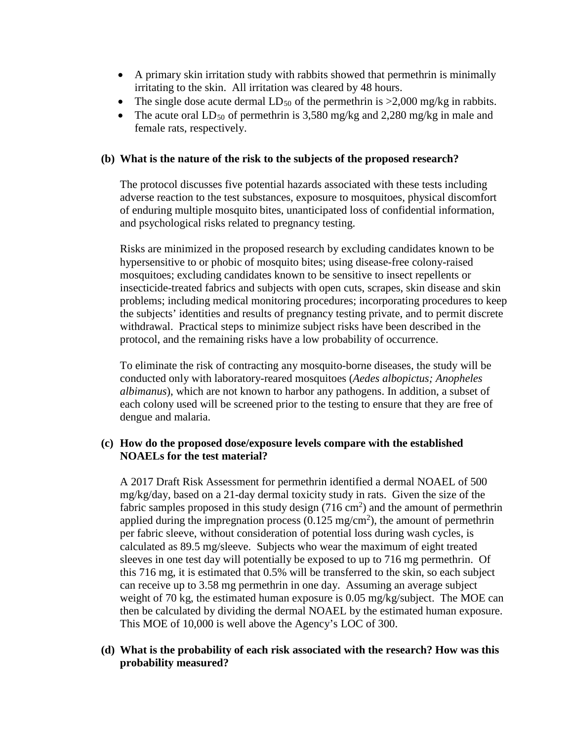- A primary skin irritation study with rabbits showed that permethrin is minimally irritating to the skin. All irritation was cleared by 48 hours.
- The single dose acute dermal $LD_{50}$ of the permethrin is >2,000 mg/kg in rabbits.
- The acute oral $LD_{50}$ of permethrin is 3,580 mg/kg and 2,280 mg/kg in male and female rats, respectively.

**(b) What is the nature of the risk to the subjects of the proposed research?**

The protocol discusses five potential hazards associated with these tests including adverse reaction to the test substances, exposure to mosquitoes, physical discomfort of enduring multiple mosquito bites, unanticipated loss of confidential information, and psychological risks related to pregnancy testing.

Risks are minimized in the proposed research by excluding candidates known to be hypersensitive to or phobic of mosquito bites; using disease-free colony-raised mosquitoes; excluding candidates known to be sensitive to insect repellents or insecticide-treated fabrics and subjects with open cuts, scrapes, skin disease and skin problems; including medical monitoring procedures; incorporating procedures to keep the subjects' identities and results of pregnancy testing private, and to permit discrete withdrawal. Practical steps to minimize subject risks have been described in the protocol, and the remaining risks have a low probability of occurrence.

To eliminate the risk of contracting any mosquito-borne diseases, the study will be conducted only with laboratory-reared mosquitoes (*Aedes albopictus; Anopheles albimanus*), which are not known to harbor any pathogens. In addition, a subset of each colony used will be screened prior to the testing to ensure that they are free of dengue and malaria.

**(c) How do the proposed dose/exposure levels compare with the established NOAELs for the test material?**

A 2017 Draft Risk Assessment for permethrin identified a dermal NOAEL of 500 mg/kg/day, based on a 21-day dermal toxicity study in rats. Given the size of the fabric samples proposed in this study design (716 $cm^2$) and the amount of permethrin applied during the impregnation process (0.125 $mg/cm^2$), the amount of permethrin per fabric sleeve, without consideration of potential loss during wash cycles, is calculated as 89.5 mg/sleeve. Subjects who wear the maximum of eight treated sleeves in one test day will potentially be exposed to up to 716 mg permethrin. Of this 716 mg, it is estimated that 0.5% will be transferred to the skin, so each subject can receive up to 3.58 mg permethrin in one day. Assuming an average subject weight of 70 kg, the estimated human exposure is 0.05 mg/kg/subject. The MOE can then be calculated by dividing the dermal NOAEL by the estimated human exposure. This MOE of 10,000 is well above the Agency's LOC of 300.

**(d) What is the probability of each risk associated with the research? How was this probability measured?**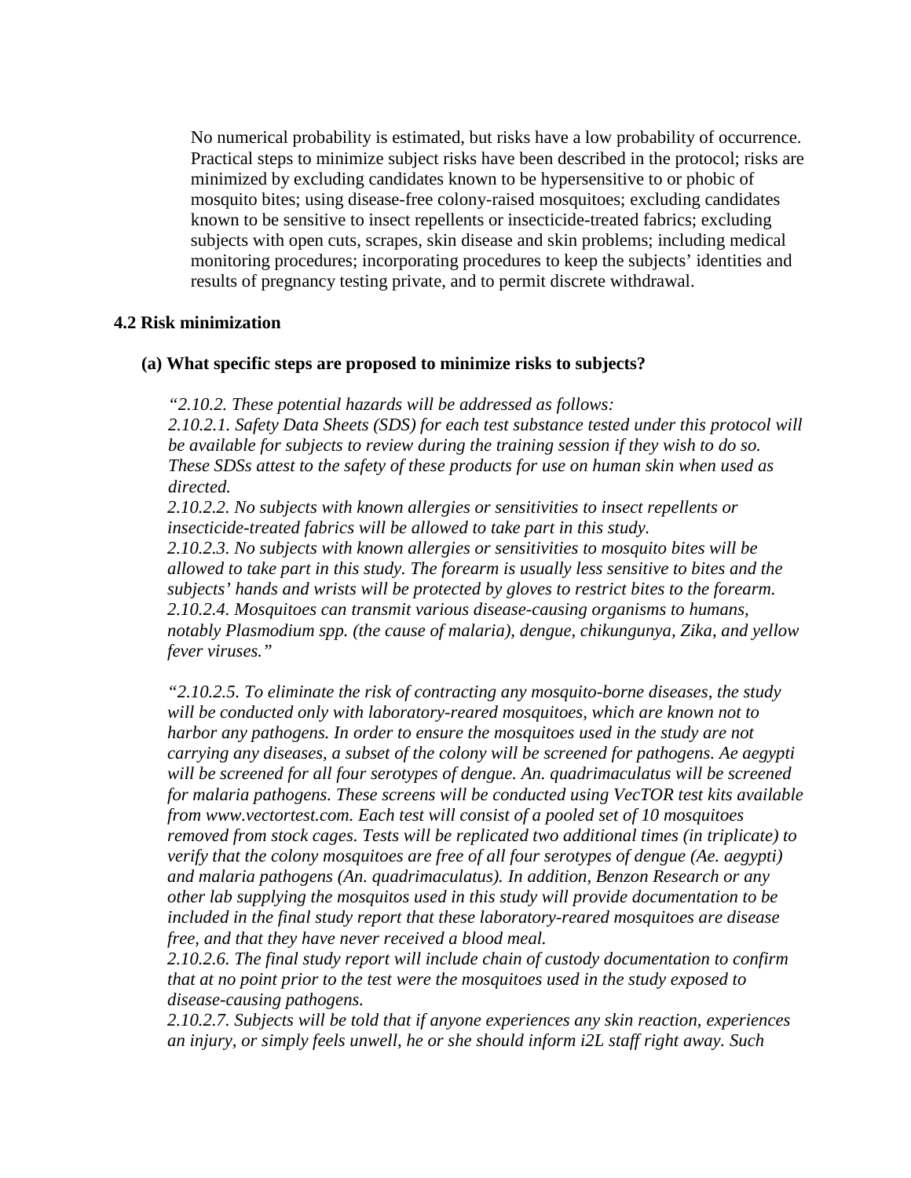No numerical probability is estimated, but risks have a low probability of occurrence. Practical steps to minimize subject risks have been described in the protocol; risks are minimized by excluding candidates known to be hypersensitive to or phobic of mosquito bites; using disease-free colony-raised mosquitoes; excluding candidates known to be sensitive to insect repellents or insecticide-treated fabrics; excluding subjects with open cuts, scrapes, skin disease and skin problems; including medical monitoring procedures; incorporating procedures to keep the subjects' identities and results of pregnancy testing private, and to permit discrete withdrawal.

### 4.2 Risk minimization

#### (a) What specific steps are proposed to minimize risks to subjects?

*"2.10.2. These potential hazards will be addressed as follows:*
*2.10.2.1. Safety Data Sheets (SDS) for each test substance tested under this protocol will be available for subjects to review during the training session if they wish to do so. These SDSs attest to the safety of these products for use on human skin when used as directed.*
*2.10.2.2. No subjects with known allergies or sensitivities to insect repellents or insecticide-treated fabrics will be allowed to take part in this study.*
*2.10.2.3. No subjects with known allergies or sensitivities to mosquito bites will be allowed to take part in this study. The forearm is usually less sensitive to bites and the subjects' hands and wrists will be protected by gloves to restrict bites to the forearm.*
*2.10.2.4. Mosquitoes can transmit various disease-causing organisms to humans, notably Plasmodium spp. (the cause of malaria), dengue, chikungunya, Zika, and yellow fever viruses."*

*"2.10.2.5. To eliminate the risk of contracting any mosquito-borne diseases, the study will be conducted only with laboratory-reared mosquitoes, which are known not to harbor any pathogens. In order to ensure the mosquitoes used in the study are not carrying any diseases, a subset of the colony will be screened for pathogens. Ae aegypti will be screened for all four serotypes of dengue. An. quadrimaculatus will be screened for malaria pathogens. These screens will be conducted using VecTOR test kits available from www.vectortest.com. Each test will consist of a pooled set of 10 mosquitoes removed from stock cages. Tests will be replicated two additional times (in triplicate) to verify that the colony mosquitoes are free of all four serotypes of dengue (Ae. aegypti) and malaria pathogens (An. quadrimaculatus). In addition, Benzon Research or any other lab supplying the mosquitos used in this study will provide documentation to be included in the final study report that these laboratory-reared mosquitoes are disease free, and that they have never received a blood meal.*
*2.10.2.6. The final study report will include chain of custody documentation to confirm that at no point prior to the test were the mosquitoes used in the study exposed to disease-causing pathogens.*
*2.10.2.7. Subjects will be told that if anyone experiences any skin reaction, experiences an injury, or simply feels unwell, he or she should inform i2L staff right away. Such*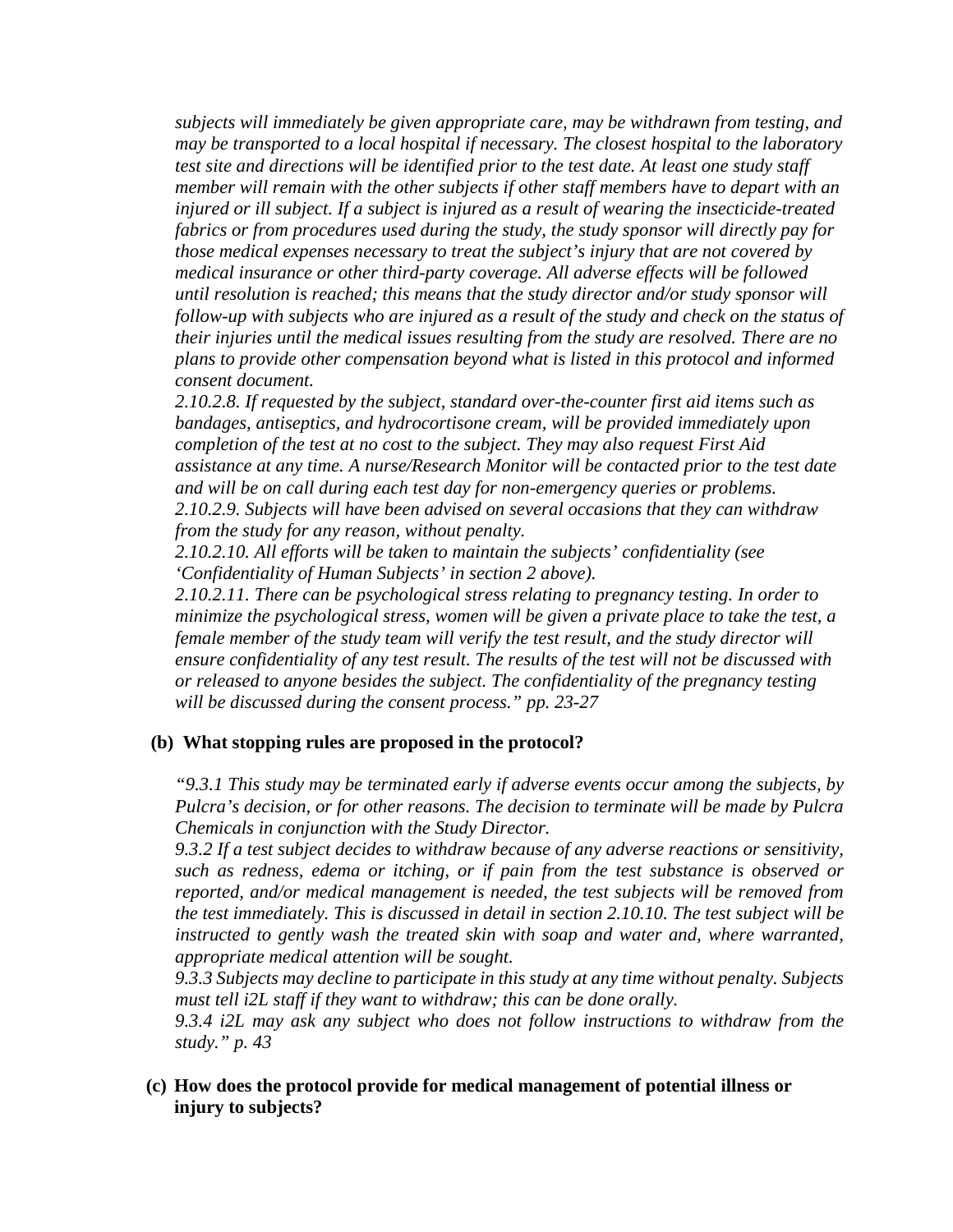*subjects will immediately be given appropriate care, may be withdrawn from testing, and may be transported to a local hospital if necessary. The closest hospital to the laboratory test site and directions will be identified prior to the test date. At least one study staff member will remain with the other subjects if other staff members have to depart with an injured or ill subject. If a subject is injured as a result of wearing the insecticide-treated fabrics or from procedures used during the study, the study sponsor will directly pay for those medical expenses necessary to treat the subject's injury that are not covered by medical insurance or other third-party coverage. All adverse effects will be followed until resolution is reached; this means that the study director and/or study sponsor will follow-up with subjects who are injured as a result of the study and check on the status of their injuries until the medical issues resulting from the study are resolved. There are no plans to provide other compensation beyond what is listed in this protocol and informed consent document.*

*2.10.2.8. If requested by the subject, standard over-the-counter first aid items such as bandages, antiseptics, and hydrocortisone cream, will be provided immediately upon completion of the test at no cost to the subject. They may also request First Aid assistance at any time. A nurse/Research Monitor will be contacted prior to the test date and will be on call during each test day for non-emergency queries or problems.*

*2.10.2.9. Subjects will have been advised on several occasions that they can withdraw from the study for any reason, without penalty.*

*2.10.2.10. All efforts will be taken to maintain the subjects' confidentiality (see 'Confidentiality of Human Subjects' in section 2 above).*

*2.10.2.11. There can be psychological stress relating to pregnancy testing. In order to minimize the psychological stress, women will be given a private place to take the test, a female member of the study team will verify the test result, and the study director will ensure confidentiality of any test result. The results of the test will not be discussed with or released to anyone besides the subject. The confidentiality of the pregnancy testing will be discussed during the consent process." pp. 23-27*

**(b) What stopping rules are proposed in the protocol?**

*"9.3.1 This study may be terminated early if adverse events occur among the subjects, by Pulcra's decision, or for other reasons. The decision to terminate will be made by Pulcra Chemicals in conjunction with the Study Director.*

*9.3.2 If a test subject decides to withdraw because of any adverse reactions or sensitivity, such as redness, edema or itching, or if pain from the test substance is observed or reported, and/or medical management is needed, the test subjects will be removed from the test immediately. This is discussed in detail in section 2.10.10. The test subject will be instructed to gently wash the treated skin with soap and water and, where warranted, appropriate medical attention will be sought.*

*9.3.3 Subjects may decline to participate in this study at any time without penalty. Subjects must tell i2L staff if they want to withdraw; this can be done orally.*

*9.3.4 i2L may ask any subject who does not follow instructions to withdraw from the study." p. 43*

**(c) How does the protocol provide for medical management of potential illness or injury to subjects?**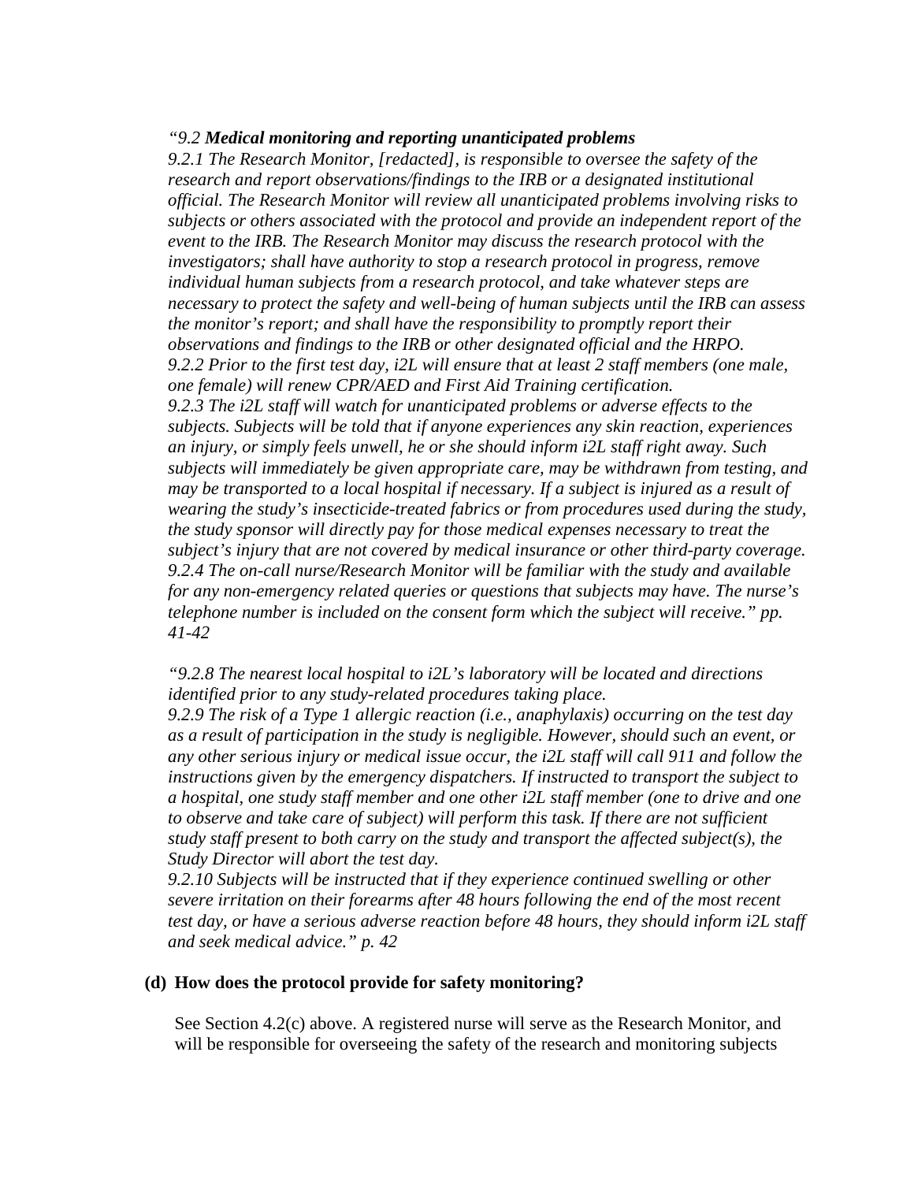*"9.2* ***Medical monitoring and reporting unanticipated problems***
*9.2.1 The Research Monitor, [redacted], is responsible to oversee the safety of the research and report observations/findings to the IRB or a designated institutional official. The Research Monitor will review all unanticipated problems involving risks to subjects or others associated with the protocol and provide an independent report of the event to the IRB. The Research Monitor may discuss the research protocol with the investigators; shall have authority to stop a research protocol in progress, remove individual human subjects from a research protocol, and take whatever steps are necessary to protect the safety and well-being of human subjects until the IRB can assess the monitor's report; and shall have the responsibility to promptly report their observations and findings to the IRB or other designated official and the HRPO.*
*9.2.2 Prior to the first test day, i2L will ensure that at least 2 staff members (one male, one female) will renew CPR/AED and First Aid Training certification.*
*9.2.3 The i2L staff will watch for unanticipated problems or adverse effects to the subjects. Subjects will be told that if anyone experiences any skin reaction, experiences an injury, or simply feels unwell, he or she should inform i2L staff right away. Such subjects will immediately be given appropriate care, may be withdrawn from testing, and may be transported to a local hospital if necessary. If a subject is injured as a result of wearing the study's insecticide-treated fabrics or from procedures used during the study, the study sponsor will directly pay for those medical expenses necessary to treat the subject's injury that are not covered by medical insurance or other third-party coverage.*
*9.2.4 The on-call nurse/Research Monitor will be familiar with the study and available for any non-emergency related queries or questions that subjects may have. The nurse's telephone number is included on the consent form which the subject will receive." pp. 41-42*

*"9.2.8 The nearest local hospital to i2L's laboratory will be located and directions identified prior to any study-related procedures taking place.*
*9.2.9 The risk of a Type 1 allergic reaction (i.e., anaphylaxis) occurring on the test day as a result of participation in the study is negligible. However, should such an event, or any other serious injury or medical issue occur, the i2L staff will call 911 and follow the instructions given by the emergency dispatchers. If instructed to transport the subject to a hospital, one study staff member and one other i2L staff member (one to drive and one to observe and take care of subject) will perform this task. If there are not sufficient study staff present to both carry on the study and transport the affected subject(s), the Study Director will abort the test day.*
*9.2.10 Subjects will be instructed that if they experience continued swelling or other severe irritation on their forearms after 48 hours following the end of the most recent test day, or have a serious adverse reaction before 48 hours, they should inform i2L staff and seek medical advice." p. 42*

**(d) How does the protocol provide for safety monitoring?**

See Section 4.2(c) above. A registered nurse will serve as the Research Monitor, and will be responsible for overseeing the safety of the research and monitoring subjects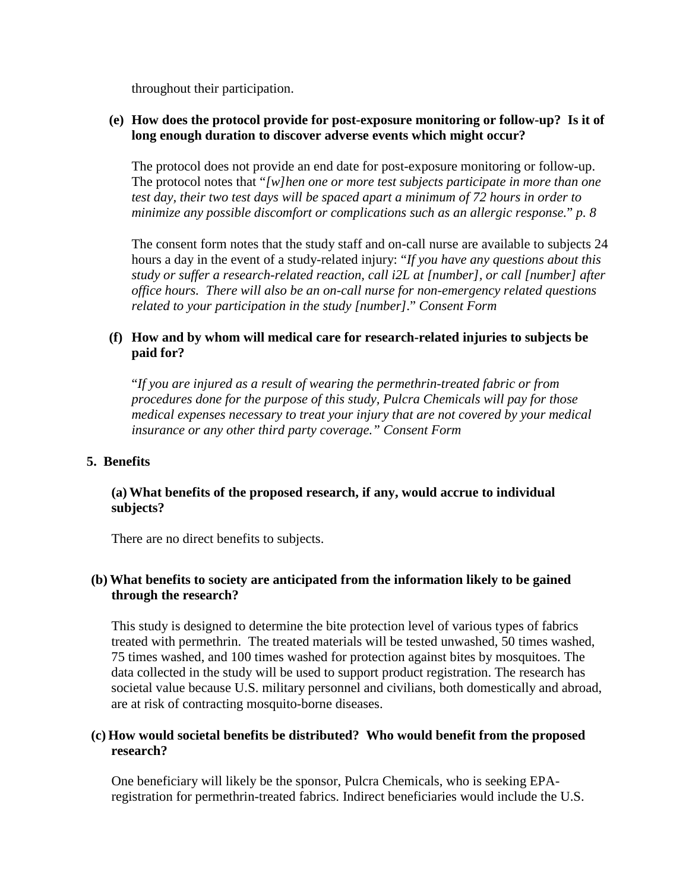throughout their participation.

**(e) How does the protocol provide for post-exposure monitoring or follow-up? Is it of long enough duration to discover adverse events which might occur?**

The protocol does not provide an end date for post-exposure monitoring or follow-up. The protocol notes that "*[w]hen one or more test subjects participate in more than one test day, their two test days will be spaced apart a minimum of 72 hours in order to minimize any possible discomfort or complications such as an allergic response.*" *p. 8*

The consent form notes that the study staff and on-call nurse are available to subjects 24 hours a day in the event of a study-related injury: "*If you have any questions about this study or suffer a research-related reaction, call i2L at [number], or call [number] after office hours. There will also be an on-call nurse for non-emergency related questions related to your participation in the study [number].*" *Consent Form*

**(f) How and by whom will medical care for research-related injuries to subjects be paid for?**

"*If you are injured as a result of wearing the permethrin-treated fabric or from procedures done for the purpose of this study, Pulcra Chemicals will pay for those medical expenses necessary to treat your injury that are not covered by your medical insurance or any other third party coverage." Consent Form*

**5. Benefits**

**(a) What benefits of the proposed research, if any, would accrue to individual subjects?**

There are no direct benefits to subjects.

**(b) What benefits to society are anticipated from the information likely to be gained through the research?**

This study is designed to determine the bite protection level of various types of fabrics treated with permethrin. The treated materials will be tested unwashed, 50 times washed, 75 times washed, and 100 times washed for protection against bites by mosquitoes. The data collected in the study will be used to support product registration. The research has societal value because U.S. military personnel and civilians, both domestically and abroad, are at risk of contracting mosquito-borne diseases.

**(c) How would societal benefits be distributed? Who would benefit from the proposed research?**

One beneficiary will likely be the sponsor, Pulcra Chemicals, who is seeking EPA-registration for permethrin-treated fabrics. Indirect beneficiaries would include the U.S.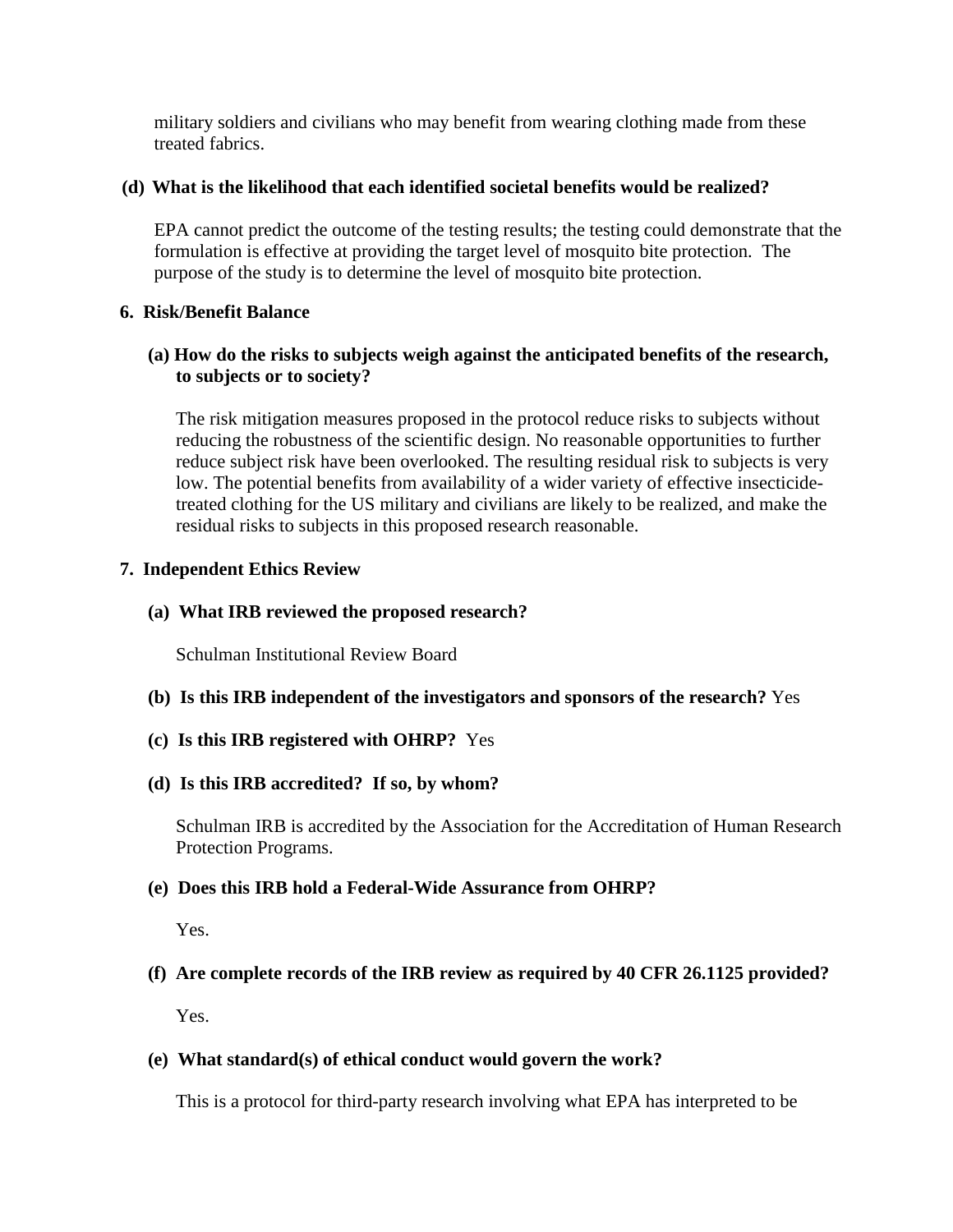military soldiers and civilians who may benefit from wearing clothing made from these treated fabrics.

**(d) What is the likelihood that each identified societal benefits would be realized?**

EPA cannot predict the outcome of the testing results; the testing could demonstrate that the formulation is effective at providing the target level of mosquito bite protection. The purpose of the study is to determine the level of mosquito bite protection.

**6. Risk/Benefit Balance**

**(a) How do the risks to subjects weigh against the anticipated benefits of the research, to subjects or to society?**

The risk mitigation measures proposed in the protocol reduce risks to subjects without reducing the robustness of the scientific design. No reasonable opportunities to further reduce subject risk have been overlooked. The resulting residual risk to subjects is very low. The potential benefits from availability of a wider variety of effective insecticide-treated clothing for the US military and civilians are likely to be realized, and make the residual risks to subjects in this proposed research reasonable.

**7. Independent Ethics Review**

**(a) What IRB reviewed the proposed research?**

Schulman Institutional Review Board

**(b) Is this IRB independent of the investigators and sponsors of the research?** Yes

**(c) Is this IRB registered with OHRP?** Yes

**(d) Is this IRB accredited? If so, by whom?**

Schulman IRB is accredited by the Association for the Accreditation of Human Research Protection Programs.

**(e) Does this IRB hold a Federal-Wide Assurance from OHRP?**

Yes.

**(f) Are complete records of the IRB review as required by 40 CFR 26.1125 provided?**

Yes.

**(e) What standard(s) of ethical conduct would govern the work?**

This is a protocol for third-party research involving what EPA has interpreted to be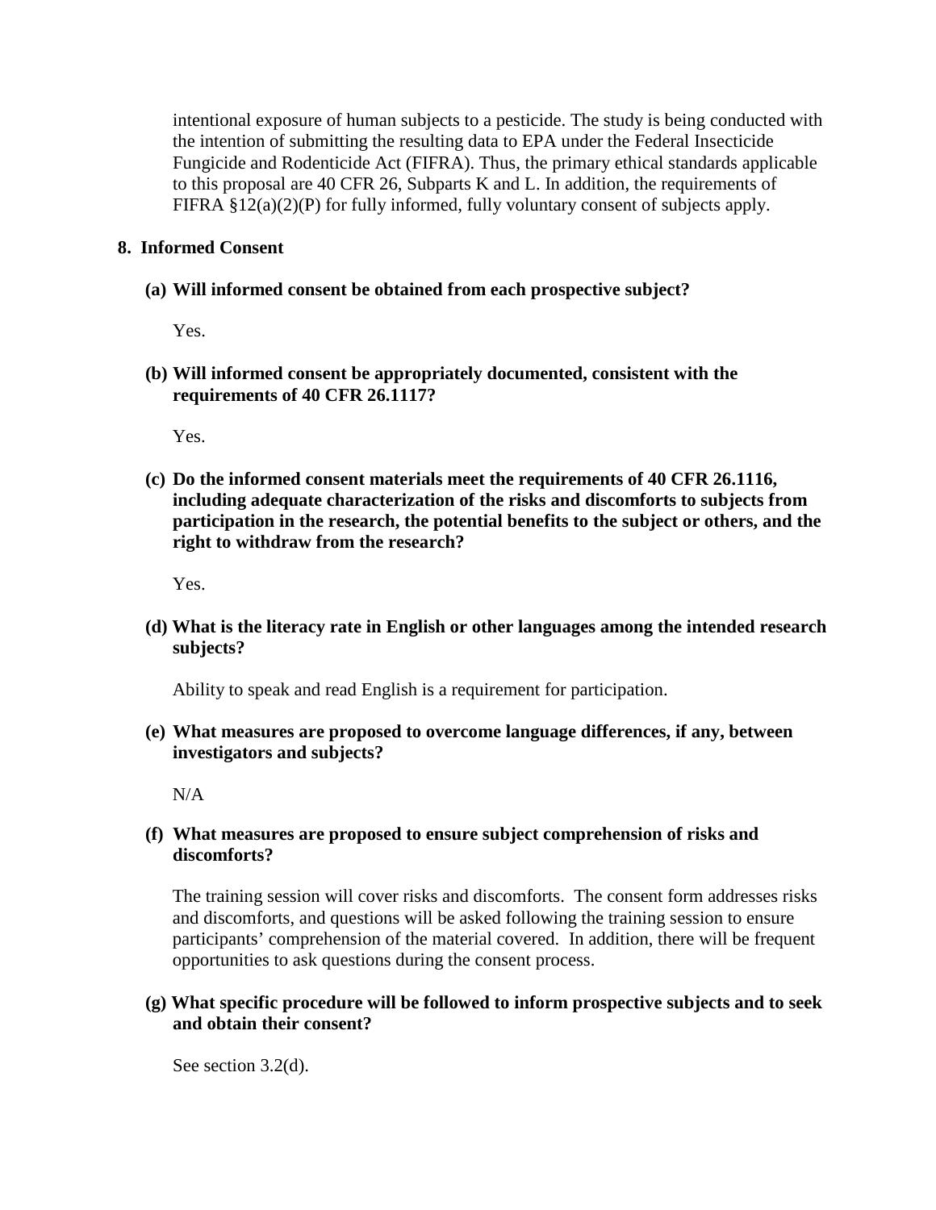intentional exposure of human subjects to a pesticide. The study is being conducted with the intention of submitting the resulting data to EPA under the Federal Insecticide Fungicide and Rodenticide Act (FIFRA). Thus, the primary ethical standards applicable to this proposal are 40 CFR 26, Subparts K and L. In addition, the requirements of FIFRA §12(a)(2)(P) for fully informed, fully voluntary consent of subjects apply.

## 8. Informed Consent

**(a) Will informed consent be obtained from each prospective subject?**

Yes.

**(b) Will informed consent be appropriately documented, consistent with the requirements of 40 CFR 26.1117?**

Yes.

**(c) Do the informed consent materials meet the requirements of 40 CFR 26.1116, including adequate characterization of the risks and discomforts to subjects from participation in the research, the potential benefits to the subject or others, and the right to withdraw from the research?**

Yes.

**(d) What is the literacy rate in English or other languages among the intended research subjects?**

Ability to speak and read English is a requirement for participation.

**(e) What measures are proposed to overcome language differences, if any, between investigators and subjects?**

N/A

**(f) What measures are proposed to ensure subject comprehension of risks and discomforts?**

The training session will cover risks and discomforts. The consent form addresses risks and discomforts, and questions will be asked following the training session to ensure participants' comprehension of the material covered. In addition, there will be frequent opportunities to ask questions during the consent process.

**(g) What specific procedure will be followed to inform prospective subjects and to seek and obtain their consent?**

See section 3.2(d).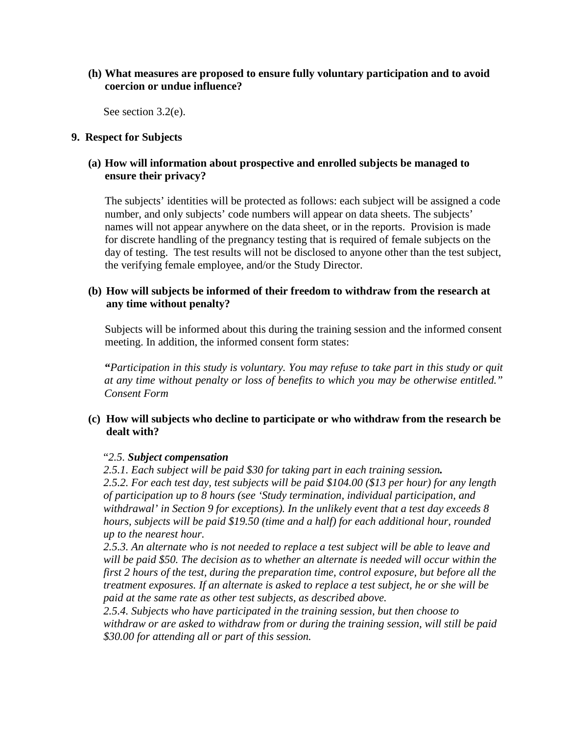**(h) What measures are proposed to ensure fully voluntary participation and to avoid coercion or undue influence?**

See section 3.2(e).

## 9. Respect for Subjects

**(a) How will information about prospective and enrolled subjects be managed to ensure their privacy?**

The subjects' identities will be protected as follows: each subject will be assigned a code number, and only subjects' code numbers will appear on data sheets. The subjects' names will not appear anywhere on the data sheet, or in the reports. Provision is made for discrete handling of the pregnancy testing that is required of female subjects on the day of testing. The test results will not be disclosed to anyone other than the test subject, the verifying female employee, and/or the Study Director.

**(b) How will subjects be informed of their freedom to withdraw from the research at any time without penalty?**

Subjects will be informed about this during the training session and the informed consent meeting. In addition, the informed consent form states:

**"***Participation in this study is voluntary. You may refuse to take part in this study or quit at any time without penalty or loss of benefits to which you may be otherwise entitled." Consent Form*

**(c) How will subjects who decline to participate or who withdraw from the research be dealt with?**

"*2.5. **Subject compensation***

*2.5.1. Each subject will be paid $30 for taking part in each training session.*

*2.5.2. For each test day, test subjects will be paid $104.00 ($13 per hour) for any length of participation up to 8 hours (see 'Study termination, individual participation, and withdrawal' in Section 9 for exceptions). In the unlikely event that a test day exceeds 8 hours, subjects will be paid $19.50 (time and a half) for each additional hour, rounded up to the nearest hour.*

*2.5.3. An alternate who is not needed to replace a test subject will be able to leave and will be paid $50. The decision as to whether an alternate is needed will occur within the first 2 hours of the test, during the preparation time, control exposure, but before all the treatment exposures. If an alternate is asked to replace a test subject, he or she will be paid at the same rate as other test subjects, as described above.*

*2.5.4. Subjects who have participated in the training session, but then choose to withdraw or are asked to withdraw from or during the training session, will still be paid $30.00 for attending all or part of this session.*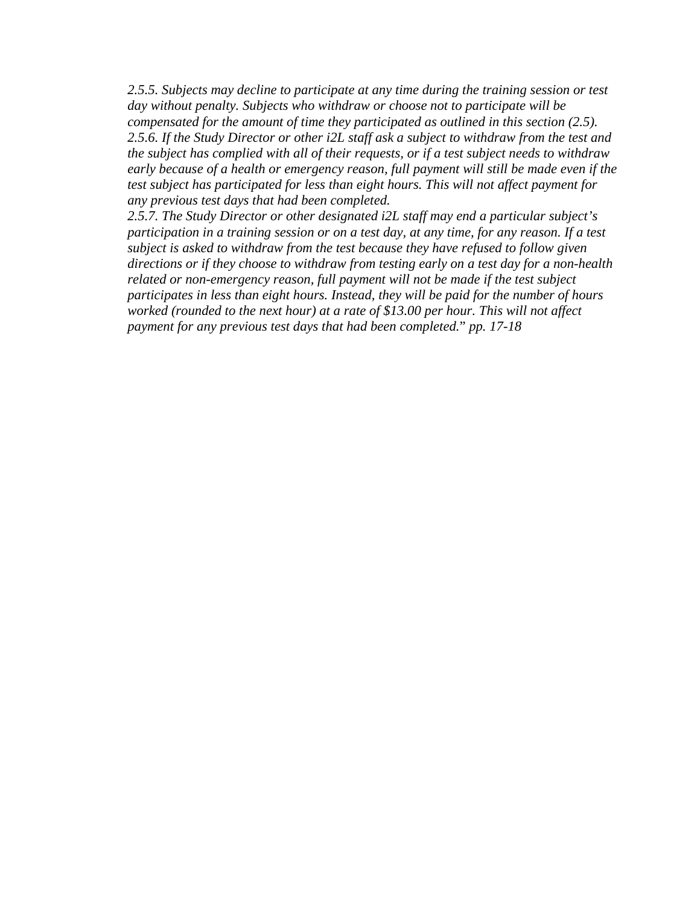*2.5.5. Subjects may decline to participate at any time during the training session or test day without penalty. Subjects who withdraw or choose not to participate will be compensated for the amount of time they participated as outlined in this section (2.5).*
*2.5.6. If the Study Director or other i2L staff ask a subject to withdraw from the test and the subject has complied with all of their requests, or if a test subject needs to withdraw early because of a health or emergency reason, full payment will still be made even if the test subject has participated for less than eight hours. This will not affect payment for any previous test days that had been completed.*
*2.5.7. The Study Director or other designated i2L staff may end a particular subject's participation in a training session or on a test day, at any time, for any reason. If a test subject is asked to withdraw from the test because they have refused to follow given directions or if they choose to withdraw from testing early on a test day for a non-health related or non-emergency reason, full payment will not be made if the test subject participates in less than eight hours. Instead, they will be paid for the number of hours worked (rounded to the next hour) at a rate of $13.00 per hour. This will not affect payment for any previous test days that had been completed.*" *pp. 17-18*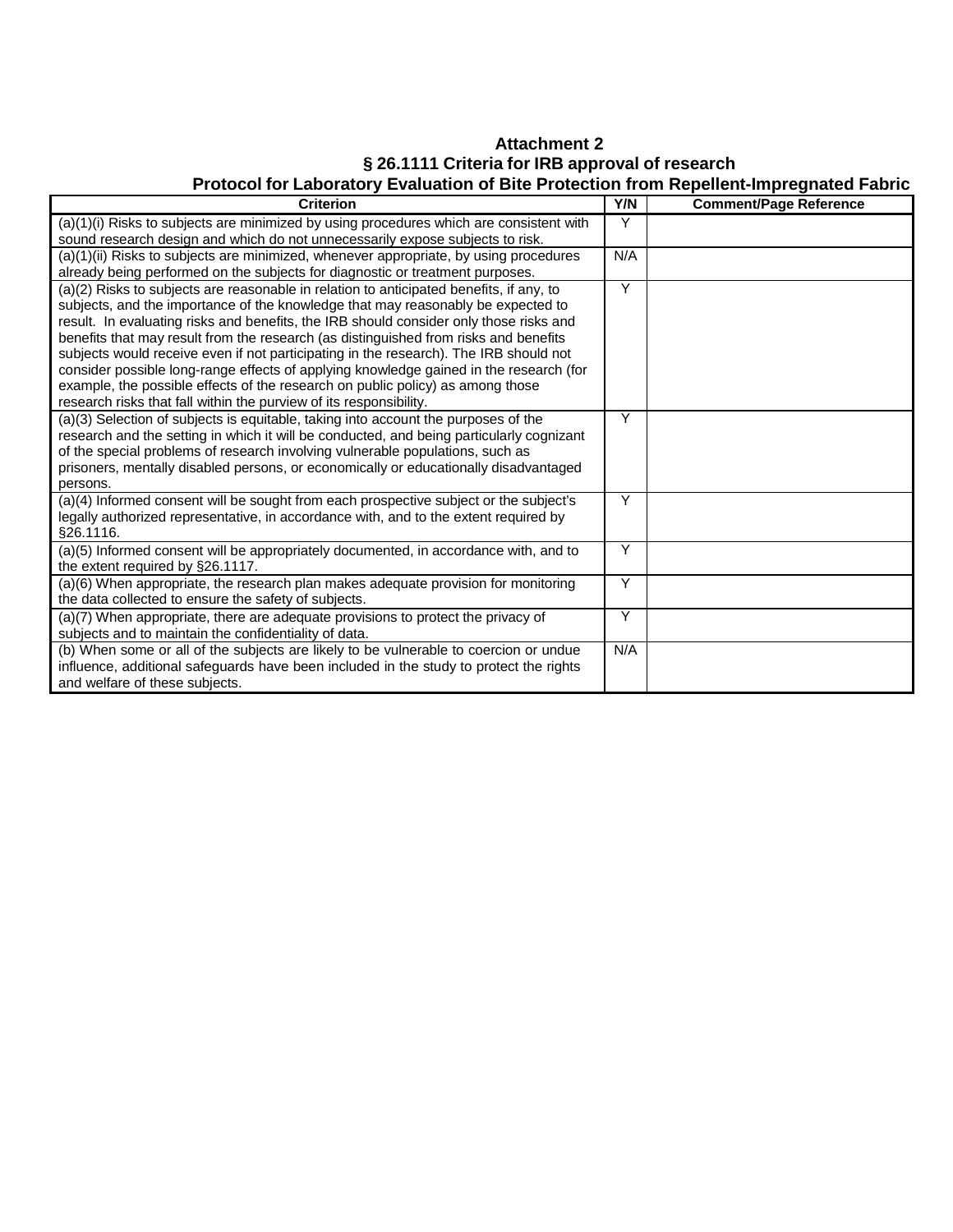# Attachment 2

## § 26.1111 Criteria for IRB approval of research

## Protocol for Laboratory Evaluation of Bite Protection from Repellent-Impregnated Fabric

| Criterion | Y/N | Comment/Page Reference |
|---|---|---|
| (a)(1)(i) Risks to subjects are minimized by using procedures which are consistent with sound research design and which do not unnecessarily expose subjects to risk. | Y | |
| (a)(1)(ii) Risks to subjects are minimized, whenever appropriate, by using procedures already being performed on the subjects for diagnostic or treatment purposes. | N/A | |
| (a)(2) Risks to subjects are reasonable in relation to anticipated benefits, if any, to subjects, and the importance of the knowledge that may reasonably be expected to result. In evaluating risks and benefits, the IRB should consider only those risks and benefits that may result from the research (as distinguished from risks and benefits subjects would receive even if not participating in the research). The IRB should not consider possible long-range effects of applying knowledge gained in the research (for example, the possible effects of the research on public policy) as among those research risks that fall within the purview of its responsibility. | Y | |
| (a)(3) Selection of subjects is equitable, taking into account the purposes of the research and the setting in which it will be conducted, and being particularly cognizant of the special problems of research involving vulnerable populations, such as prisoners, mentally disabled persons, or economically or educationally disadvantaged persons. | Y | |
| (a)(4) Informed consent will be sought from each prospective subject or the subject's legally authorized representative, in accordance with, and to the extent required by §26.1116. | Y | |
| (a)(5) Informed consent will be appropriately documented, in accordance with, and to the extent required by §26.1117. | Y | |
| (a)(6) When appropriate, the research plan makes adequate provision for monitoring the data collected to ensure the safety of subjects. | Y | |
| (a)(7) When appropriate, there are adequate provisions to protect the privacy of subjects and to maintain the confidentiality of data. | Y | |
| (b) When some or all of the subjects are likely to be vulnerable to coercion or undue influence, additional safeguards have been included in the study to protect the rights and welfare of these subjects. | N/A | |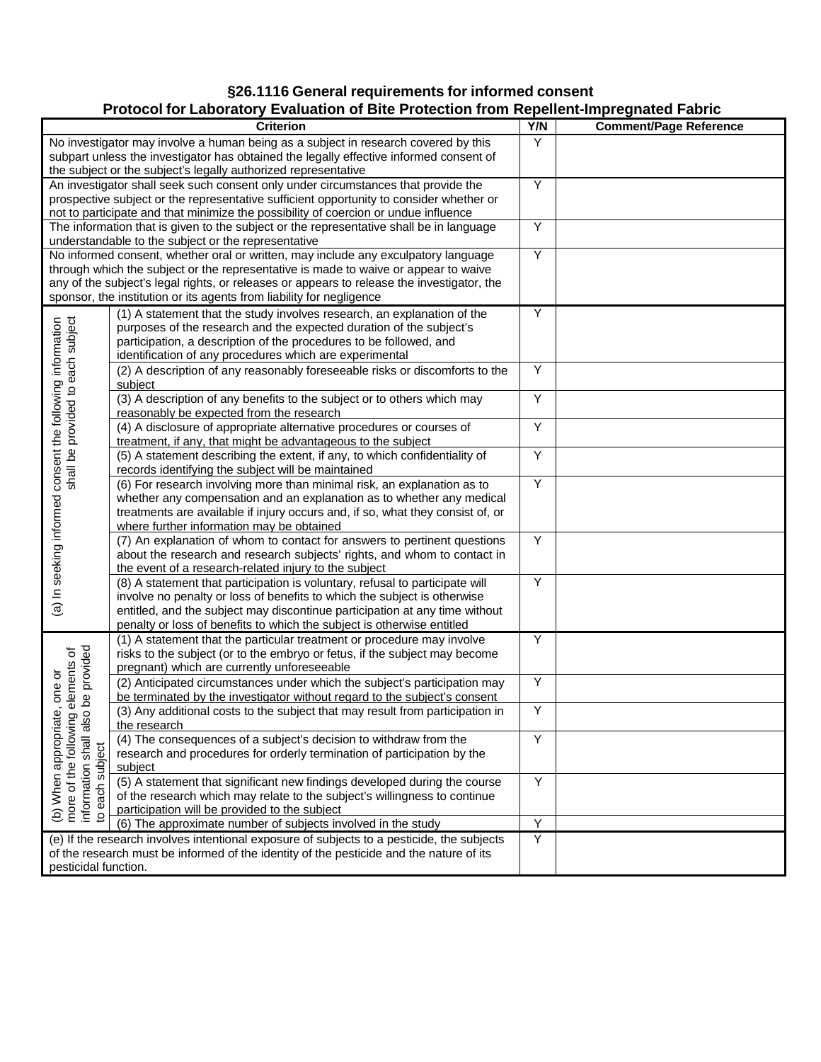## §26.1116 General requirements for informed consent
## Protocol for Laboratory Evaluation of Bite Protection from Repellent-Impregnated Fabric

| Criterion | | Y/N | Comment/Page Reference |
|---|---|---|---|
| No investigator may involve a human being as a subject in research covered by this subpart unless the investigator has obtained the legally effective informed consent of the subject or the subject's legally authorized representative | | Y | |
| An investigator shall seek such consent only under circumstances that provide the prospective subject or the representative sufficient opportunity to consider whether or not to participate and that minimize the possibility of coercion or undue influence | | Y | |
| The information that is given to the subject or the representative shall be in language understandable to the subject or the representative | | Y | |
| No informed consent, whether oral or written, may include any exculpatory language through which the subject or the representative is made to waive or appear to waive any of the subject's legal rights, or releases or appears to release the investigator, the sponsor, the institution or its agents from liability for negligence | | Y | |
| (a) In seeking informed consent the following information shall be provided to each subject | (1) A statement that the study involves research, an explanation of the purposes of the research and the expected duration of the subject's participation, a description of the procedures to be followed, and identification of any procedures which are experimental | Y | |
| | (2) A description of any reasonably foreseeable risks or discomforts to the subject | Y | |
| | (3) A description of any benefits to the subject or to others which may reasonably be expected from the research | Y | |
| | (4) A disclosure of appropriate alternative procedures or courses of treatment, if any, that might be advantageous to the subject | Y | |
| | (5) A statement describing the extent, if any, to which confidentiality of records identifying the subject will be maintained | Y | |
| | (6) For research involving more than minimal risk, an explanation as to whether any compensation and an explanation as to whether any medical treatments are available if injury occurs and, if so, what they consist of, or where further information may be obtained | Y | |
| | (7) An explanation of whom to contact for answers to pertinent questions about the research and research subjects' rights, and whom to contact in the event of a research-related injury to the subject | Y | |
| | (8) A statement that participation is voluntary, refusal to participate will involve no penalty or loss of benefits to which the subject is otherwise entitled, and the subject may discontinue participation at any time without penalty or loss of benefits to which the subject is otherwise entitled | Y | |
| (b) When appropriate, one or more of the following elements of information shall also be provided to each subject | (1) A statement that the particular treatment or procedure may involve risks to the subject (or to the embryo or fetus, if the subject may become pregnant) which are currently unforeseeable | Y | |
| | (2) Anticipated circumstances under which the subject's participation may be terminated by the investigator without regard to the subject's consent | Y | |
| | (3) Any additional costs to the subject that may result from participation in the research | Y | |
| | (4) The consequences of a subject's decision to withdraw from the research and procedures for orderly termination of participation by the subject | Y | |
| | (5) A statement that significant new findings developed during the course of the research which may relate to the subject's willingness to continue participation will be provided to the subject | Y | |
| | (6) The approximate number of subjects involved in the study | Y | |
| (e) If the research involves intentional exposure of subjects to a pesticide, the subjects of the research must be informed of the identity of the pesticide and the nature of its pesticidal function. | | Y | |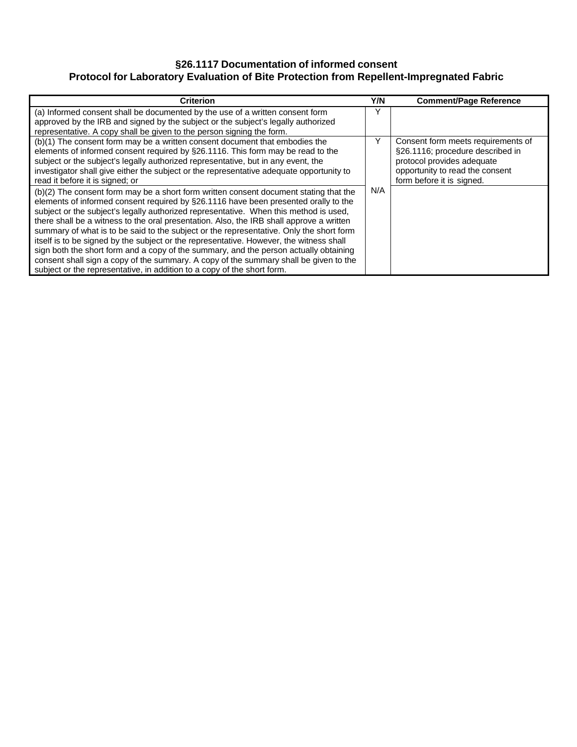## §26.1117 Documentation of informed consent
## Protocol for Laboratory Evaluation of Bite Protection from Repellent-Impregnated Fabric

| Criterion | Y/N | Comment/Page Reference |
|---|---|---|
| (a) Informed consent shall be documented by the use of a written consent form approved by the IRB and signed by the subject or the subject's legally authorized representative. A copy shall be given to the person signing the form. | Y | |
| (b)(1) The consent form may be a written consent document that embodies the elements of informed consent required by §26.1116. This form may be read to the subject or the subject's legally authorized representative, but in any event, the investigator shall give either the subject or the representative adequate opportunity to read it before it is signed; or | Y | Consent form meets requirements of §26.1116; procedure described in protocol provides adequate opportunity to read the consent form before it is signed. |
| (b)(2) The consent form may be a short form written consent document stating that the elements of informed consent required by §26.1116 have been presented orally to the subject or the subject's legally authorized representative. When this method is used, there shall be a witness to the oral presentation. Also, the IRB shall approve a written summary of what is to be said to the subject or the representative. Only the short form itself is to be signed by the subject or the representative. However, the witness shall sign both the short form and a copy of the summary, and the person actually obtaining consent shall sign a copy of the summary. A copy of the summary shall be given to the subject or the representative, in addition to a copy of the short form. | N/A | |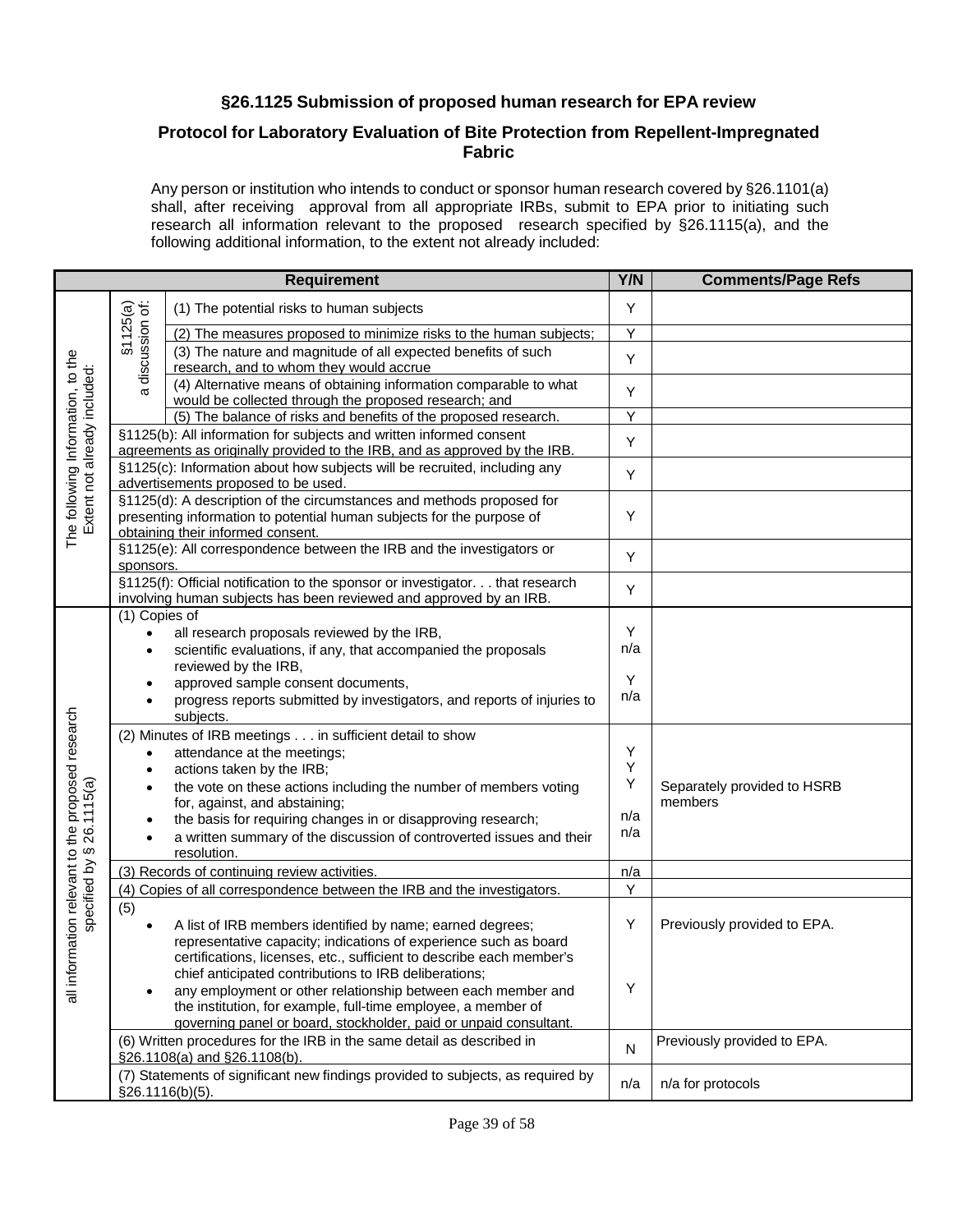### §26.1125 Submission of proposed human research for EPA review

### Protocol for Laboratory Evaluation of Bite Protection from Repellent-Impregnated Fabric

Any person or institution who intends to conduct or sponsor human research covered by §26.1101(a) shall, after receiving approval from all appropriate IRBs, submit to EPA prior to initiating such research all information relevant to the proposed research specified by §26.1115(a), and the following additional information, to the extent not already included:

| Requirement | | | Y/N | Comments/Page Refs |
|---|---|---|---|---|
| The following Information, to the Extent not already included: | §1125(a) a discussion of: | (1) The potential risks to human subjects | Y | |
| | | (2) The measures proposed to minimize risks to the human subjects; | Y | |
| | | (3) The nature and magnitude of all expected benefits of such research, and to whom they would accrue | Y | |
| | | (4) Alternative means of obtaining information comparable to what would be collected through the proposed research; and | Y | |
| | | (5) The balance of risks and benefits of the proposed research. | Y | |
| | §1125(b): All information for subjects and written informed consent agreements as originally provided to the IRB, and as approved by the IRB. | | Y | |
| | §1125(c): Information about how subjects will be recruited, including any advertisements proposed to be used. | | Y | |
| | §1125(d): A description of the circumstances and methods proposed for presenting information to potential human subjects for the purpose of obtaining their informed consent. | | Y | |
| | §1125(e): All correspondence between the IRB and the investigators or sponsors. | | Y | |
| | §1125(f): Official notification to the sponsor or investigator. . . that research involving human subjects has been reviewed and approved by an IRB. | | Y | |
| all information relevant to the proposed research specified by § 26.1115(a) | (1) Copies of<br>• all research proposals reviewed by the IRB,<br>• scientific evaluations, if any, that accompanied the proposals reviewed by the IRB,<br>• approved sample consent documents,<br>• progress reports submitted by investigators, and reports of injuries to subjects. | | Y<br>n/a<br>Y<br>n/a | |
| | (2) Minutes of IRB meetings . . . in sufficient detail to show<br>• attendance at the meetings;<br>• actions taken by the IRB;<br>• the vote on these actions including the number of members voting for, against, and abstaining;<br>• the basis for requiring changes in or disapproving research;<br>• a written summary of the discussion of controverted issues and their resolution. | | Y<br>Y<br>Y<br>n/a<br>n/a | Separately provided to HSRB members |
| | (3) Records of continuing review activities. | | n/a | |
| | (4) Copies of all correspondence between the IRB and the investigators. | | Y | |
| | (5)<br>• A list of IRB members identified by name; earned degrees; representative capacity; indications of experience such as board certifications, licenses, etc., sufficient to describe each member's chief anticipated contributions to IRB deliberations;<br>• any employment or other relationship between each member and the institution, for example, full-time employee, a member of governing panel or board, stockholder, paid or unpaid consultant. | | Y<br>Y | Previously provided to EPA. |
| | (6) Written procedures for the IRB in the same detail as described in §26.1108(a) and §26.1108(b). | | N | Previously provided to EPA. |
| | (7) Statements of significant new findings provided to subjects, as required by §26.1116(b)(5). | | n/a | n/a for protocols |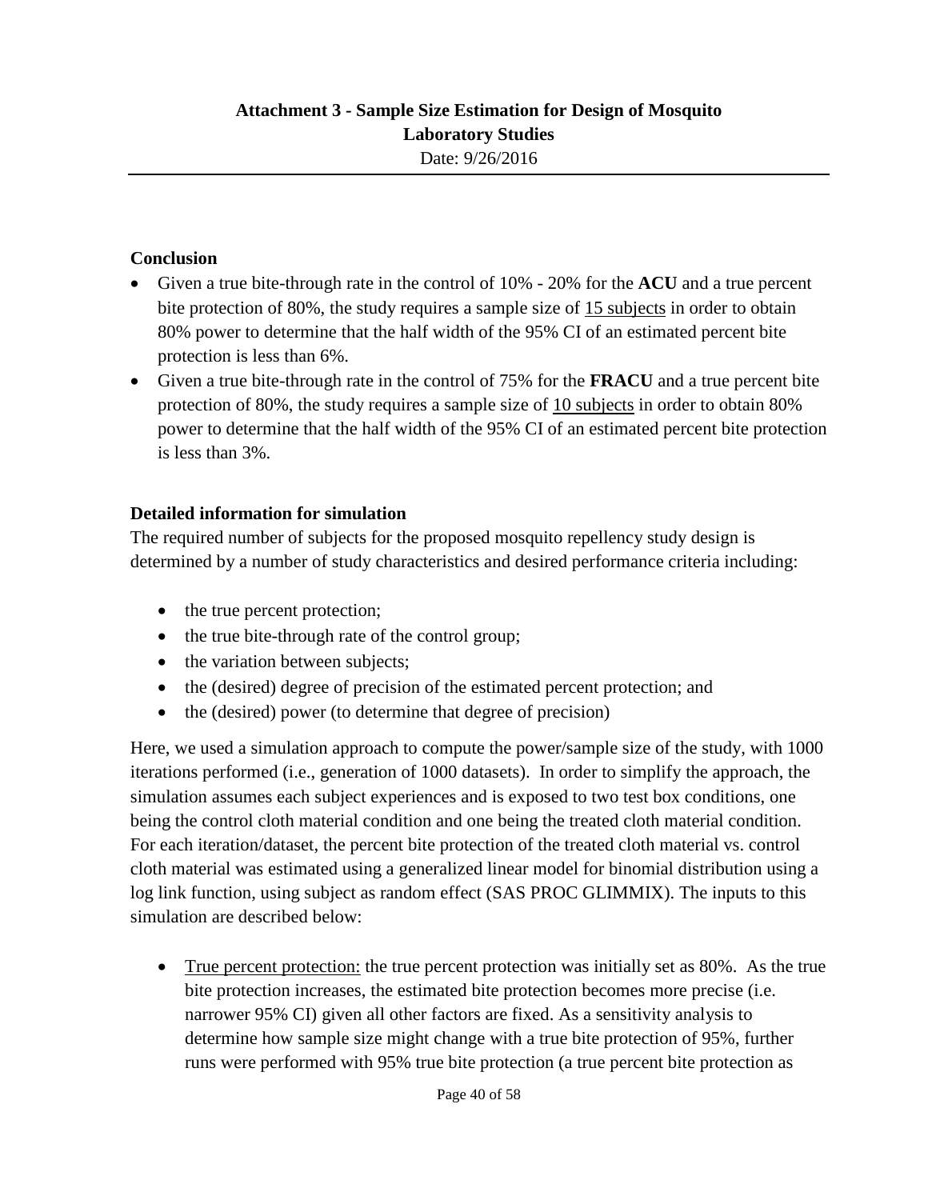**Attachment 3 - Sample Size Estimation for Design of Mosquito Laboratory Studies**

Date: 9/26/2016

---

**Conclusion**

- Given a true bite-through rate in the control of 10% - 20% for the **ACU** and a true percent bite protection of 80%, the study requires a sample size of 15 subjects in order to obtain 80% power to determine that the half width of the 95% CI of an estimated percent bite protection is less than 6%.
- Given a true bite-through rate in the control of 75% for the **FRACU** and a true percent bite protection of 80%, the study requires a sample size of 10 subjects in order to obtain 80% power to determine that the half width of the 95% CI of an estimated percent bite protection is less than 3%.

**Detailed information for simulation**

The required number of subjects for the proposed mosquito repellency study design is determined by a number of study characteristics and desired performance criteria including:

- the true percent protection;
- the true bite-through rate of the control group;
- the variation between subjects;
- the (desired) degree of precision of the estimated percent protection; and
- the (desired) power (to determine that degree of precision)

Here, we used a simulation approach to compute the power/sample size of the study, with 1000 iterations performed (i.e., generation of 1000 datasets). In order to simplify the approach, the simulation assumes each subject experiences and is exposed to two test box conditions, one being the control cloth material condition and one being the treated cloth material condition. For each iteration/dataset, the percent bite protection of the treated cloth material vs. control cloth material was estimated using a generalized linear model for binomial distribution using a log link function, using subject as random effect (SAS PROC GLIMMIX). The inputs to this simulation are described below:

- True percent protection: the true percent protection was initially set as 80%. As the true bite protection increases, the estimated bite protection becomes more precise (i.e. narrower 95% CI) given all other factors are fixed. As a sensitivity analysis to determine how sample size might change with a true bite protection of 95%, further runs were performed with 95% true bite protection (a true percent bite protection as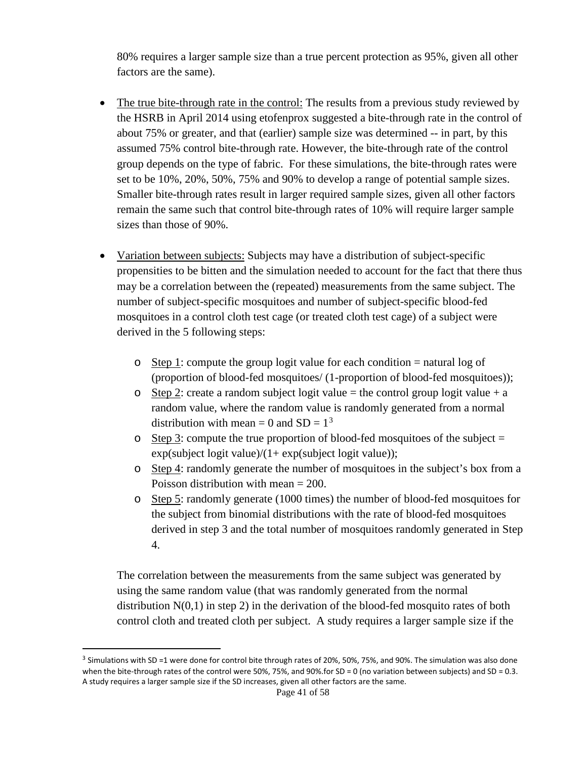80% requires a larger sample size than a true percent protection as 95%, given all other factors are the same).

- The true bite-through rate in the control: The results from a previous study reviewed by the HSRB in April 2014 using etofenprox suggested a bite-through rate in the control of about 75% or greater, and that (earlier) sample size was determined -- in part, by this assumed 75% control bite-through rate. However, the bite-through rate of the control group depends on the type of fabric. For these simulations, the bite-through rates were set to be 10%, 20%, 50%, 75% and 90% to develop a range of potential sample sizes. Smaller bite-through rates result in larger required sample sizes, given all other factors remain the same such that control bite-through rates of 10% will require larger sample sizes than those of 90%.

- Variation between subjects: Subjects may have a distribution of subject-specific propensities to be bitten and the simulation needed to account for the fact that there thus may be a correlation between the (repeated) measurements from the same subject. The number of subject-specific mosquitoes and number of subject-specific blood-fed mosquitoes in a control cloth test cage (or treated cloth test cage) of a subject were derived in the 5 following steps:

  - Step 1: compute the group logit value for each condition = natural log of (proportion of blood-fed mosquitoes/ (1-proportion of blood-fed mosquitoes));
  - Step 2: create a random subject logit value = the control group logit value + a random value, where the random value is randomly generated from a normal distribution with mean = 0 and SD = 1[3]
  - Step 3: compute the true proportion of blood-fed mosquitoes of the subject = exp(subject logit value)/(1+ exp(subject logit value));
  - Step 4: randomly generate the number of mosquitoes in the subject's box from a Poisson distribution with mean = 200.
  - Step 5: randomly generate (1000 times) the number of blood-fed mosquitoes for the subject from binomial distributions with the rate of blood-fed mosquitoes derived in step 3 and the total number of mosquitoes randomly generated in Step 4.

  The correlation between the measurements from the same subject was generated by using the same random value (that was randomly generated from the normal distribution $N(0,1)$ in step 2) in the derivation of the blood-fed mosquito rates of both control cloth and treated cloth per subject. A study requires a larger sample size if the

[3] Simulations with SD =1 were done for control bite through rates of 20%, 50%, 75%, and 90%. The simulation was also done when the bite-through rates of the control were 50%, 75%, and 90%.for SD = 0 (no variation between subjects) and SD = 0.3. A study requires a larger sample size if the SD increases, given all other factors are the same.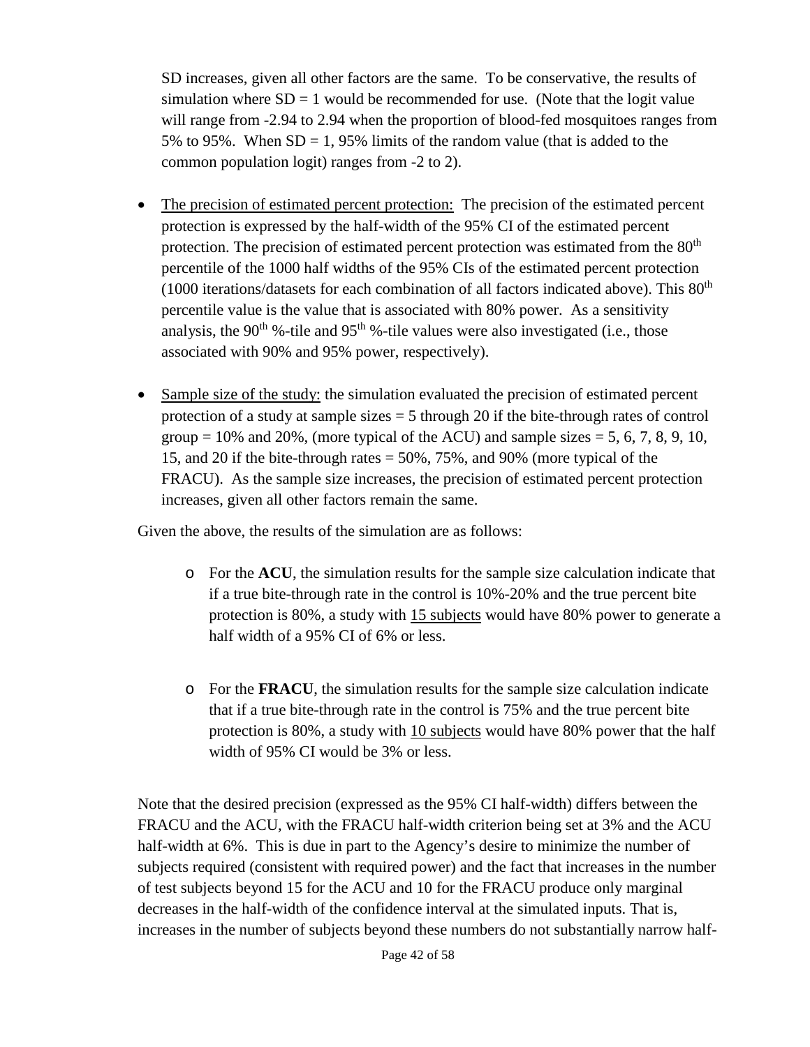SD increases, given all other factors are the same. To be conservative, the results of simulation where SD = 1 would be recommended for use. (Note that the logit value will range from -2.94 to 2.94 when the proportion of blood-fed mosquitoes ranges from 5% to 95%. When SD = 1, 95% limits of the random value (that is added to the common population logit) ranges from -2 to 2).

- The precision of estimated percent protection: The precision of the estimated percent protection is expressed by the half-width of the 95% CI of the estimated percent protection. The precision of estimated percent protection was estimated from the 80th percentile of the 1000 half widths of the 95% CIs of the estimated percent protection (1000 iterations/datasets for each combination of all factors indicated above). This 80th percentile value is the value that is associated with 80% power. As a sensitivity analysis, the 90th %-tile and 95th %-tile values were also investigated (i.e., those associated with 90% and 95% power, respectively).

- Sample size of the study: the simulation evaluated the precision of estimated percent protection of a study at sample sizes = 5 through 20 if the bite-through rates of control group = 10% and 20%, (more typical of the ACU) and sample sizes = 5, 6, 7, 8, 9, 10, 15, and 20 if the bite-through rates = 50%, 75%, and 90% (more typical of the FRACU). As the sample size increases, the precision of estimated percent protection increases, given all other factors remain the same.

Given the above, the results of the simulation are as follows:

- For the **ACU**, the simulation results for the sample size calculation indicate that if a true bite-through rate in the control is 10%-20% and the true percent bite protection is 80%, a study with 15 subjects would have 80% power to generate a half width of a 95% CI of 6% or less.

- For the **FRACU**, the simulation results for the sample size calculation indicate that if a true bite-through rate in the control is 75% and the true percent bite protection is 80%, a study with 10 subjects would have 80% power that the half width of 95% CI would be 3% or less.

Note that the desired precision (expressed as the 95% CI half-width) differs between the FRACU and the ACU, with the FRACU half-width criterion being set at 3% and the ACU half-width at 6%. This is due in part to the Agency's desire to minimize the number of subjects required (consistent with required power) and the fact that increases in the number of test subjects beyond 15 for the ACU and 10 for the FRACU produce only marginal decreases in the half-width of the confidence interval at the simulated inputs. That is, increases in the number of subjects beyond these numbers do not substantially narrow half-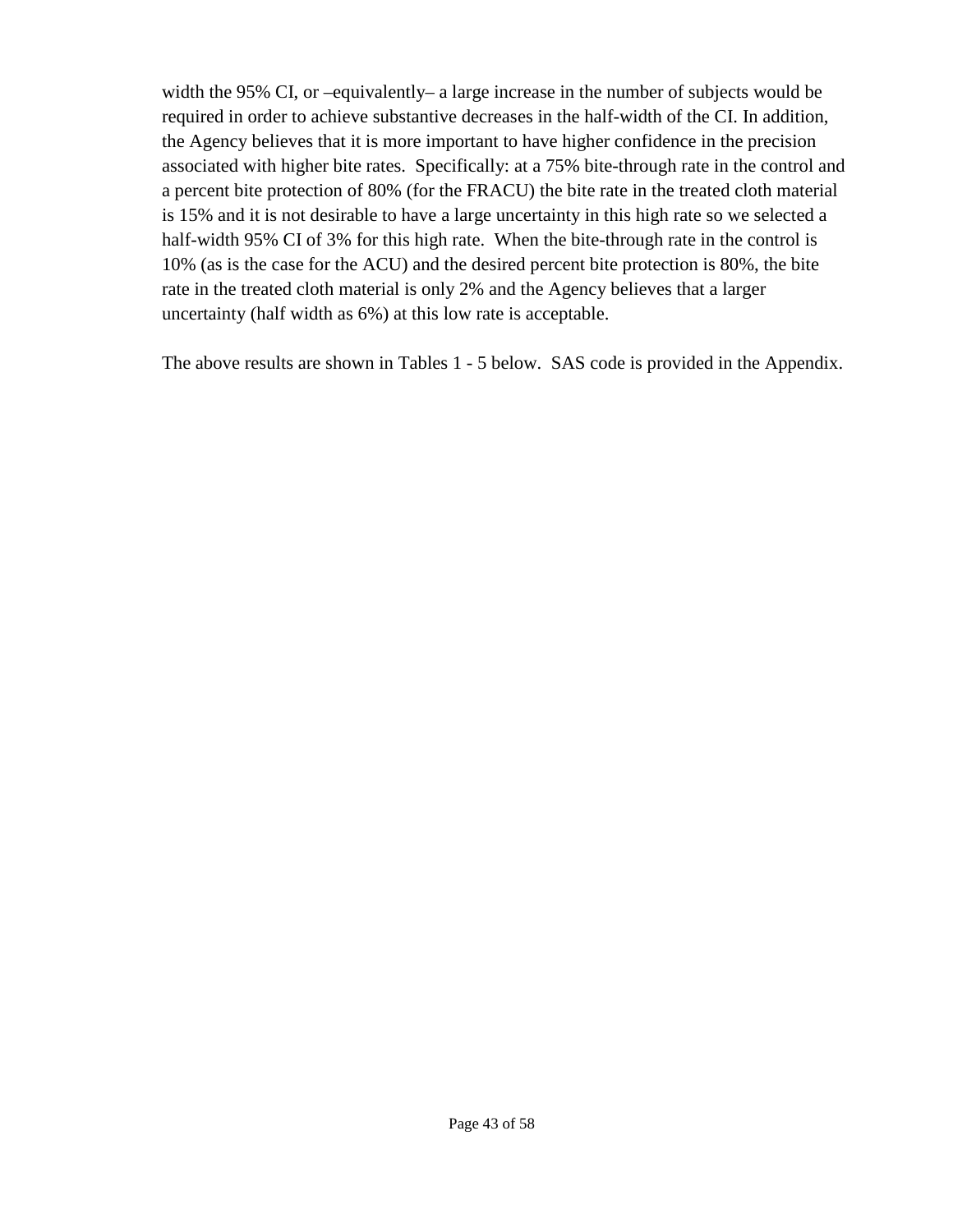width the 95% CI, or –equivalently– a large increase in the number of subjects would be required in order to achieve substantive decreases in the half-width of the CI. In addition, the Agency believes that it is more important to have higher confidence in the precision associated with higher bite rates. Specifically: at a 75% bite-through rate in the control and a percent bite protection of 80% (for the FRACU) the bite rate in the treated cloth material is 15% and it is not desirable to have a large uncertainty in this high rate so we selected a half-width 95% CI of 3% for this high rate. When the bite-through rate in the control is 10% (as is the case for the ACU) and the desired percent bite protection is 80%, the bite rate in the treated cloth material is only 2% and the Agency believes that a larger uncertainty (half width as 6%) at this low rate is acceptable.

The above results are shown in Tables 1 - 5 below. SAS code is provided in the Appendix.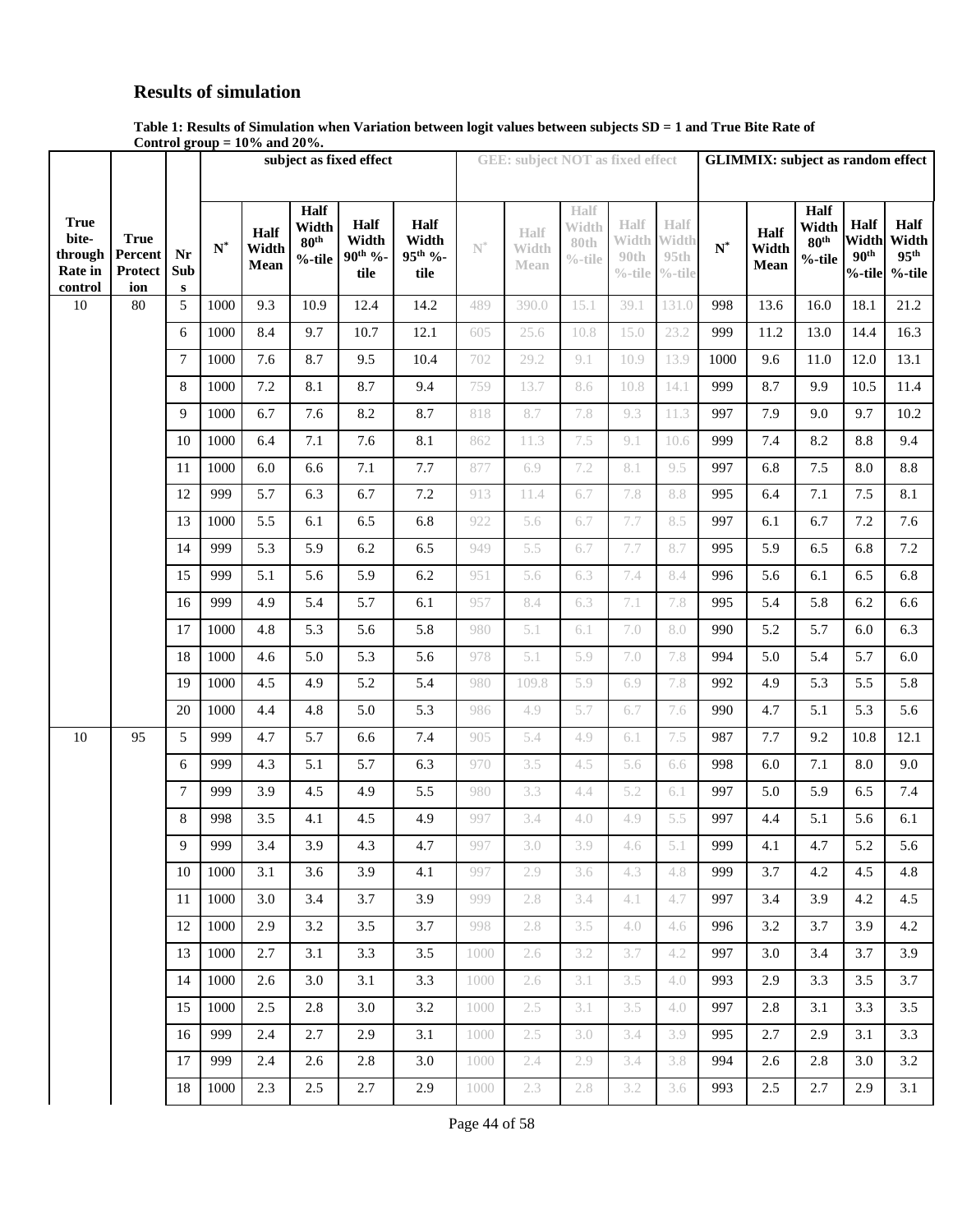## Results of simulation

**Table 1: Results of Simulation when Variation between logit values between subjects SD = 1 and True Bite Rate of Control group = 10% and 20%.**

| True bite-through Rate in control | True Percent Protection | Nr Subs | subject as fixed effect | | | | | GEE: subject NOT as fixed effect | | | | | GLIMMIX: subject as random effect | | | | |
|---|---|---|---|---|---|---|---|---|---|---|---|---|---|---|---|---|---|
| | | | N* | Half Width Mean | Half Width 80th %-tile | Half Width 90th %-tile | Half Width 95th %-tile | N* | Half Width Mean | Half Width 80th %-tile | Half Width 90th %-tile | Half Width 95th %-tile | N* | Half Width Mean | Half Width 80th %-tile | Half Width 90th %-tile | Half Width 95th %-tile |
| 10 | 80 | 5 | 1000 | 9.3 | 10.9 | 12.4 | 14.2 | 489 | 390.0 | 15.1 | 39.1 | 131.0 | 998 | 13.6 | 16.0 | 18.1 | 21.2 |
| | | 6 | 1000 | 8.4 | 9.7 | 10.7 | 12.1 | 605 | 25.6 | 10.8 | 15.0 | 23.2 | 999 | 11.2 | 13.0 | 14.4 | 16.3 |
| | | 7 | 1000 | 7.6 | 8.7 | 9.5 | 10.4 | 702 | 29.2 | 9.1 | 10.9 | 13.9 | 1000 | 9.6 | 11.0 | 12.0 | 13.1 |
| | | 8 | 1000 | 7.2 | 8.1 | 8.7 | 9.4 | 759 | 13.7 | 8.6 | 10.8 | 14.1 | 999 | 8.7 | 9.9 | 10.5 | 11.4 |
| | | 9 | 1000 | 6.7 | 7.6 | 8.2 | 8.7 | 818 | 8.7 | 7.8 | 9.3 | 11.3 | 997 | 7.9 | 9.0 | 9.7 | 10.2 |
| | | 10 | 1000 | 6.4 | 7.1 | 7.6 | 8.1 | 862 | 11.3 | 7.5 | 9.1 | 10.6 | 999 | 7.4 | 8.2 | 8.8 | 9.4 |
| | | 11 | 1000 | 6.0 | 6.6 | 7.1 | 7.7 | 877 | 6.9 | 7.2 | 8.1 | 9.5 | 997 | 6.8 | 7.5 | 8.0 | 8.8 |
| | | 12 | 999 | 5.7 | 6.3 | 6.7 | 7.2 | 913 | 11.4 | 6.7 | 7.8 | 8.8 | 995 | 6.4 | 7.1 | 7.5 | 8.1 |
| | | 13 | 1000 | 5.5 | 6.1 | 6.5 | 6.8 | 922 | 5.6 | 6.7 | 7.7 | 8.5 | 997 | 6.1 | 6.7 | 7.2 | 7.6 |
| | | 14 | 999 | 5.3 | 5.9 | 6.2 | 6.5 | 949 | 5.5 | 6.7 | 7.7 | 8.7 | 995 | 5.9 | 6.5 | 6.8 | 7.2 |
| | | 15 | 999 | 5.1 | 5.6 | 5.9 | 6.2 | 951 | 5.6 | 6.3 | 7.4 | 8.4 | 996 | 5.6 | 6.1 | 6.5 | 6.8 |
| | | 16 | 999 | 4.9 | 5.4 | 5.7 | 6.1 | 957 | 8.4 | 6.3 | 7.1 | 7.8 | 995 | 5.4 | 5.8 | 6.2 | 6.6 |
| | | 17 | 1000 | 4.8 | 5.3 | 5.6 | 5.8 | 980 | 5.1 | 6.1 | 7.0 | 8.0 | 990 | 5.2 | 5.7 | 6.0 | 6.3 |
| | | 18 | 1000 | 4.6 | 5.0 | 5.3 | 5.6 | 978 | 5.1 | 5.9 | 7.0 | 7.8 | 994 | 5.0 | 5.4 | 5.7 | 6.0 |
| | | 19 | 1000 | 4.5 | 4.9 | 5.2 | 5.4 | 980 | 109.8 | 5.9 | 6.9 | 7.8 | 992 | 4.9 | 5.3 | 5.5 | 5.8 |
| | | 20 | 1000 | 4.4 | 4.8 | 5.0 | 5.3 | 986 | 4.9 | 5.7 | 6.7 | 7.6 | 990 | 4.7 | 5.1 | 5.3 | 5.6 |
| 10 | 95 | 5 | 999 | 4.7 | 5.7 | 6.6 | 7.4 | 905 | 5.4 | 4.9 | 6.1 | 7.5 | 987 | 7.7 | 9.2 | 10.8 | 12.1 |
| | | 6 | 999 | 4.3 | 5.1 | 5.7 | 6.3 | 970 | 3.5 | 4.5 | 5.6 | 6.6 | 998 | 6.0 | 7.1 | 8.0 | 9.0 |
| | | 7 | 999 | 3.9 | 4.5 | 4.9 | 5.5 | 980 | 3.3 | 4.4 | 5.2 | 6.1 | 997 | 5.0 | 5.9 | 6.5 | 7.4 |
| | | 8 | 998 | 3.5 | 4.1 | 4.5 | 4.9 | 997 | 3.4 | 4.0 | 4.9 | 5.5 | 997 | 4.4 | 5.1 | 5.6 | 6.1 |
| | | 9 | 999 | 3.4 | 3.9 | 4.3 | 4.7 | 997 | 3.0 | 3.9 | 4.6 | 5.1 | 999 | 4.1 | 4.7 | 5.2 | 5.6 |
| | | 10 | 1000 | 3.1 | 3.6 | 3.9 | 4.1 | 997 | 2.9 | 3.6 | 4.3 | 4.8 | 999 | 3.7 | 4.2 | 4.5 | 4.8 |
| | | 11 | 1000 | 3.0 | 3.4 | 3.7 | 3.9 | 999 | 2.8 | 3.4 | 4.1 | 4.7 | 997 | 3.4 | 3.9 | 4.2 | 4.5 |
| | | 12 | 1000 | 2.9 | 3.2 | 3.5 | 3.7 | 998 | 2.8 | 3.5 | 4.0 | 4.6 | 996 | 3.2 | 3.7 | 3.9 | 4.2 |
| | | 13 | 1000 | 2.7 | 3.1 | 3.3 | 3.5 | 1000 | 2.6 | 3.2 | 3.7 | 4.2 | 997 | 3.0 | 3.4 | 3.7 | 3.9 |
| | | 14 | 1000 | 2.6 | 3.0 | 3.1 | 3.3 | 1000 | 2.6 | 3.1 | 3.5 | 4.0 | 993 | 2.9 | 3.3 | 3.5 | 3.7 |
| | | 15 | 1000 | 2.5 | 2.8 | 3.0 | 3.2 | 1000 | 2.5 | 3.1 | 3.5 | 4.0 | 997 | 2.8 | 3.1 | 3.3 | 3.5 |
| | | 16 | 999 | 2.4 | 2.7 | 2.9 | 3.1 | 1000 | 2.5 | 3.0 | 3.4 | 3.9 | 995 | 2.7 | 2.9 | 3.1 | 3.3 |
| | | 17 | 999 | 2.4 | 2.6 | 2.8 | 3.0 | 1000 | 2.4 | 2.9 | 3.4 | 3.8 | 994 | 2.6 | 2.8 | 3.0 | 3.2 |
| | | 18 | 1000 | 2.3 | 2.5 | 2.7 | 2.9 | 1000 | 2.3 | 2.8 | 3.2 | 3.6 | 993 | 2.5 | 2.7 | 2.9 | 3.1 |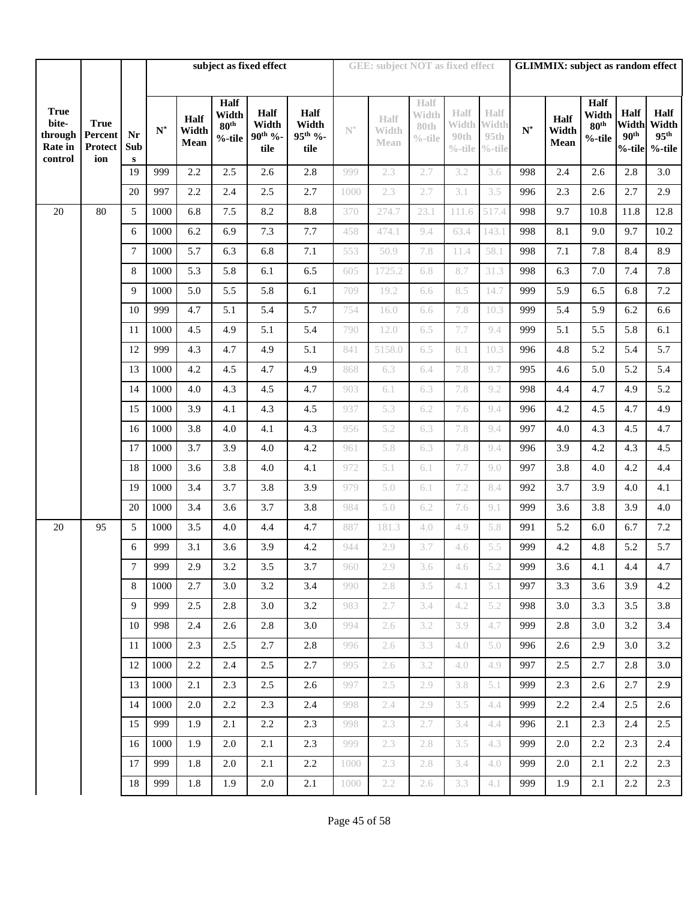| True bite-through Rate in control | True Percent Protection | Nr Subs | subject as fixed effect | | | | | GEE: subject NOT as fixed effect | | | | | GLIMMIX: subject as random effect | | | | |
|---|---|---|---|---|---|---|---|---|---|---|---|---|---|---|---|---|---|
| | | | N* | Half Width Mean | Half Width 80th %-tile | Half Width 90th %-tile | Half Width 95th %-tile | N* | Half Width Mean | Half Width 80th %-tile | Half Width 90th %-tile | Half Width 95th %-tile | N* | Half Width Mean | Half Width 80th %-tile | Half Width 90th %-tile | Half Width 95th %-tile |
| | | 19 | 999 | 2.2 | 2.5 | 2.6 | 2.8 | 999 | 2.3 | 2.7 | 3.2 | 3.6 | 998 | 2.4 | 2.6 | 2.8 | 3.0 |
| | | 20 | 997 | 2.2 | 2.4 | 2.5 | 2.7 | 1000 | 2.3 | 2.7 | 3.1 | 3.5 | 996 | 2.3 | 2.6 | 2.7 | 2.9 |
| 20 | 80 | 5 | 1000 | 6.8 | 7.5 | 8.2 | 8.8 | 370 | 274.7 | 23.1 | 111.6 | 517.4 | 998 | 9.7 | 10.8 | 11.8 | 12.8 |
| | | 6 | 1000 | 6.2 | 6.9 | 7.3 | 7.7 | 458 | 474.1 | 9.4 | 63.4 | 143.1 | 998 | 8.1 | 9.0 | 9.7 | 10.2 |
| | | 7 | 1000 | 5.7 | 6.3 | 6.8 | 7.1 | 553 | 50.9 | 7.8 | 11.4 | 58.1 | 998 | 7.1 | 7.8 | 8.4 | 8.9 |
| | | 8 | 1000 | 5.3 | 5.8 | 6.1 | 6.5 | 605 | 1725.2 | 6.8 | 8.7 | 31.3 | 998 | 6.3 | 7.0 | 7.4 | 7.8 |
| | | 9 | 1000 | 5.0 | 5.5 | 5.8 | 6.1 | 709 | 19.2 | 6.6 | 8.5 | 14.7 | 999 | 5.9 | 6.5 | 6.8 | 7.2 |
| | | 10 | 999 | 4.7 | 5.1 | 5.4 | 5.7 | 754 | 16.0 | 6.6 | 7.8 | 10.3 | 999 | 5.4 | 5.9 | 6.2 | 6.6 |
| | | 11 | 1000 | 4.5 | 4.9 | 5.1 | 5.4 | 790 | 12.0 | 6.5 | 7.7 | 9.4 | 999 | 5.1 | 5.5 | 5.8 | 6.1 |
| | | 12 | 999 | 4.3 | 4.7 | 4.9 | 5.1 | 841 | 5158.0 | 6.5 | 8.1 | 10.3 | 996 | 4.8 | 5.2 | 5.4 | 5.7 |
| | | 13 | 1000 | 4.2 | 4.5 | 4.7 | 4.9 | 868 | 6.3 | 6.4 | 7.8 | 9.7 | 995 | 4.6 | 5.0 | 5.2 | 5.4 |
| | | 14 | 1000 | 4.0 | 4.3 | 4.5 | 4.7 | 903 | 6.1 | 6.3 | 7.8 | 9.2 | 998 | 4.4 | 4.7 | 4.9 | 5.2 |
| | | 15 | 1000 | 3.9 | 4.1 | 4.3 | 4.5 | 937 | 5.3 | 6.2 | 7.6 | 9.4 | 996 | 4.2 | 4.5 | 4.7 | 4.9 |
| | | 16 | 1000 | 3.8 | 4.0 | 4.1 | 4.3 | 956 | 5.2 | 6.3 | 7.8 | 9.4 | 997 | 4.0 | 4.3 | 4.5 | 4.7 |
| | | 17 | 1000 | 3.7 | 3.9 | 4.0 | 4.2 | 961 | 5.8 | 6.3 | 7.8 | 9.4 | 996 | 3.9 | 4.2 | 4.3 | 4.5 |
| | | 18 | 1000 | 3.6 | 3.8 | 4.0 | 4.1 | 972 | 5.1 | 6.1 | 7.7 | 9.0 | 997 | 3.8 | 4.0 | 4.2 | 4.4 |
| | | 19 | 1000 | 3.4 | 3.7 | 3.8 | 3.9 | 979 | 5.0 | 6.1 | 7.2 | 8.4 | 992 | 3.7 | 3.9 | 4.0 | 4.1 |
| | | 20 | 1000 | 3.4 | 3.6 | 3.7 | 3.8 | 984 | 5.0 | 6.2 | 7.6 | 9.1 | 999 | 3.6 | 3.8 | 3.9 | 4.0 |
| 20 | 95 | 5 | 1000 | 3.5 | 4.0 | 4.4 | 4.7 | 887 | 181.3 | 4.0 | 4.9 | 5.8 | 991 | 5.2 | 6.0 | 6.7 | 7.2 |
| | | 6 | 999 | 3.1 | 3.6 | 3.9 | 4.2 | 944 | 2.9 | 3.7 | 4.6 | 5.5 | 999 | 4.2 | 4.8 | 5.2 | 5.7 |
| | | 7 | 999 | 2.9 | 3.2 | 3.5 | 3.7 | 960 | 2.9 | 3.6 | 4.6 | 5.2 | 999 | 3.6 | 4.1 | 4.4 | 4.7 |
| | | 8 | 1000 | 2.7 | 3.0 | 3.2 | 3.4 | 990 | 2.8 | 3.5 | 4.1 | 5.1 | 997 | 3.3 | 3.6 | 3.9 | 4.2 |
| | | 9 | 999 | 2.5 | 2.8 | 3.0 | 3.2 | 983 | 2.7 | 3.4 | 4.2 | 5.2 | 998 | 3.0 | 3.3 | 3.5 | 3.8 |
| | | 10 | 998 | 2.4 | 2.6 | 2.8 | 3.0 | 994 | 2.6 | 3.2 | 3.9 | 4.7 | 999 | 2.8 | 3.0 | 3.2 | 3.4 |
| | | 11 | 1000 | 2.3 | 2.5 | 2.7 | 2.8 | 996 | 2.6 | 3.3 | 4.0 | 5.0 | 996 | 2.6 | 2.9 | 3.0 | 3.2 |
| | | 12 | 1000 | 2.2 | 2.4 | 2.5 | 2.7 | 995 | 2.6 | 3.2 | 4.0 | 4.9 | 997 | 2.5 | 2.7 | 2.8 | 3.0 |
| | | 13 | 1000 | 2.1 | 2.3 | 2.5 | 2.6 | 997 | 2.5 | 2.9 | 3.8 | 5.1 | 999 | 2.3 | 2.6 | 2.7 | 2.9 |
| | | 14 | 1000 | 2.0 | 2.2 | 2.3 | 2.4 | 998 | 2.4 | 2.9 | 3.5 | 4.4 | 999 | 2.2 | 2.4 | 2.5 | 2.6 |
| | | 15 | 999 | 1.9 | 2.1 | 2.2 | 2.3 | 998 | 2.3 | 2.7 | 3.4 | 4.4 | 996 | 2.1 | 2.3 | 2.4 | 2.5 |
| | | 16 | 1000 | 1.9 | 2.0 | 2.1 | 2.3 | 999 | 2.3 | 2.8 | 3.5 | 4.3 | 999 | 2.0 | 2.2 | 2.3 | 2.4 |
| | | 17 | 999 | 1.8 | 2.0 | 2.1 | 2.2 | 1000 | 2.3 | 2.8 | 3.4 | 4.0 | 999 | 2.0 | 2.1 | 2.2 | 2.3 |
| | | 18 | 999 | 1.8 | 1.9 | 2.0 | 2.1 | 1000 | 2.2 | 2.6 | 3.3 | 4.1 | 999 | 1.9 | 2.1 | 2.2 | 2.3 |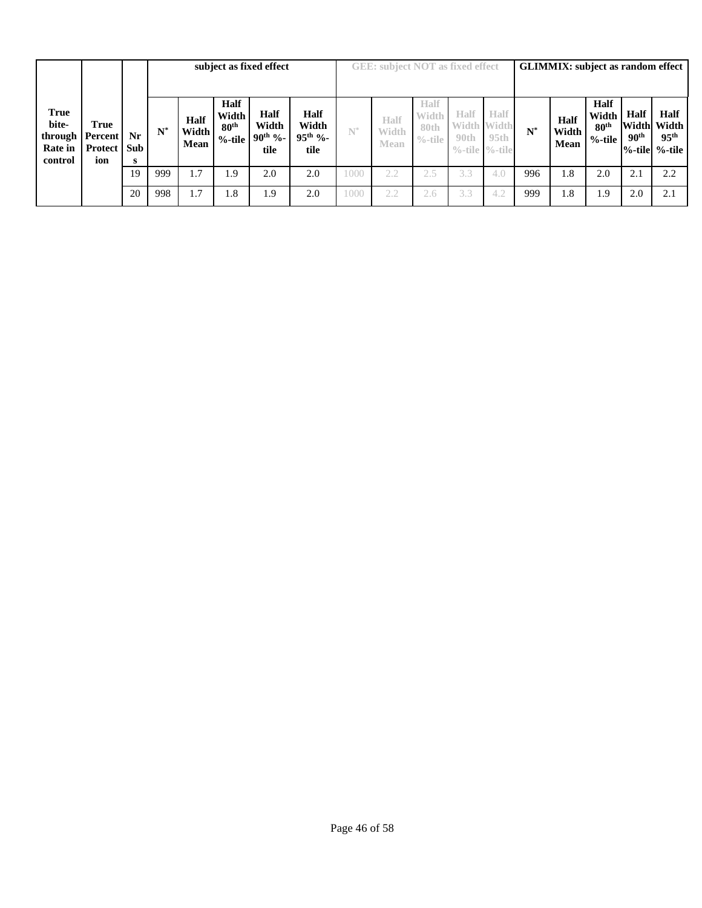| True bite-through Rate in control | True Percent Protection | Nr Subs | subject as fixed effect | | | | | GEE: subject NOT as fixed effect | | | | | GLIMMIX: subject as random effect | | | | |
|---|---|---|---|---|---|---|---|---|---|---|---|---|---|---|---|---|---|
| | | | N* | Half Width Mean | Half Width 80th %-tile | Half Width 90th %-tile | Half Width 95th %-tile | N* | Half Width Mean | Half Width 80th %-tile | Half Width 90th %-tile | Half Width 95th %-tile | N* | Half Width Mean | Half Width 80th %-tile | Half Width 90th %-tile | Half Width 95th %-tile |
| | | 19 | 999 | 1.7 | 1.9 | 2.0 | 2.0 | 1000 | 2.2 | 2.5 | 3.3 | 4.0 | 996 | 1.8 | 2.0 | 2.1 | 2.2 |
| | | 20 | 998 | 1.7 | 1.8 | 1.9 | 2.0 | 1000 | 2.2 | 2.6 | 3.3 | 4.2 | 999 | 1.8 | 1.9 | 2.0 | 2.1 |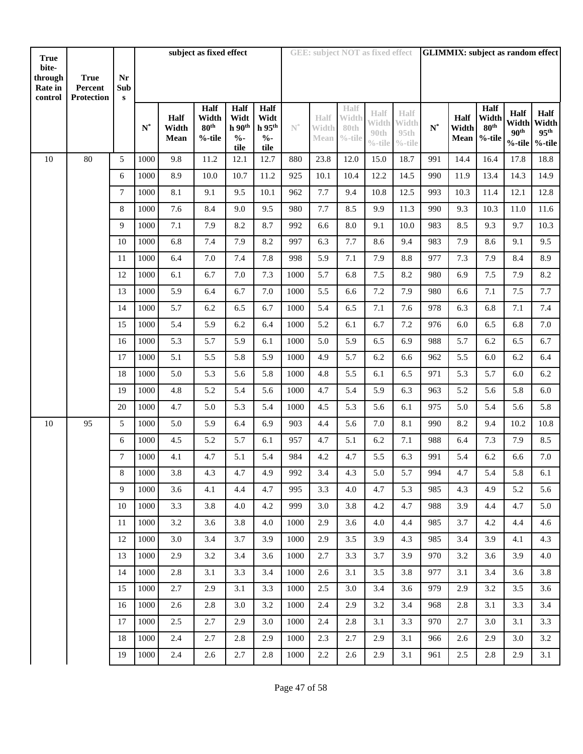| True bite-through Rate in control | True Percent Protection | Nr Subs | subject as fixed effect | | | | | GEE: subject NOT as fixed effect | | | | | GLIMMIX: subject as random effect | | | | |
|---|---|---|---|---|---|---|---|---|---|---|---|---|---|---|---|---|---|
| | | | N* | Half Width Mean | Half Width 80th %-tile | Half Width 90th %-tile | Half Width 95th %-tile | N* | Half Width Mean | Half Width 80th %-tile | Half Width 90th %-tile | Half Width 95th %-tile | N* | Half Width Mean | Half Width 80th %-tile | Half Width 90th %-tile | Half Width 95th %-tile |
| 10 | 80 | 5 | 1000 | 9.8 | 11.2 | 12.1 | 12.7 | 880 | 23.8 | 12.0 | 15.0 | 18.7 | 991 | 14.4 | 16.4 | 17.8 | 18.8 |
| | | 6 | 1000 | 8.9 | 10.0 | 10.7 | 11.2 | 925 | 10.1 | 10.4 | 12.2 | 14.5 | 990 | 11.9 | 13.4 | 14.3 | 14.9 |
| | | 7 | 1000 | 8.1 | 9.1 | 9.5 | 10.1 | 962 | 7.7 | 9.4 | 10.8 | 12.5 | 993 | 10.3 | 11.4 | 12.1 | 12.8 |
| | | 8 | 1000 | 7.6 | 8.4 | 9.0 | 9.5 | 980 | 7.7 | 8.5 | 9.9 | 11.3 | 990 | 9.3 | 10.3 | 11.0 | 11.6 |
| | | 9 | 1000 | 7.1 | 7.9 | 8.2 | 8.7 | 992 | 6.6 | 8.0 | 9.1 | 10.0 | 983 | 8.5 | 9.3 | 9.7 | 10.3 |
| | | 10 | 1000 | 6.8 | 7.4 | 7.9 | 8.2 | 997 | 6.3 | 7.7 | 8.6 | 9.4 | 983 | 7.9 | 8.6 | 9.1 | 9.5 |
| | | 11 | 1000 | 6.4 | 7.0 | 7.4 | 7.8 | 998 | 5.9 | 7.1 | 7.9 | 8.8 | 977 | 7.3 | 7.9 | 8.4 | 8.9 |
| | | 12 | 1000 | 6.1 | 6.7 | 7.0 | 7.3 | 1000 | 5.7 | 6.8 | 7.5 | 8.2 | 980 | 6.9 | 7.5 | 7.9 | 8.2 |
| | | 13 | 1000 | 5.9 | 6.4 | 6.7 | 7.0 | 1000 | 5.5 | 6.6 | 7.2 | 7.9 | 980 | 6.6 | 7.1 | 7.5 | 7.7 |
| | | 14 | 1000 | 5.7 | 6.2 | 6.5 | 6.7 | 1000 | 5.4 | 6.5 | 7.1 | 7.6 | 978 | 6.3 | 6.8 | 7.1 | 7.4 |
| | | 15 | 1000 | 5.4 | 5.9 | 6.2 | 6.4 | 1000 | 5.2 | 6.1 | 6.7 | 7.2 | 976 | 6.0 | 6.5 | 6.8 | 7.0 |
| | | 16 | 1000 | 5.3 | 5.7 | 5.9 | 6.1 | 1000 | 5.0 | 5.9 | 6.5 | 6.9 | 988 | 5.7 | 6.2 | 6.5 | 6.7 |
| | | 17 | 1000 | 5.1 | 5.5 | 5.8 | 5.9 | 1000 | 4.9 | 5.7 | 6.2 | 6.6 | 962 | 5.5 | 6.0 | 6.2 | 6.4 |
| | | 18 | 1000 | 5.0 | 5.3 | 5.6 | 5.8 | 1000 | 4.8 | 5.5 | 6.1 | 6.5 | 971 | 5.3 | 5.7 | 6.0 | 6.2 |
| | | 19 | 1000 | 4.8 | 5.2 | 5.4 | 5.6 | 1000 | 4.7 | 5.4 | 5.9 | 6.3 | 963 | 5.2 | 5.6 | 5.8 | 6.0 |
| | | 20 | 1000 | 4.7 | 5.0 | 5.3 | 5.4 | 1000 | 4.5 | 5.3 | 5.6 | 6.1 | 975 | 5.0 | 5.4 | 5.6 | 5.8 |
| 10 | 95 | 5 | 1000 | 5.0 | 5.9 | 6.4 | 6.9 | 903 | 4.4 | 5.6 | 7.0 | 8.1 | 990 | 8.2 | 9.4 | 10.2 | 10.8 |
| | | 6 | 1000 | 4.5 | 5.2 | 5.7 | 6.1 | 957 | 4.7 | 5.1 | 6.2 | 7.1 | 988 | 6.4 | 7.3 | 7.9 | 8.5 |
| | | 7 | 1000 | 4.1 | 4.7 | 5.1 | 5.4 | 984 | 4.2 | 4.7 | 5.5 | 6.3 | 991 | 5.4 | 6.2 | 6.6 | 7.0 |
| | | 8 | 1000 | 3.8 | 4.3 | 4.7 | 4.9 | 992 | 3.4 | 4.3 | 5.0 | 5.7 | 994 | 4.7 | 5.4 | 5.8 | 6.1 |
| | | 9 | 1000 | 3.6 | 4.1 | 4.4 | 4.7 | 995 | 3.3 | 4.0 | 4.7 | 5.3 | 985 | 4.3 | 4.9 | 5.2 | 5.6 |
| | | 10 | 1000 | 3.3 | 3.8 | 4.0 | 4.2 | 999 | 3.0 | 3.8 | 4.2 | 4.7 | 988 | 3.9 | 4.4 | 4.7 | 5.0 |
| | | 11 | 1000 | 3.2 | 3.6 | 3.8 | 4.0 | 1000 | 2.9 | 3.6 | 4.0 | 4.4 | 985 | 3.7 | 4.2 | 4.4 | 4.6 |
| | | 12 | 1000 | 3.0 | 3.4 | 3.7 | 3.9 | 1000 | 2.9 | 3.5 | 3.9 | 4.3 | 985 | 3.4 | 3.9 | 4.1 | 4.3 |
| | | 13 | 1000 | 2.9 | 3.2 | 3.4 | 3.6 | 1000 | 2.7 | 3.3 | 3.7 | 3.9 | 970 | 3.2 | 3.6 | 3.9 | 4.0 |
| | | 14 | 1000 | 2.8 | 3.1 | 3.3 | 3.4 | 1000 | 2.6 | 3.1 | 3.5 | 3.8 | 977 | 3.1 | 3.4 | 3.6 | 3.8 |
| | | 15 | 1000 | 2.7 | 2.9 | 3.1 | 3.3 | 1000 | 2.5 | 3.0 | 3.4 | 3.6 | 979 | 2.9 | 3.2 | 3.5 | 3.6 |
| | | 16 | 1000 | 2.6 | 2.8 | 3.0 | 3.2 | 1000 | 2.4 | 2.9 | 3.2 | 3.4 | 968 | 2.8 | 3.1 | 3.3 | 3.4 |
| | | 17 | 1000 | 2.5 | 2.7 | 2.9 | 3.0 | 1000 | 2.4 | 2.8 | 3.1 | 3.3 | 970 | 2.7 | 3.0 | 3.1 | 3.3 |
| | | 18 | 1000 | 2.4 | 2.7 | 2.8 | 2.9 | 1000 | 2.3 | 2.7 | 2.9 | 3.1 | 966 | 2.6 | 2.9 | 3.0 | 3.2 |
| | | 19 | 1000 | 2.4 | 2.6 | 2.7 | 2.8 | 1000 | 2.2 | 2.6 | 2.9 | 3.1 | 961 | 2.5 | 2.8 | 2.9 | 3.1 |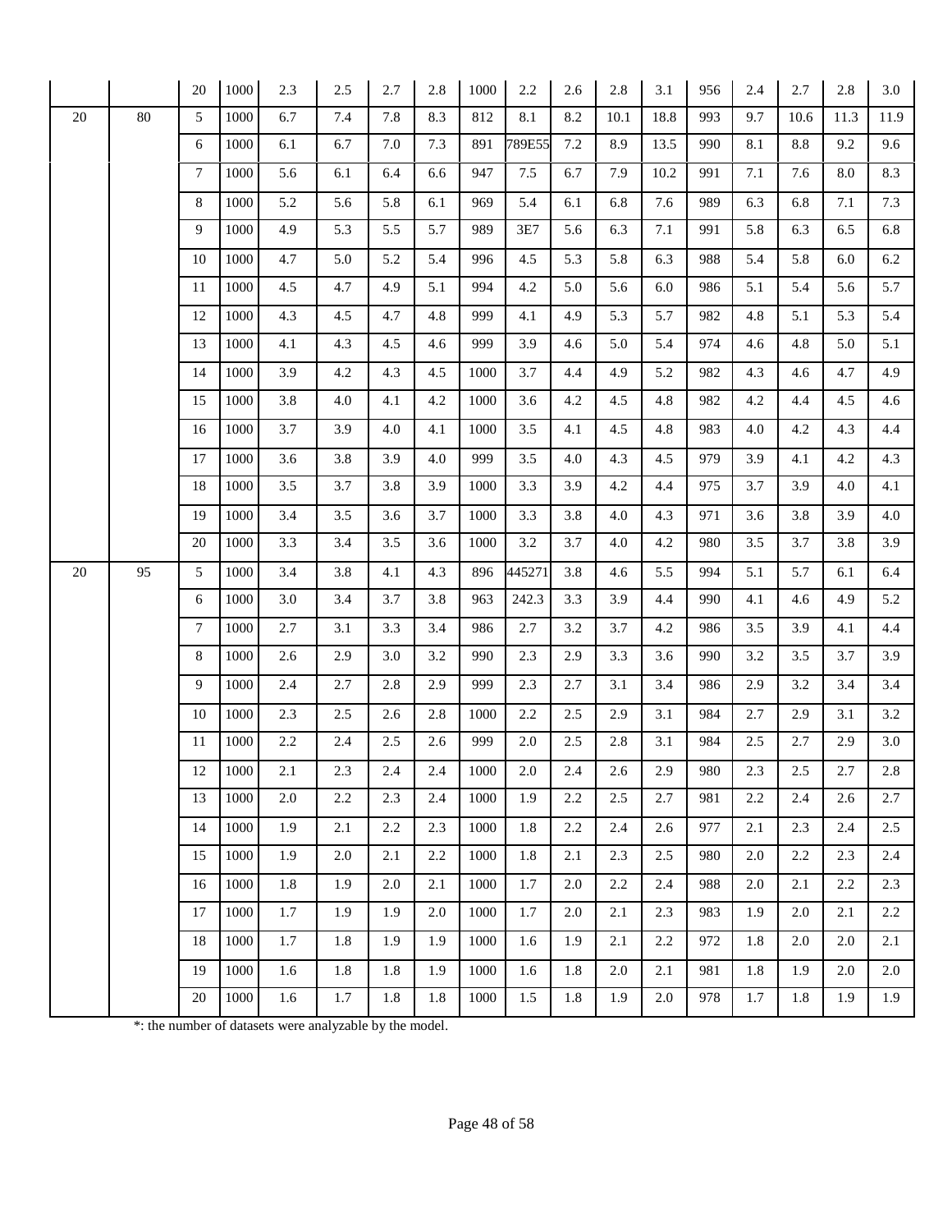| | | | | | | | | | | | | | | | | | |
|---|---|---|---|---|---|---|---|---|---|---|---|---|---|---|---|---|---|
| | | 20 | 1000 | 2.3 | 2.5 | 2.7 | 2.8 | 1000 | 2.2 | 2.6 | 2.8 | 3.1 | 956 | 2.4 | 2.7 | 2.8 | 3.0 |
| 20 | 80 | 5 | 1000 | 6.7 | 7.4 | 7.8 | 8.3 | 812 | 8.1 | 8.2 | 10.1 | 18.8 | 993 | 9.7 | 10.6 | 11.3 | 11.9 |
| | | 6 | 1000 | 6.1 | 6.7 | 7.0 | 7.3 | 891 | 789E55 | 7.2 | 8.9 | 13.5 | 990 | 8.1 | 8.8 | 9.2 | 9.6 |
| | | 7 | 1000 | 5.6 | 6.1 | 6.4 | 6.6 | 947 | 7.5 | 6.7 | 7.9 | 10.2 | 991 | 7.1 | 7.6 | 8.0 | 8.3 |
| | | 8 | 1000 | 5.2 | 5.6 | 5.8 | 6.1 | 969 | 5.4 | 6.1 | 6.8 | 7.6 | 989 | 6.3 | 6.8 | 7.1 | 7.3 |
| | | 9 | 1000 | 4.9 | 5.3 | 5.5 | 5.7 | 989 | 3E7 | 5.6 | 6.3 | 7.1 | 991 | 5.8 | 6.3 | 6.5 | 6.8 |
| | | 10 | 1000 | 4.7 | 5.0 | 5.2 | 5.4 | 996 | 4.5 | 5.3 | 5.8 | 6.3 | 988 | 5.4 | 5.8 | 6.0 | 6.2 |
| | | 11 | 1000 | 4.5 | 4.7 | 4.9 | 5.1 | 994 | 4.2 | 5.0 | 5.6 | 6.0 | 986 | 5.1 | 5.4 | 5.6 | 5.7 |
| | | 12 | 1000 | 4.3 | 4.5 | 4.7 | 4.8 | 999 | 4.1 | 4.9 | 5.3 | 5.7 | 982 | 4.8 | 5.1 | 5.3 | 5.4 |
| | | 13 | 1000 | 4.1 | 4.3 | 4.5 | 4.6 | 999 | 3.9 | 4.6 | 5.0 | 5.4 | 974 | 4.6 | 4.8 | 5.0 | 5.1 |
| | | 14 | 1000 | 3.9 | 4.2 | 4.3 | 4.5 | 1000 | 3.7 | 4.4 | 4.9 | 5.2 | 982 | 4.3 | 4.6 | 4.7 | 4.9 |
| | | 15 | 1000 | 3.8 | 4.0 | 4.1 | 4.2 | 1000 | 3.6 | 4.2 | 4.5 | 4.8 | 982 | 4.2 | 4.4 | 4.5 | 4.6 |
| | | 16 | 1000 | 3.7 | 3.9 | 4.0 | 4.1 | 1000 | 3.5 | 4.1 | 4.5 | 4.8 | 983 | 4.0 | 4.2 | 4.3 | 4.4 |
| | | 17 | 1000 | 3.6 | 3.8 | 3.9 | 4.0 | 999 | 3.5 | 4.0 | 4.3 | 4.5 | 979 | 3.9 | 4.1 | 4.2 | 4.3 |
| | | 18 | 1000 | 3.5 | 3.7 | 3.8 | 3.9 | 1000 | 3.3 | 3.9 | 4.2 | 4.4 | 975 | 3.7 | 3.9 | 4.0 | 4.1 |
| | | 19 | 1000 | 3.4 | 3.5 | 3.6 | 3.7 | 1000 | 3.3 | 3.8 | 4.0 | 4.3 | 971 | 3.6 | 3.8 | 3.9 | 4.0 |
| | | 20 | 1000 | 3.3 | 3.4 | 3.5 | 3.6 | 1000 | 3.2 | 3.7 | 4.0 | 4.2 | 980 | 3.5 | 3.7 | 3.8 | 3.9 |
| 20 | 95 | 5 | 1000 | 3.4 | 3.8 | 4.1 | 4.3 | 896 | 445271 | 3.8 | 4.6 | 5.5 | 994 | 5.1 | 5.7 | 6.1 | 6.4 |
| | | 6 | 1000 | 3.0 | 3.4 | 3.7 | 3.8 | 963 | 242.3 | 3.3 | 3.9 | 4.4 | 990 | 4.1 | 4.6 | 4.9 | 5.2 |
| | | 7 | 1000 | 2.7 | 3.1 | 3.3 | 3.4 | 986 | 2.7 | 3.2 | 3.7 | 4.2 | 986 | 3.5 | 3.9 | 4.1 | 4.4 |
| | | 8 | 1000 | 2.6 | 2.9 | 3.0 | 3.2 | 990 | 2.3 | 2.9 | 3.3 | 3.6 | 990 | 3.2 | 3.5 | 3.7 | 3.9 |
| | | 9 | 1000 | 2.4 | 2.7 | 2.8 | 2.9 | 999 | 2.3 | 2.7 | 3.1 | 3.4 | 986 | 2.9 | 3.2 | 3.4 | 3.4 |
| | | 10 | 1000 | 2.3 | 2.5 | 2.6 | 2.8 | 1000 | 2.2 | 2.5 | 2.9 | 3.1 | 984 | 2.7 | 2.9 | 3.1 | 3.2 |
| | | 11 | 1000 | 2.2 | 2.4 | 2.5 | 2.6 | 999 | 2.0 | 2.5 | 2.8 | 3.1 | 984 | 2.5 | 2.7 | 2.9 | 3.0 |
| | | 12 | 1000 | 2.1 | 2.3 | 2.4 | 2.4 | 1000 | 2.0 | 2.4 | 2.6 | 2.9 | 980 | 2.3 | 2.5 | 2.7 | 2.8 |
| | | 13 | 1000 | 2.0 | 2.2 | 2.3 | 2.4 | 1000 | 1.9 | 2.2 | 2.5 | 2.7 | 981 | 2.2 | 2.4 | 2.6 | 2.7 |
| | | 14 | 1000 | 1.9 | 2.1 | 2.2 | 2.3 | 1000 | 1.8 | 2.2 | 2.4 | 2.6 | 977 | 2.1 | 2.3 | 2.4 | 2.5 |
| | | 15 | 1000 | 1.9 | 2.0 | 2.1 | 2.2 | 1000 | 1.8 | 2.1 | 2.3 | 2.5 | 980 | 2.0 | 2.2 | 2.3 | 2.4 |
| | | 16 | 1000 | 1.8 | 1.9 | 2.0 | 2.1 | 1000 | 1.7 | 2.0 | 2.2 | 2.4 | 988 | 2.0 | 2.1 | 2.2 | 2.3 |
| | | 17 | 1000 | 1.7 | 1.9 | 1.9 | 2.0 | 1000 | 1.7 | 2.0 | 2.1 | 2.3 | 983 | 1.9 | 2.0 | 2.1 | 2.2 |
| | | 18 | 1000 | 1.7 | 1.8 | 1.9 | 1.9 | 1000 | 1.6 | 1.9 | 2.1 | 2.2 | 972 | 1.8 | 2.0 | 2.0 | 2.1 |
| | | 19 | 1000 | 1.6 | 1.8 | 1.8 | 1.9 | 1000 | 1.6 | 1.8 | 2.0 | 2.1 | 981 | 1.8 | 1.9 | 2.0 | 2.0 |
| | | 20 | 1000 | 1.6 | 1.7 | 1.8 | 1.8 | 1000 | 1.5 | 1.8 | 1.9 | 2.0 | 978 | 1.7 | 1.8 | 1.9 | 1.9 |

*: the number of datasets were analyzable by the model.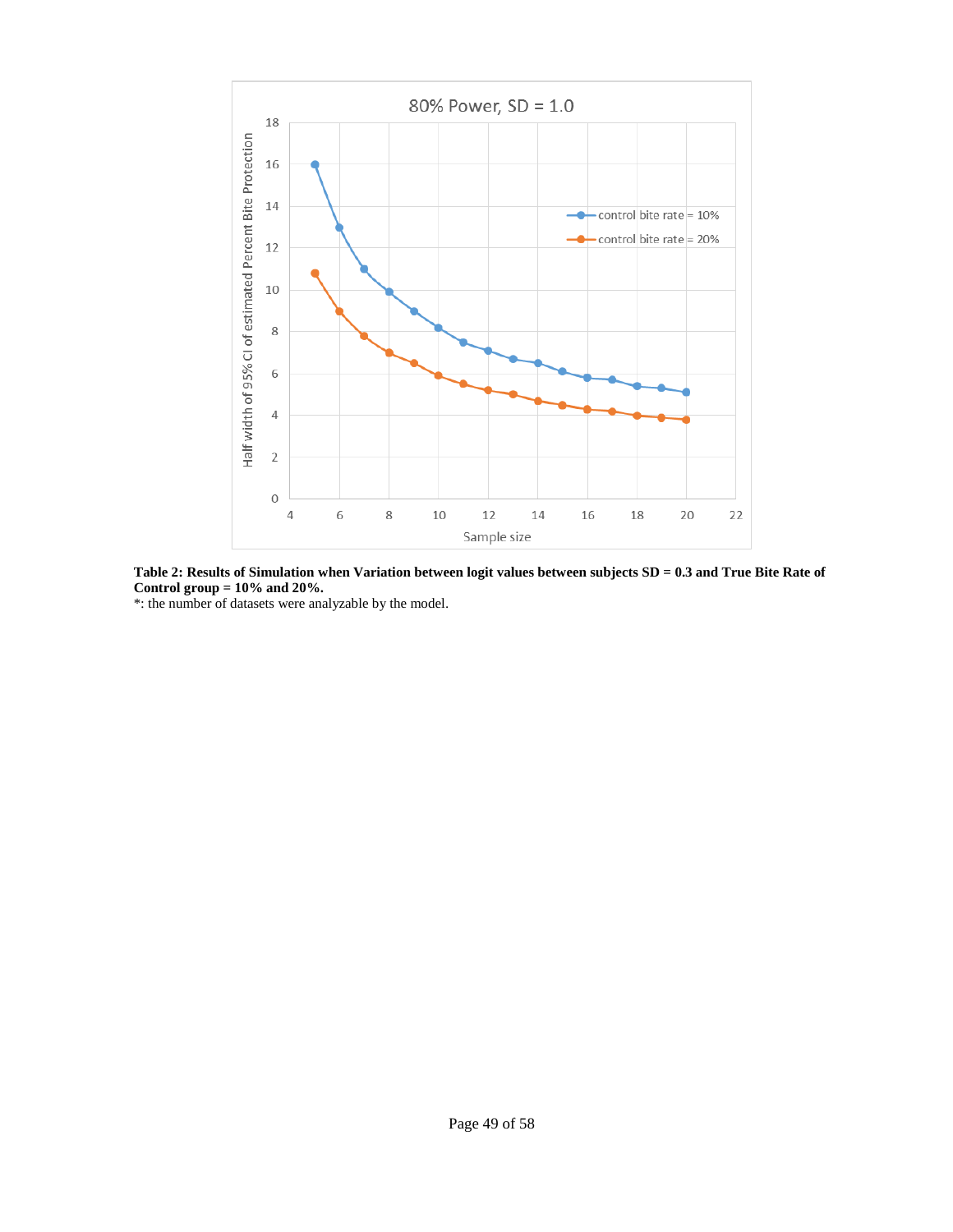**Table 2: Results of Simulation when Variation between logit values between subjects SD = 0.3 and True Bite Rate of Control group = 10% and 20%.**

*: the number of datasets were analyzable by the model.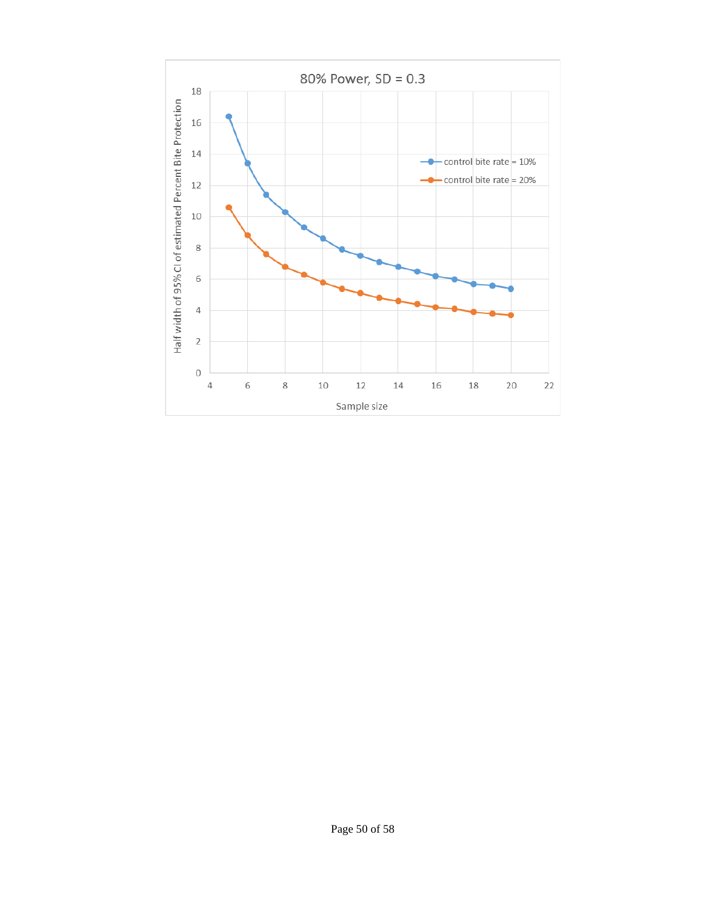**80% Power, SD = 0.3**

Half width of 95% CI of estimated Percent Bite Protection

Sample size

- control bite rate = 10%
- control bite rate = 20%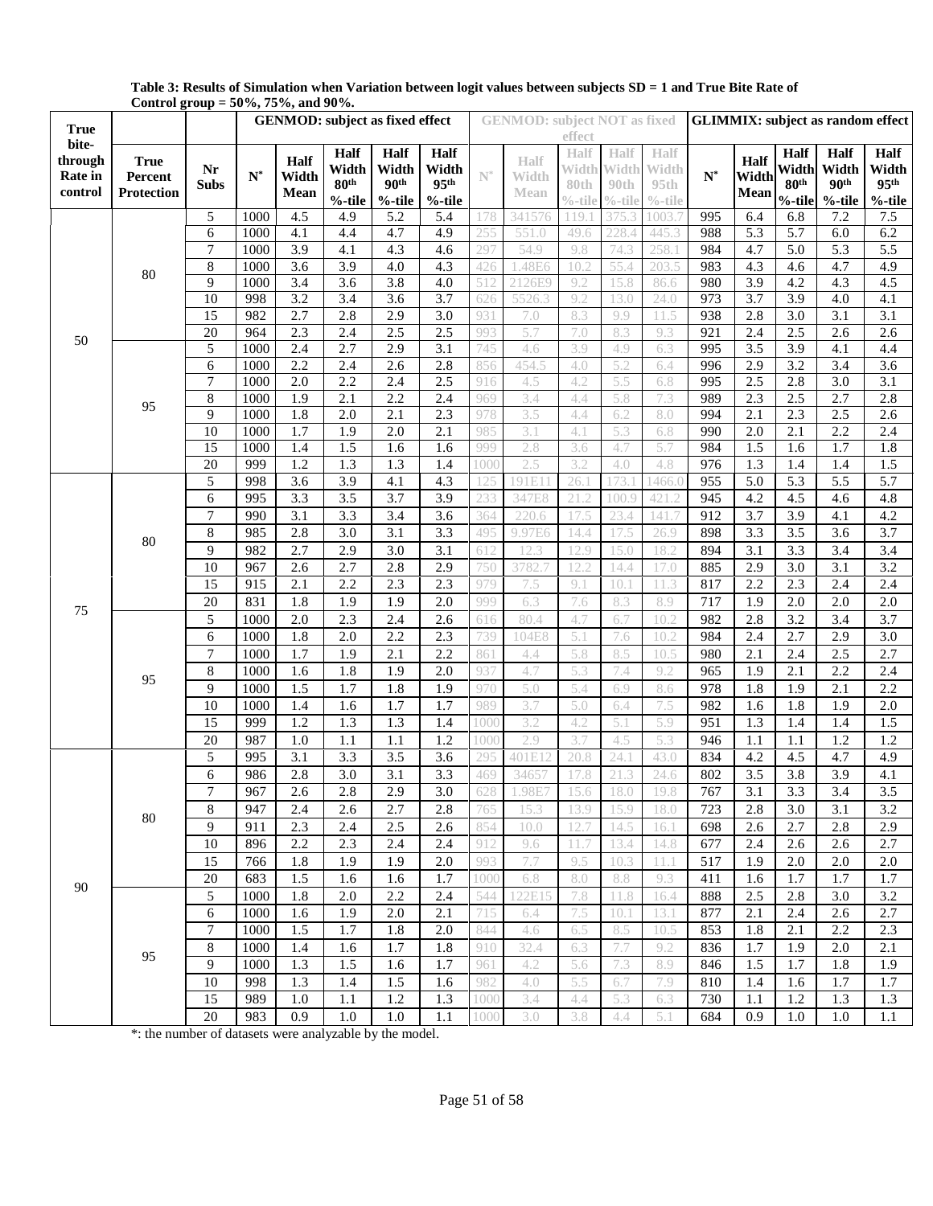**Table 3: Results of Simulation when Variation between logit values between subjects SD = 1 and True Bite Rate of Control group = 50%, 75%, and 90%.**

| True bite-through Rate in control | True Percent Protection | Nr Subs | GENMOD: subject as fixed effect | | | | | GENMOD: subject NOT as fixed effect | | | | | GLIMMIX: subject as random effect | | | | |
|---|---|---|---|---|---|---|---|---|---|---|---|---|---|---|---|---|---|
| | | | N* | Half Width Mean | Half Width 80th %-tile | Half Width 90th %-tile | Half Width 95th %-tile | N* | Half Width Mean | Half Width 80th %-tile | Half Width 90th %-tile | Half Width 95th %-tile | N* | Half Width Mean | Half Width 80th %-tile | Half Width 90th %-tile | Half Width 95th %-tile |
| 50 | 80 | 5 | 1000 | 4.5 | 4.9 | 5.2 | 5.4 | 178 | 341576 | 119.1 | 375.3 | 1003.7 | 995 | 6.4 | 6.8 | 7.2 | 7.5 |
| | | 6 | 1000 | 4.1 | 4.4 | 4.7 | 4.9 | 255 | 551.0 | 49.6 | 228.4 | 445.3 | 988 | 5.3 | 5.7 | 6.0 | 6.2 |
| | | 7 | 1000 | 3.9 | 4.1 | 4.3 | 4.6 | 297 | 54.9 | 9.8 | 74.3 | 258.1 | 984 | 4.7 | 5.0 | 5.3 | 5.5 |
| | | 8 | 1000 | 3.6 | 3.9 | 4.0 | 4.3 | 426 | 1.48E6 | 10.2 | 55.4 | 203.5 | 983 | 4.3 | 4.6 | 4.7 | 4.9 |
| | | 9 | 1000 | 3.4 | 3.6 | 3.8 | 4.0 | 512 | 2126E9 | 9.2 | 15.8 | 86.6 | 980 | 3.9 | 4.2 | 4.3 | 4.5 |
| | | 10 | 998 | 3.2 | 3.4 | 3.6 | 3.7 | 626 | 5526.3 | 9.2 | 13.0 | 24.0 | 973 | 3.7 | 3.9 | 4.0 | 4.1 |
| | | 15 | 982 | 2.7 | 2.8 | 2.9 | 3.0 | 931 | 7.0 | 8.3 | 9.9 | 11.5 | 938 | 2.8 | 3.0 | 3.1 | 3.1 |
| | | 20 | 964 | 2.3 | 2.4 | 2.5 | 2.5 | 993 | 5.7 | 7.0 | 8.3 | 9.3 | 921 | 2.4 | 2.5 | 2.6 | 2.6 |
| | 95 | 5 | 1000 | 2.4 | 2.7 | 2.9 | 3.1 | 745 | 4.6 | 3.9 | 4.9 | 6.3 | 995 | 3.5 | 3.9 | 4.1 | 4.4 |
| | | 6 | 1000 | 2.2 | 2.4 | 2.6 | 2.8 | 856 | 454.5 | 4.0 | 5.2 | 6.4 | 996 | 2.9 | 3.2 | 3.4 | 3.6 |
| | | 7 | 1000 | 2.0 | 2.2 | 2.4 | 2.5 | 916 | 4.5 | 4.2 | 5.5 | 6.8 | 995 | 2.5 | 2.8 | 3.0 | 3.1 |
| | | 8 | 1000 | 1.9 | 2.1 | 2.2 | 2.4 | 969 | 3.4 | 4.4 | 5.8 | 7.3 | 989 | 2.3 | 2.5 | 2.7 | 2.8 |
| | | 9 | 1000 | 1.8 | 2.0 | 2.1 | 2.3 | 978 | 3.5 | 4.4 | 6.2 | 8.0 | 994 | 2.1 | 2.3 | 2.5 | 2.6 |
| | | 10 | 1000 | 1.7 | 1.9 | 2.0 | 2.1 | 985 | 3.1 | 4.1 | 5.3 | 6.8 | 990 | 2.0 | 2.1 | 2.2 | 2.4 |
| | | 15 | 1000 | 1.4 | 1.5 | 1.6 | 1.6 | 999 | 2.8 | 3.6 | 4.7 | 5.7 | 984 | 1.5 | 1.6 | 1.7 | 1.8 |
| | | 20 | 999 | 1.2 | 1.3 | 1.3 | 1.4 | 1000 | 2.5 | 3.2 | 4.0 | 4.8 | 976 | 1.3 | 1.4 | 1.4 | 1.5 |
| 75 | 80 | 5 | 998 | 3.6 | 3.9 | 4.1 | 4.3 | 125 | 191E11 | 26.1 | 173.1 | 1466.0 | 955 | 5.0 | 5.3 | 5.5 | 5.7 |
| | | 6 | 995 | 3.3 | 3.5 | 3.7 | 3.9 | 233 | 347E8 | 21.2 | 100.9 | 421.2 | 945 | 4.2 | 4.5 | 4.6 | 4.8 |
| | | 7 | 990 | 3.1 | 3.3 | 3.4 | 3.6 | 364 | 220.6 | 17.5 | 23.4 | 141.7 | 912 | 3.7 | 3.9 | 4.1 | 4.2 |
| | | 8 | 985 | 2.8 | 3.0 | 3.1 | 3.3 | 495 | 9.97E6 | 14.4 | 17.5 | 26.9 | 898 | 3.3 | 3.5 | 3.6 | 3.7 |
| | | 9 | 982 | 2.7 | 2.9 | 3.0 | 3.1 | 612 | 12.3 | 12.9 | 15.0 | 18.2 | 894 | 3.1 | 3.3 | 3.4 | 3.4 |
| | | 10 | 967 | 2.6 | 2.7 | 2.8 | 2.9 | 750 | 3782.7 | 12.2 | 14.4 | 17.0 | 885 | 2.9 | 3.0 | 3.1 | 3.2 |
| | | 15 | 915 | 2.1 | 2.2 | 2.3 | 2.3 | 979 | 7.5 | 9.1 | 10.1 | 11.3 | 817 | 2.2 | 2.3 | 2.4 | 2.4 |
| | | 20 | 831 | 1.8 | 1.9 | 1.9 | 2.0 | 999 | 6.3 | 7.6 | 8.3 | 8.9 | 717 | 1.9 | 2.0 | 2.0 | 2.0 |
| | 95 | 5 | 1000 | 2.0 | 2.3 | 2.4 | 2.6 | 616 | 80.4 | 4.7 | 6.7 | 10.2 | 982 | 2.8 | 3.2 | 3.4 | 3.7 |
| | | 6 | 1000 | 1.8 | 2.0 | 2.2 | 2.3 | 739 | 104E8 | 5.1 | 7.6 | 10.2 | 984 | 2.4 | 2.7 | 2.9 | 3.0 |
| | | 7 | 1000 | 1.7 | 1.9 | 2.1 | 2.2 | 861 | 4.4 | 5.8 | 8.5 | 10.5 | 980 | 2.1 | 2.4 | 2.5 | 2.7 |
| | | 8 | 1000 | 1.6 | 1.8 | 1.9 | 2.0 | 937 | 4.7 | 5.3 | 7.4 | 9.2 | 965 | 1.9 | 2.1 | 2.2 | 2.4 |
| | | 9 | 1000 | 1.5 | 1.7 | 1.8 | 1.9 | 970 | 5.0 | 5.4 | 6.9 | 8.6 | 978 | 1.8 | 1.9 | 2.1 | 2.2 |
| | | 10 | 1000 | 1.4 | 1.6 | 1.7 | 1.7 | 989 | 3.7 | 5.0 | 6.4 | 7.5 | 982 | 1.6 | 1.8 | 1.9 | 2.0 |
| | | 15 | 999 | 1.2 | 1.3 | 1.3 | 1.4 | 1000 | 3.2 | 4.2 | 5.1 | 5.9 | 951 | 1.3 | 1.4 | 1.4 | 1.5 |
| | | 20 | 987 | 1.0 | 1.1 | 1.1 | 1.2 | 1000 | 2.9 | 3.7 | 4.5 | 5.3 | 946 | 1.1 | 1.1 | 1.2 | 1.2 |
| 90 | 80 | 5 | 995 | 3.1 | 3.3 | 3.5 | 3.6 | 295 | 401E12 | 20.8 | 24.1 | 43.0 | 834 | 4.2 | 4.5 | 4.7 | 4.9 |
| | | 6 | 986 | 2.8 | 3.0 | 3.1 | 3.3 | 469 | 34657 | 17.8 | 21.3 | 24.6 | 802 | 3.5 | 3.8 | 3.9 | 4.1 |
| | | 7 | 967 | 2.6 | 2.8 | 2.9 | 3.0 | 628 | 1.98E7 | 15.6 | 18.0 | 19.8 | 767 | 3.1 | 3.3 | 3.4 | 3.5 |
| | | 8 | 947 | 2.4 | 2.6 | 2.7 | 2.8 | 765 | 15.3 | 13.9 | 15.9 | 18.0 | 723 | 2.8 | 3.0 | 3.1 | 3.2 |
| | | 9 | 911 | 2.3 | 2.4 | 2.5 | 2.6 | 854 | 10.0 | 12.7 | 14.5 | 16.1 | 698 | 2.6 | 2.7 | 2.8 | 2.9 |
| | | 10 | 896 | 2.2 | 2.3 | 2.4 | 2.4 | 912 | 9.6 | 11.7 | 13.4 | 14.8 | 677 | 2.4 | 2.6 | 2.6 | 2.7 |
| | | 15 | 766 | 1.8 | 1.9 | 1.9 | 2.0 | 993 | 7.7 | 9.5 | 10.3 | 11.1 | 517 | 1.9 | 2.0 | 2.0 | 2.0 |
| | | 20 | 683 | 1.5 | 1.6 | 1.6 | 1.7 | 1000 | 6.8 | 8.0 | 8.8 | 9.3 | 411 | 1.6 | 1.7 | 1.7 | 1.7 |
| | 95 | 5 | 1000 | 1.8 | 2.0 | 2.2 | 2.4 | 544 | 122E15 | 7.8 | 11.8 | 16.4 | 888 | 2.5 | 2.8 | 3.0 | 3.2 |
| | | 6 | 1000 | 1.6 | 1.9 | 2.0 | 2.1 | 715 | 6.4 | 7.5 | 10.1 | 13.1 | 877 | 2.1 | 2.4 | 2.6 | 2.7 |
| | | 7 | 1000 | 1.5 | 1.7 | 1.8 | 2.0 | 844 | 4.6 | 6.5 | 8.5 | 10.5 | 853 | 1.8 | 2.1 | 2.2 | 2.3 |
| | | 8 | 1000 | 1.4 | 1.6 | 1.7 | 1.8 | 910 | 32.4 | 6.3 | 7.7 | 9.2 | 836 | 1.7 | 1.9 | 2.0 | 2.1 |
| | | 9 | 1000 | 1.3 | 1.5 | 1.6 | 1.7 | 961 | 4.2 | 5.6 | 7.3 | 8.9 | 846 | 1.5 | 1.7 | 1.8 | 1.9 |
| | | 10 | 998 | 1.3 | 1.4 | 1.5 | 1.6 | 982 | 4.0 | 5.5 | 6.7 | 7.9 | 810 | 1.4 | 1.6 | 1.7 | 1.7 |
| | | 15 | 989 | 1.0 | 1.1 | 1.2 | 1.3 | 1000 | 3.4 | 4.4 | 5.3 | 6.3 | 730 | 1.1 | 1.2 | 1.3 | 1.3 |
| | | 20 | 983 | 0.9 | 1.0 | 1.0 | 1.1 | 1000 | 3.0 | 3.8 | 4.4 | 5.1 | 684 | 0.9 | 1.0 | 1.0 | 1.1 |

*: the number of datasets were analyzable by the model.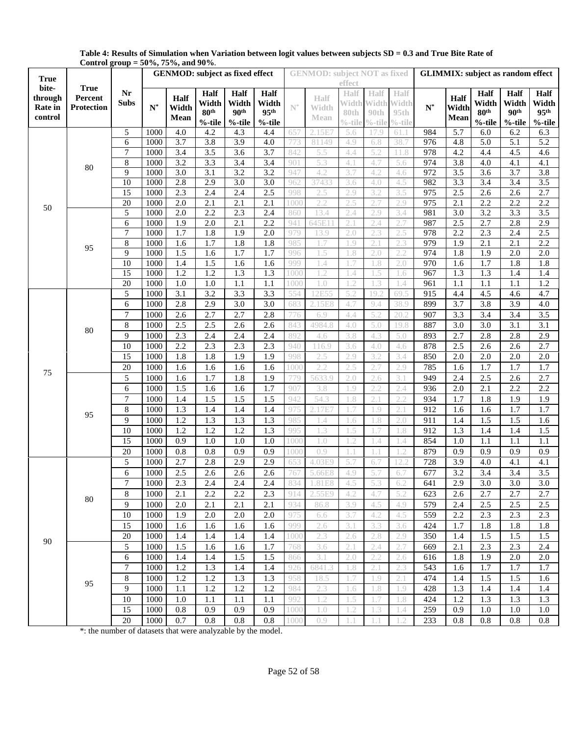**Table 4: Results of Simulation when Variation between logit values between subjects SD = 0.3 and True Bite Rate of Control group = 50%, 75%, and 90%.**

| True bite-through Rate in control | True Percent Protection | Nr Subs | GENMOD: subject as fixed effect | | | | | GENMOD: subject NOT as fixed effect | | | | | GLIMMIX: subject as random effect | | | | |
|---|---|---|---|---|---|---|---|---|---|---|---|---|---|---|---|---|---|
| | | | N* | Half Width Mean | Half Width 80th %-tile | Half Width 90th %-tile | Half Width 95th %-tile | N* | Half Width Mean | Half Width 80th %-tile | Half Width 90th %-tile | Half Width 95th %-tile | N* | Half Width Mean | Half Width 80th %-tile | Half Width 90th %-tile | Half Width 95th %-tile |
| 50 | 80 | 5 | 1000 | 4.0 | 4.2 | 4.3 | 4.4 | 657 | 2.15E7 | 5.6 | 17.9 | 61.1 | 984 | 5.7 | 6.0 | 6.2 | 6.3 |
| | | 6 | 1000 | 3.7 | 3.8 | 3.9 | 4.0 | 773 | 81149 | 4.9 | 6.8 | 38.7 | 976 | 4.8 | 5.0 | 5.1 | 5.2 |
| | | 7 | 1000 | 3.4 | 3.5 | 3.6 | 3.7 | 842 | 5.5 | 4.4 | 5.2 | 11.8 | 978 | 4.2 | 4.4 | 4.5 | 4.6 |
| | | 8 | 1000 | 3.2 | 3.3 | 3.4 | 3.4 | 901 | 5.3 | 4.1 | 4.7 | 5.6 | 974 | 3.8 | 4.0 | 4.1 | 4.1 |
| | | 9 | 1000 | 3.0 | 3.1 | 3.2 | 3.2 | 947 | 4.2 | 3.7 | 4.2 | 4.6 | 972 | 3.5 | 3.6 | 3.7 | 3.8 |
| | | 10 | 1000 | 2.8 | 2.9 | 3.0 | 3.0 | 962 | 37433 | 3.6 | 4.0 | 4.5 | 982 | 3.3 | 3.4 | 3.4 | 3.5 |
| | | 15 | 1000 | 2.3 | 2.4 | 2.4 | 2.5 | 998 | 2.5 | 2.9 | 3.2 | 3.5 | 975 | 2.5 | 2.6 | 2.6 | 2.7 |
| | | 20 | 1000 | 2.0 | 2.1 | 2.1 | 2.1 | 1000 | 2.2 | 2.5 | 2.7 | 2.9 | 975 | 2.1 | 2.2 | 2.2 | 2.2 |
| | 95 | 5 | 1000 | 2.0 | 2.2 | 2.3 | 2.4 | 860 | 13.4 | 2.4 | 2.9 | 3.4 | 981 | 3.0 | 3.2 | 3.3 | 3.5 |
| | | 6 | 1000 | 1.9 | 2.0 | 2.1 | 2.2 | 941 | 645E11 | 2.1 | 2.4 | 2.7 | 987 | 2.5 | 2.7 | 2.8 | 2.9 |
| | | 7 | 1000 | 1.7 | 1.8 | 1.9 | 2.0 | 979 | 13.9 | 2.0 | 2.3 | 2.5 | 978 | 2.2 | 2.3 | 2.4 | 2.5 |
| | | 8 | 1000 | 1.6 | 1.7 | 1.8 | 1.8 | 985 | 1.7 | 1.9 | 2.1 | 2.3 | 979 | 1.9 | 2.1 | 2.1 | 2.2 |
| | | 9 | 1000 | 1.5 | 1.6 | 1.7 | 1.7 | 996 | 1.5 | 1.8 | 2.0 | 2.2 | 974 | 1.8 | 1.9 | 2.0 | 2.0 |
| | | 10 | 1000 | 1.4 | 1.5 | 1.6 | 1.6 | 999 | 1.4 | 1.7 | 1.8 | 2.0 | 970 | 1.6 | 1.7 | 1.8 | 1.8 |
| | | 15 | 1000 | 1.2 | 1.2 | 1.3 | 1.3 | 1000 | 1.2 | 1.4 | 1.5 | 1.6 | 967 | 1.3 | 1.3 | 1.4 | 1.4 |
| | | 20 | 1000 | 1.0 | 1.0 | 1.1 | 1.1 | 1000 | 1.0 | 1.2 | 1.3 | 1.4 | 961 | 1.1 | 1.1 | 1.1 | 1.2 |
| 75 | 80 | 5 | 1000 | 3.1 | 3.2 | 3.3 | 3.3 | 554 | 12E55 | 5.2 | 19.2 | 69.5 | 915 | 4.4 | 4.5 | 4.6 | 4.7 |
| | | 6 | 1000 | 2.8 | 2.9 | 3.0 | 3.0 | 683 | 2.15E8 | 4.7 | 9.4 | 38.9 | 899 | 3.7 | 3.8 | 3.9 | 4.0 |
| | | 7 | 1000 | 2.6 | 2.7 | 2.7 | 2.8 | 776 | 6.9 | 4.4 | 5.2 | 20.2 | 907 | 3.3 | 3.4 | 3.4 | 3.5 |
| | | 8 | 1000 | 2.5 | 2.5 | 2.6 | 2.6 | 843 | 4984.8 | 4.0 | 5.0 | 19.8 | 887 | 3.0 | 3.0 | 3.1 | 3.1 |
| | | 9 | 1000 | 2.3 | 2.4 | 2.4 | 2.4 | 892 | 4.6 | 3.8 | 4.3 | 5.0 | 893 | 2.7 | 2.8 | 2.8 | 2.9 |
| | | 10 | 1000 | 2.2 | 2.3 | 2.3 | 2.3 | 940 | 116.9 | 3.6 | 4.0 | 4.6 | 878 | 2.5 | 2.6 | 2.6 | 2.7 |
| | | 15 | 1000 | 1.8 | 1.8 | 1.9 | 1.9 | 998 | 2.5 | 2.9 | 3.2 | 3.4 | 850 | 2.0 | 2.0 | 2.0 | 2.0 |
| | | 20 | 1000 | 1.6 | 1.6 | 1.6 | 1.6 | 1000 | 2.2 | 2.5 | 2.7 | 2.9 | 785 | 1.6 | 1.7 | 1.7 | 1.7 |
| | 95 | 5 | 1000 | 1.6 | 1.7 | 1.8 | 1.9 | 779 | 5633.9 | 2.0 | 2.6 | 3.1 | 949 | 2.4 | 2.5 | 2.6 | 2.7 |
| | | 6 | 1000 | 1.5 | 1.6 | 1.6 | 1.7 | 907 | 3.8 | 1.9 | 2.2 | 2.4 | 936 | 2.0 | 2.1 | 2.2 | 2.2 |
| | | 7 | 1000 | 1.4 | 1.5 | 1.5 | 1.5 | 942 | 54.3 | 1.8 | 2.1 | 2.2 | 934 | 1.7 | 1.8 | 1.9 | 1.9 |
| | | 8 | 1000 | 1.3 | 1.4 | 1.4 | 1.4 | 975 | 2.17E7 | 1.7 | 1.9 | 2.1 | 912 | 1.6 | 1.6 | 1.7 | 1.7 |
| | | 9 | 1000 | 1.2 | 1.3 | 1.3 | 1.3 | 985 | 1.4 | 1.6 | 1.8 | 2.0 | 911 | 1.4 | 1.5 | 1.5 | 1.6 |
| | | 10 | 1000 | 1.2 | 1.2 | 1.2 | 1.3 | 995 | 1.3 | 1.5 | 1.7 | 1.8 | 912 | 1.3 | 1.4 | 1.4 | 1.5 |
| | | 15 | 1000 | 0.9 | 1.0 | 1.0 | 1.0 | 1000 | 1.0 | 1.2 | 1.4 | 1.4 | 854 | 1.0 | 1.1 | 1.1 | 1.1 |
| | | 20 | 1000 | 0.8 | 0.8 | 0.9 | 0.9 | 1000 | 0.9 | 1.1 | 1.1 | 1.2 | 879 | 0.9 | 0.9 | 0.9 | 0.9 |
| 90 | 80 | 5 | 1000 | 2.7 | 2.8 | 2.9 | 2.9 | 653 | 4.03E9 | 5.7 | 6.7 | 12.2 | 728 | 3.9 | 4.0 | 4.1 | 4.1 |
| | | 6 | 1000 | 2.5 | 2.6 | 2.6 | 2.6 | 767 | 5.66E8 | 4.9 | 5.7 | 6.7 | 677 | 3.2 | 3.4 | 3.4 | 3.5 |
| | | 7 | 1000 | 2.3 | 2.4 | 2.4 | 2.4 | 834 | 1.81E8 | 4.5 | 5.3 | 6.2 | 641 | 2.9 | 3.0 | 3.0 | 3.0 |
| | | 8 | 1000 | 2.1 | 2.2 | 2.2 | 2.3 | 914 | 2.55E9 | 4.2 | 4.7 | 5.2 | 623 | 2.6 | 2.7 | 2.7 | 2.7 |
| | | 9 | 1000 | 2.0 | 2.1 | 2.1 | 2.1 | 934 | 86.8 | 3.9 | 4.5 | 4.9 | 579 | 2.4 | 2.5 | 2.5 | 2.5 |
| | | 10 | 1000 | 1.9 | 2.0 | 2.0 | 2.0 | 975 | 6.6 | 3.7 | 4.2 | 4.5 | 559 | 2.2 | 2.3 | 2.3 | 2.3 |
| | | 15 | 1000 | 1.6 | 1.6 | 1.6 | 1.6 | 999 | 2.6 | 3.1 | 3.3 | 3.6 | 424 | 1.7 | 1.8 | 1.8 | 1.8 |
| | | 20 | 1000 | 1.4 | 1.4 | 1.4 | 1.4 | 1000 | 2.3 | 2.6 | 2.8 | 2.9 | 350 | 1.4 | 1.5 | 1.5 | 1.5 |
| | 95 | 5 | 1000 | 1.5 | 1.6 | 1.6 | 1.7 | 768 | 3.6 | 2.1 | 2.4 | 2.7 | 669 | 2.1 | 2.3 | 2.3 | 2.4 |
| | | 6 | 1000 | 1.4 | 1.4 | 1.5 | 1.5 | 866 | 3.1 | 2.0 | 2.2 | 2.6 | 616 | 1.8 | 1.9 | 2.0 | 2.0 |
| | | 7 | 1000 | 1.2 | 1.3 | 1.4 | 1.4 | 926 | 6841.3 | 1.8 | 2.1 | 2.3 | 543 | 1.6 | 1.7 | 1.7 | 1.7 |
| | | 8 | 1000 | 1.2 | 1.2 | 1.3 | 1.3 | 958 | 18.5 | 1.7 | 1.9 | 2.1 | 474 | 1.4 | 1.5 | 1.5 | 1.6 |
| | | 9 | 1000 | 1.1 | 1.2 | 1.2 | 1.2 | 984 | 2.3 | 1.6 | 1.8 | 1.9 | 428 | 1.3 | 1.4 | 1.4 | 1.4 |
| | | 10 | 1000 | 1.0 | 1.1 | 1.1 | 1.1 | 992 | 1.2 | 1.5 | 1.7 | 1.8 | 424 | 1.2 | 1.3 | 1.3 | 1.3 |
| | | 15 | 1000 | 0.8 | 0.9 | 0.9 | 0.9 | 1000 | 1.0 | 1.2 | 1.3 | 1.4 | 259 | 0.9 | 1.0 | 1.0 | 1.0 |
| | | 20 | 1000 | 0.7 | 0.8 | 0.8 | 0.8 | 1000 | 0.9 | 1.1 | 1.1 | 1.2 | 233 | 0.8 | 0.8 | 0.8 | 0.8 |

*: the number of datasets that were analyzable by the model.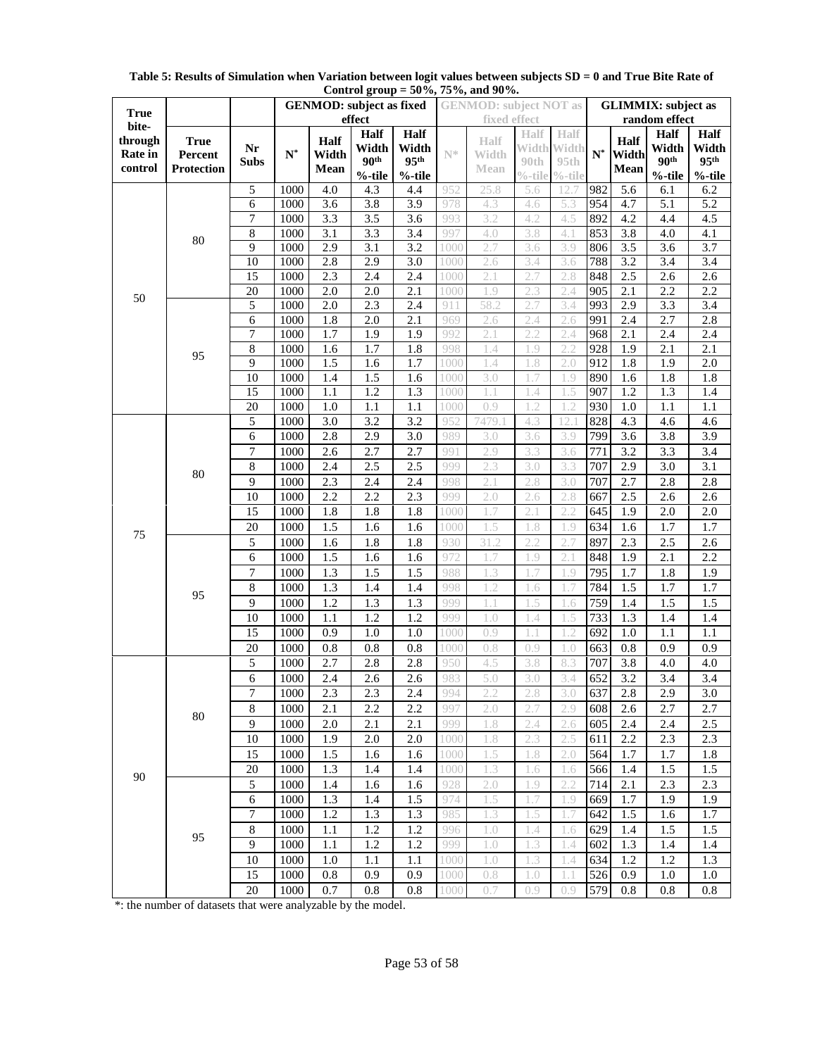**Table 5: Results of Simulation when Variation between logit values between subjects SD = 0 and True Bite Rate of Control group = 50%, 75%, and 90%.**

| True bite-through Rate in control | True Percent Protection | Nr Subs | GENMOD: subject as fixed effect | | | | GENMOD: subject NOT as fixed effect | | | | GLIMMIX: subject as random effect | | | |
|---|---|---|---|---|---|---|---|---|---|---|---|---|---|---|
| | | | N* | Half Width Mean | Half Width 90th %-tile | Half Width 95th %-tile | N* | Half Width Mean | Half Width 90th %-tile | Half Width 95th %-tile | N* | Half Width Mean | Half Width 90th %-tile | Half Width 95th %-tile |
| 50 | 80 | 5 | 1000 | 4.0 | 4.3 | 4.4 | 952 | 25.8 | 5.6 | 12.7 | 982 | 5.6 | 6.1 | 6.2 |
| | | 6 | 1000 | 3.6 | 3.8 | 3.9 | 978 | 4.3 | 4.6 | 5.3 | 954 | 4.7 | 5.1 | 5.2 |
| | | 7 | 1000 | 3.3 | 3.5 | 3.6 | 993 | 3.2 | 4.2 | 4.5 | 892 | 4.2 | 4.4 | 4.5 |
| | | 8 | 1000 | 3.1 | 3.3 | 3.4 | 997 | 4.0 | 3.8 | 4.1 | 853 | 3.8 | 4.0 | 4.1 |
| | | 9 | 1000 | 2.9 | 3.1 | 3.2 | 1000 | 2.7 | 3.6 | 3.9 | 806 | 3.5 | 3.6 | 3.7 |
| | | 10 | 1000 | 2.8 | 2.9 | 3.0 | 1000 | 2.6 | 3.4 | 3.6 | 788 | 3.2 | 3.4 | 3.4 |
| | | 15 | 1000 | 2.3 | 2.4 | 2.4 | 1000 | 2.1 | 2.7 | 2.8 | 848 | 2.5 | 2.6 | 2.6 |
| | | 20 | 1000 | 2.0 | 2.0 | 2.1 | 1000 | 1.9 | 2.3 | 2.4 | 905 | 2.1 | 2.2 | 2.2 |
| | 95 | 5 | 1000 | 2.0 | 2.3 | 2.4 | 911 | 58.2 | 2.7 | 3.4 | 993 | 2.9 | 3.3 | 3.4 |
| | | 6 | 1000 | 1.8 | 2.0 | 2.1 | 969 | 2.6 | 2.4 | 2.6 | 991 | 2.4 | 2.7 | 2.8 |
| | | 7 | 1000 | 1.7 | 1.9 | 1.9 | 992 | 2.1 | 2.2 | 2.4 | 968 | 2.1 | 2.4 | 2.4 |
| | | 8 | 1000 | 1.6 | 1.7 | 1.8 | 998 | 1.4 | 1.9 | 2.2 | 928 | 1.9 | 2.1 | 2.1 |
| | | 9 | 1000 | 1.5 | 1.6 | 1.7 | 1000 | 1.4 | 1.8 | 2.0 | 912 | 1.8 | 1.9 | 2.0 |
| | | 10 | 1000 | 1.4 | 1.5 | 1.6 | 1000 | 3.0 | 1.7 | 1.9 | 890 | 1.6 | 1.8 | 1.8 |
| | | 15 | 1000 | 1.1 | 1.2 | 1.3 | 1000 | 1.1 | 1.4 | 1.5 | 907 | 1.2 | 1.3 | 1.4 |
| | | 20 | 1000 | 1.0 | 1.1 | 1.1 | 1000 | 0.9 | 1.2 | 1.2 | 930 | 1.0 | 1.1 | 1.1 |
| 75 | 80 | 5 | 1000 | 3.0 | 3.2 | 3.2 | 952 | 7479.1 | 4.3 | 12.1 | 828 | 4.3 | 4.6 | 4.6 |
| | | 6 | 1000 | 2.8 | 2.9 | 3.0 | 989 | 3.0 | 3.6 | 3.9 | 799 | 3.6 | 3.8 | 3.9 |
| | | 7 | 1000 | 2.6 | 2.7 | 2.7 | 991 | 2.9 | 3.3 | 3.6 | 771 | 3.2 | 3.3 | 3.4 |
| | | 8 | 1000 | 2.4 | 2.5 | 2.5 | 999 | 2.3 | 3.0 | 3.3 | 707 | 2.9 | 3.0 | 3.1 |
| | | 9 | 1000 | 2.3 | 2.4 | 2.4 | 998 | 2.1 | 2.8 | 3.0 | 707 | 2.7 | 2.8 | 2.8 |
| | | 10 | 1000 | 2.2 | 2.2 | 2.3 | 999 | 2.0 | 2.6 | 2.8 | 667 | 2.5 | 2.6 | 2.6 |
| | | 15 | 1000 | 1.8 | 1.8 | 1.8 | 1000 | 1.7 | 2.1 | 2.2 | 645 | 1.9 | 2.0 | 2.0 |
| | | 20 | 1000 | 1.5 | 1.6 | 1.6 | 1000 | 1.5 | 1.8 | 1.9 | 634 | 1.6 | 1.7 | 1.7 |
| | 95 | 5 | 1000 | 1.6 | 1.8 | 1.8 | 930 | 31.2 | 2.2 | 2.7 | 897 | 2.3 | 2.5 | 2.6 |
| | | 6 | 1000 | 1.5 | 1.6 | 1.6 | 972 | 1.7 | 1.9 | 2.1 | 848 | 1.9 | 2.1 | 2.2 |
| | | 7 | 1000 | 1.3 | 1.5 | 1.5 | 988 | 1.3 | 1.7 | 1.9 | 795 | 1.7 | 1.8 | 1.9 |
| | | 8 | 1000 | 1.3 | 1.4 | 1.4 | 998 | 1.2 | 1.6 | 1.7 | 784 | 1.5 | 1.7 | 1.7 |
| | | 9 | 1000 | 1.2 | 1.3 | 1.3 | 999 | 1.1 | 1.5 | 1.6 | 759 | 1.4 | 1.5 | 1.5 |
| | | 10 | 1000 | 1.1 | 1.2 | 1.2 | 999 | 1.0 | 1.4 | 1.5 | 733 | 1.3 | 1.4 | 1.4 |
| | | 15 | 1000 | 0.9 | 1.0 | 1.0 | 1000 | 0.9 | 1.1 | 1.2 | 692 | 1.0 | 1.1 | 1.1 |
| | | 20 | 1000 | 0.8 | 0.8 | 0.8 | 1000 | 0.8 | 0.9 | 1.0 | 663 | 0.8 | 0.9 | 0.9 |
| 90 | 80 | 5 | 1000 | 2.7 | 2.8 | 2.8 | 950 | 4.5 | 3.8 | 8.3 | 707 | 3.8 | 4.0 | 4.0 |
| | | 6 | 1000 | 2.4 | 2.6 | 2.6 | 983 | 5.0 | 3.0 | 3.4 | 652 | 3.2 | 3.4 | 3.4 |
| | | 7 | 1000 | 2.3 | 2.3 | 2.4 | 994 | 2.2 | 2.8 | 3.0 | 637 | 2.8 | 2.9 | 3.0 |
| | | 8 | 1000 | 2.1 | 2.2 | 2.2 | 997 | 2.0 | 2.7 | 2.9 | 608 | 2.6 | 2.7 | 2.7 |
| | | 9 | 1000 | 2.0 | 2.1 | 2.1 | 999 | 1.8 | 2.4 | 2.6 | 605 | 2.4 | 2.4 | 2.5 |
| | | 10 | 1000 | 1.9 | 2.0 | 2.0 | 1000 | 1.8 | 2.3 | 2.5 | 611 | 2.2 | 2.3 | 2.3 |
| | | 15 | 1000 | 1.5 | 1.6 | 1.6 | 1000 | 1.5 | 1.8 | 2.0 | 564 | 1.7 | 1.7 | 1.8 |
| | | 20 | 1000 | 1.3 | 1.4 | 1.4 | 1000 | 1.3 | 1.6 | 1.6 | 566 | 1.4 | 1.5 | 1.5 |
| | 95 | 5 | 1000 | 1.4 | 1.6 | 1.6 | 928 | 2.0 | 1.9 | 2.2 | 714 | 2.1 | 2.3 | 2.3 |
| | | 6 | 1000 | 1.3 | 1.4 | 1.5 | 974 | 1.5 | 1.7 | 1.9 | 669 | 1.7 | 1.9 | 1.9 |
| | | 7 | 1000 | 1.2 | 1.3 | 1.3 | 985 | 1.3 | 1.5 | 1.7 | 642 | 1.5 | 1.6 | 1.7 |
| | | 8 | 1000 | 1.1 | 1.2 | 1.2 | 996 | 1.0 | 1.4 | 1.6 | 629 | 1.4 | 1.5 | 1.5 |
| | | 9 | 1000 | 1.1 | 1.2 | 1.2 | 999 | 1.0 | 1.3 | 1.4 | 602 | 1.3 | 1.4 | 1.4 |
| | | 10 | 1000 | 1.0 | 1.1 | 1.1 | 1000 | 1.0 | 1.3 | 1.4 | 634 | 1.2 | 1.2 | 1.3 |
| | | 15 | 1000 | 0.8 | 0.9 | 0.9 | 1000 | 0.8 | 1.0 | 1.1 | 526 | 0.9 | 1.0 | 1.0 |
| | | 20 | 1000 | 0.7 | 0.8 | 0.8 | 1000 | 0.7 | 0.9 | 0.9 | 579 | 0.8 | 0.8 | 0.8 |

*: the number of datasets that were analyzable by the model.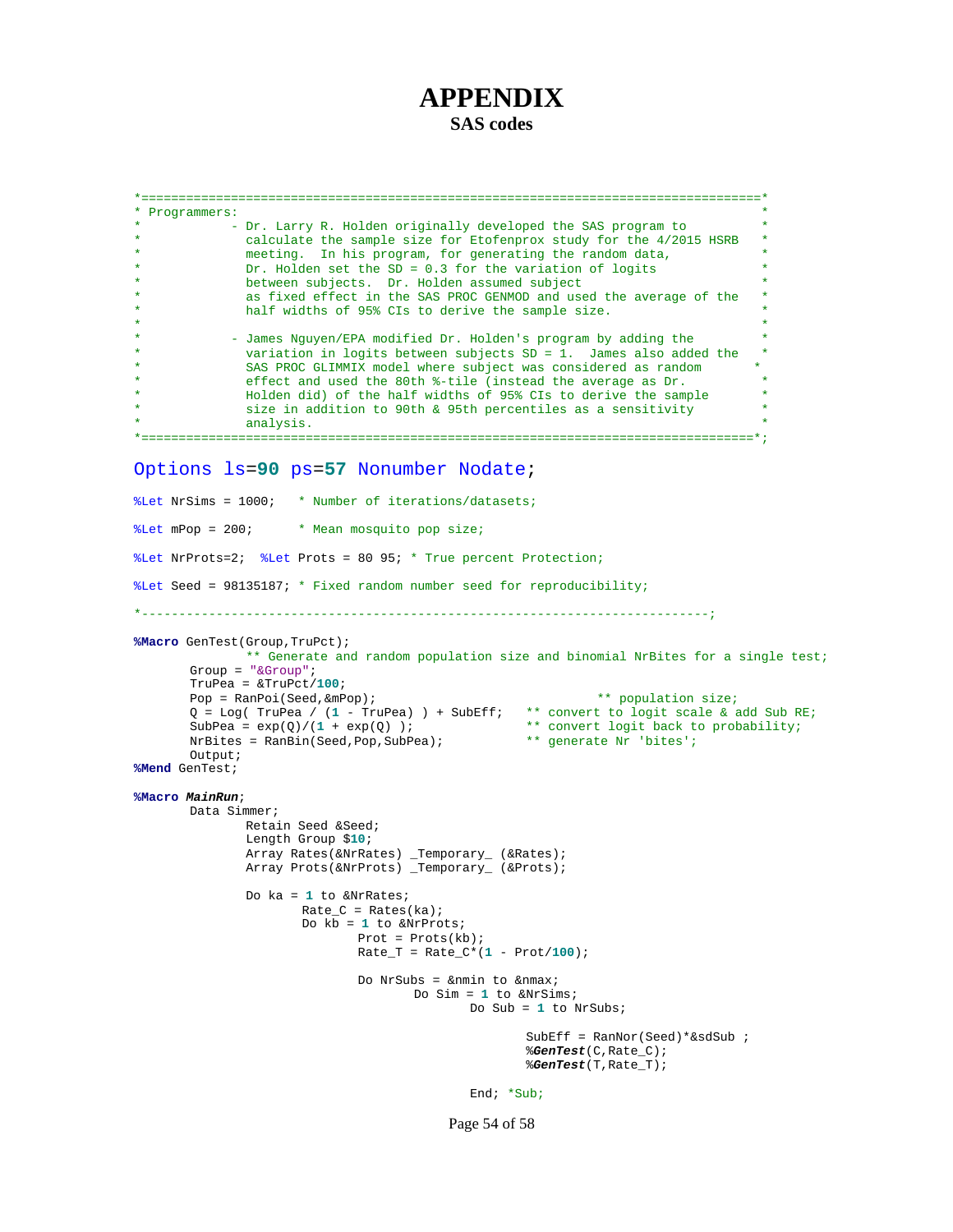# APPENDIX

## SAS codes

```
*================================================================================*
* Programmers:                                                                   *
*           - Dr. Larry R. Holden originally developed the SAS program to        *
*             calculate the sample size for Etofenprox study for the 4/2015 HSRB *
*             meeting.  In his program, for generating the random data,          *
*             Dr. Holden set the SD = 0.3 for the variation of logits            *
*             between subjects.  Dr. Holden assumed subject                      *
*             as fixed effect in the SAS PROC GENMOD and used the average of the *
*             half widths of 95% CIs to derive the sample size.                  *
*                                                                                *
*           - James Nguyen/EPA modified Dr. Holden's program by adding the       *
*             variation in logits between subjects SD = 1.  James also added the *
*             SAS PROC GLIMMIX model where subject was considered as random     *
*             effect and used the 80th %-tile (instead the average as Dr.        *
*             Holden did) of the half widths of 95% CIs to derive the sample     *
*             size in addition to 90th & 95th percentiles as a sensitivity       *
*             analysis.                                                          *
*================================================================================*;

Options ls=90 ps=57 Nonumber Nodate;

%Let NrSims = 1000;   * Number of iterations/datasets;

%Let mPop = 200;      * Mean mosquito pop size;

%Let NrProts=2;  %Let Prots = 80 95; * True percent Protection;

%Let Seed = 98135187; * Fixed random number seed for reproducibility;

*---------------------------------------------------------------------------;

%Macro GenTest(Group,TruPct);
               ** Generate and random population size and binomial NrBites for a single test;
       Group = "&Group";
       TruPea = &TruPct/100;
       Pop = RanPoi(Seed,&mPop);                             ** population size;
       Q = Log( TruPea / (1 - TruPea) ) + SubEff;   ** convert to logit scale & add Sub RE;
       SubPea = exp(Q)/(1 + exp(Q) );               ** convert logit back to probability;
       NrBites = RanBin(Seed,Pop,SubPea);           ** generate Nr 'bites';
       Output;
%Mend GenTest;

%Macro MainRun;
       Data Simmer;
               Retain Seed &Seed;
               Length Group $10;
               Array Rates(&NrRates) _Temporary_ (&Rates);
               Array Prots(&NrProts) _Temporary_ (&Prots);

               Do ka = 1 to &NrRates;
                       Rate_C = Rates(ka);
                       Do kb = 1 to &NrProts;
                               Prot = Prots(kb);
                               Rate_T = Rate_C*(1 - Prot/100);

                               Do NrSubs = &nmin to &nmax;
                                       Do Sim = 1 to &NrSims;
                                               Do Sub = 1 to NrSubs;

                                                       SubEff = RanNor(Seed)*&sdSub ;
                                                       %GenTest(C,Rate_C);
                                                       %GenTest(T,Rate_T);

                                               End; *Sub;
```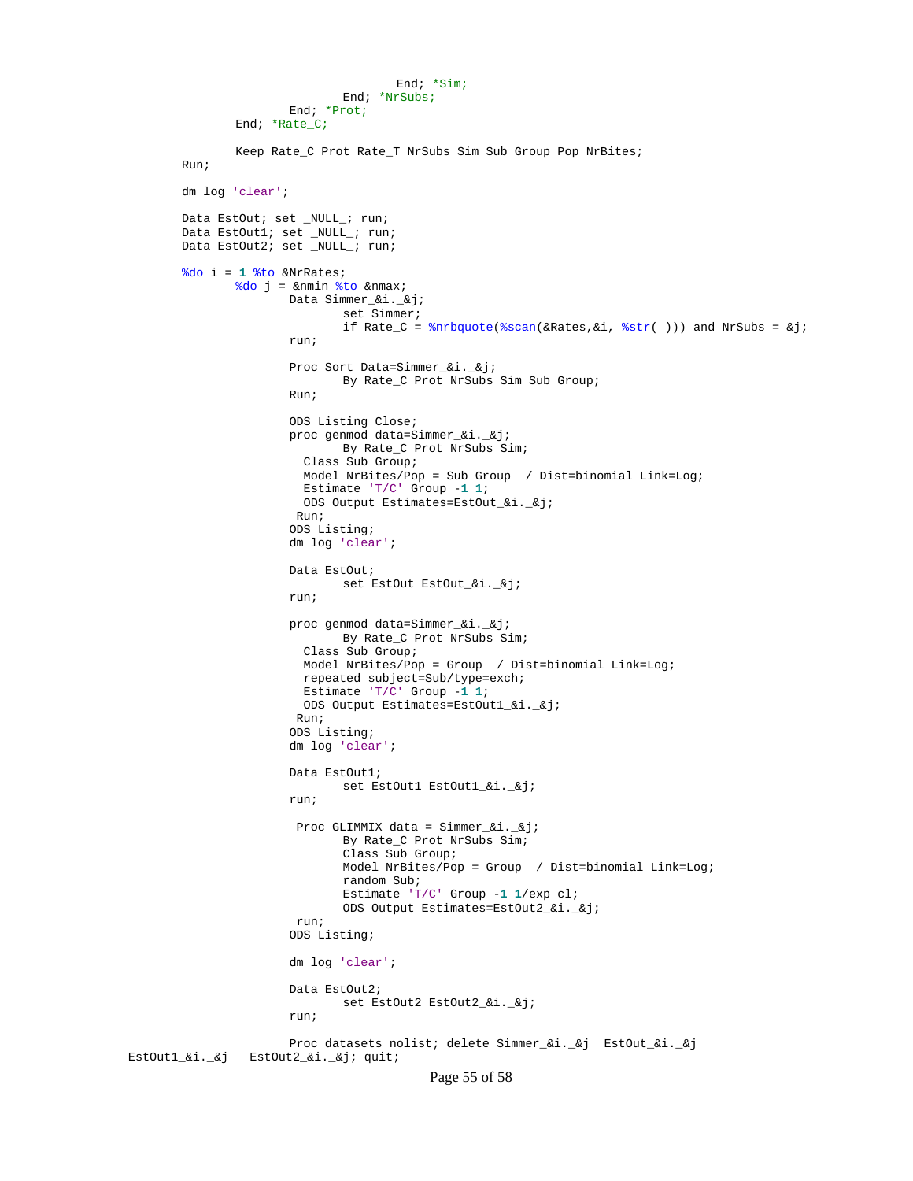```
                                    End; *Sim;
                            End; *NrSubs;
                    End; *Prot;
            End; *Rate_C;

            Keep Rate_C Prot Rate_T NrSubs Sim Sub Group Pop NrBites;
    Run;

    dm log 'clear';

    Data EstOut; set _NULL_; run;
    Data EstOut1; set _NULL_; run;
    Data EstOut2; set _NULL_; run;

    %do i = 1 %to &NrRates;
            %do j = &nmin %to &nmax;
                    Data Simmer_&i._&j;
                            set Simmer;
                            if Rate_C = %nrbquote(%scan(&Rates,&i, %str( ))) and NrSubs = &j;
                    run;

                    Proc Sort Data=Simmer_&i._&j;
                            By Rate_C Prot NrSubs Sim Sub Group;
                    Run;

                    ODS Listing Close;
                    proc genmod data=Simmer_&i._&j;
                            By Rate_C Prot NrSubs Sim;
                      Class Sub Group;
                      Model NrBites/Pop = Sub Group  / Dist=binomial Link=Log;
                      Estimate 'T/C' Group -1 1;
                      ODS Output Estimates=EstOut_&i._&j;
                     Run;
                    ODS Listing;
                    dm log 'clear';

                    Data EstOut;
                            set EstOut EstOut_&i._&j;
                    run;

                    proc genmod data=Simmer_&i._&j;
                            By Rate_C Prot NrSubs Sim;
                      Class Sub Group;
                      Model NrBites/Pop = Group  / Dist=binomial Link=Log;
                      repeated subject=Sub/type=exch;
                      Estimate 'T/C' Group -1 1;
                      ODS Output Estimates=EstOut1_&i._&j;
                     Run;
                    ODS Listing;
                    dm log 'clear';

                    Data EstOut1;
                            set EstOut1 EstOut1_&i._&j;
                    run;

                     Proc GLIMMIX data = Simmer_&i._&j;
                            By Rate_C Prot NrSubs Sim;
                            Class Sub Group;
                            Model NrBites/Pop = Group  / Dist=binomial Link=Log;
                            random Sub;
                            Estimate 'T/C' Group -1 1/exp cl;
                            ODS Output Estimates=EstOut2_&i._&j;
                     run;
                    ODS Listing;

                    dm log 'clear';

                    Data EstOut2;
                            set EstOut2 EstOut2_&i._&j;
                    run;

                    Proc datasets nolist; delete Simmer_&i._&j  EstOut_&i._&j
EstOut1_&i._&j   EstOut2_&i._&j; quit;
```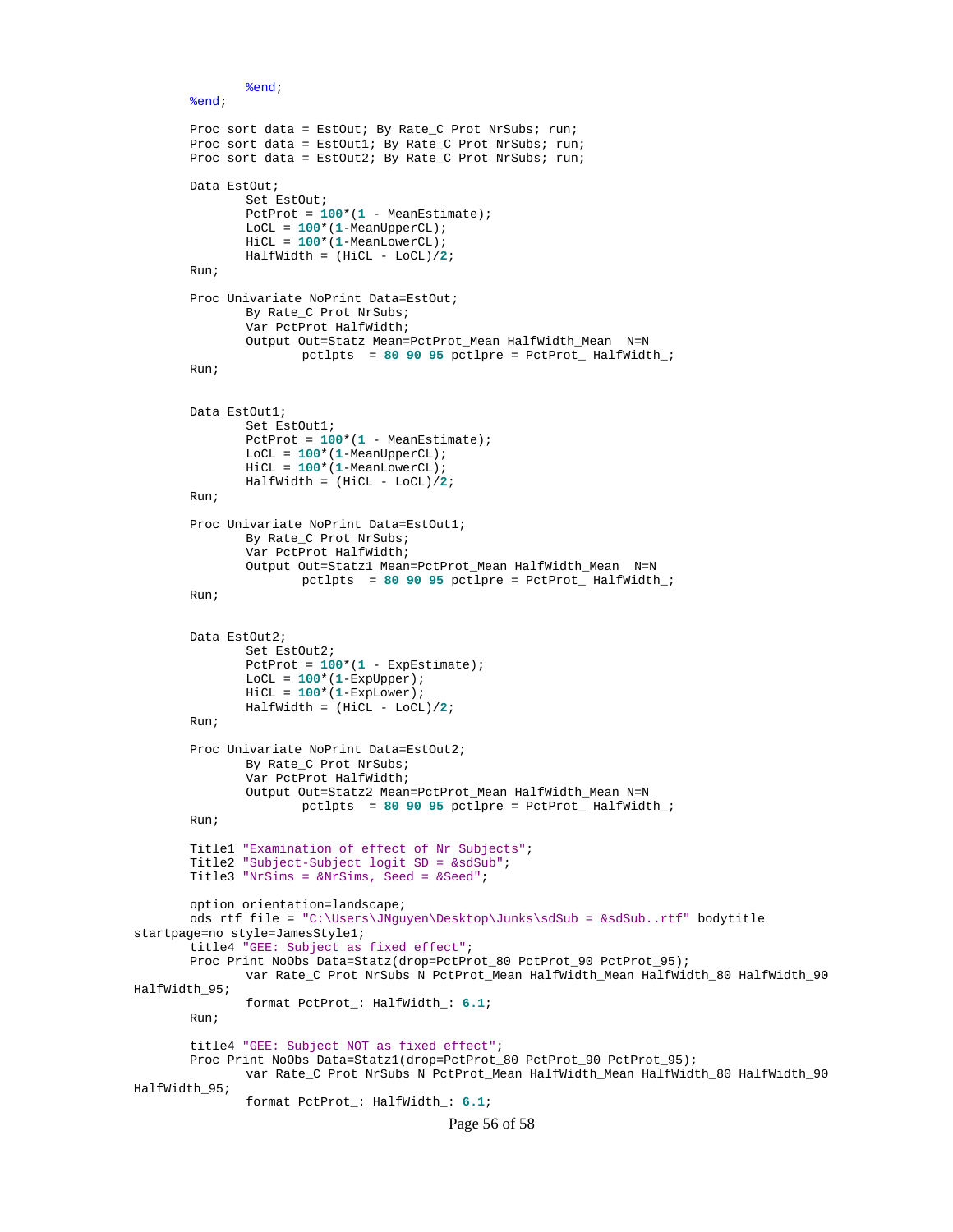```
            %end;
        %end;

        Proc sort data = EstOut; By Rate_C Prot NrSubs; run;
        Proc sort data = EstOut1; By Rate_C Prot NrSubs; run;
        Proc sort data = EstOut2; By Rate_C Prot NrSubs; run;

        Data EstOut;
                Set EstOut;
                PctProt = 100*(1 - MeanEstimate);
                LoCL = 100*(1-MeanUpperCL);
                HiCL = 100*(1-MeanLowerCL);
                HalfWidth = (HiCL - LoCL)/2;
        Run;

        Proc Univariate NoPrint Data=EstOut;
                By Rate_C Prot NrSubs;
                Var PctProt HalfWidth;
                Output Out=Statz Mean=PctProt_Mean HalfWidth_Mean  N=N
                        pctlpts  = 80 90 95 pctlpre = PctProt_ HalfWidth_;
        Run;


        Data EstOut1;
                Set EstOut1;
                PctProt = 100*(1 - MeanEstimate);
                LoCL = 100*(1-MeanUpperCL);
                HiCL = 100*(1-MeanLowerCL);
                HalfWidth = (HiCL - LoCL)/2;
        Run;

        Proc Univariate NoPrint Data=EstOut1;
                By Rate_C Prot NrSubs;
                Var PctProt HalfWidth;
                Output Out=Statz1 Mean=PctProt_Mean HalfWidth_Mean  N=N
                        pctlpts  = 80 90 95 pctlpre = PctProt_ HalfWidth_;
        Run;


        Data EstOut2;
                Set EstOut2;
                PctProt = 100*(1 - ExpEstimate);
                LoCL = 100*(1-ExpUpper);
                HiCL = 100*(1-ExpLower);
                HalfWidth = (HiCL - LoCL)/2;
        Run;

        Proc Univariate NoPrint Data=EstOut2;
                By Rate_C Prot NrSubs;
                Var PctProt HalfWidth;
                Output Out=Statz2 Mean=PctProt_Mean HalfWidth_Mean N=N
                        pctlpts  = 80 90 95 pctlpre = PctProt_ HalfWidth_;
        Run;

        Title1 "Examination of effect of Nr Subjects";
        Title2 "Subject-Subject logit SD = &sdSub";
        Title3 "NrSims = &NrSims, Seed = &Seed";

        option orientation=landscape;
        ods rtf file = "C:\Users\JNguyen\Desktop\Junks\sdSub = &sdSub..rtf" bodytitle
startpage=no style=JamesStyle1;
        title4 "GEE: Subject as fixed effect";
        Proc Print NoObs Data=Statz(drop=PctProt_80 PctProt_90 PctProt_95);
                var Rate_C Prot NrSubs N PctProt_Mean HalfWidth_Mean HalfWidth_80 HalfWidth_90
HalfWidth_95;
                format PctProt_: HalfWidth_: 6.1;
        Run;

        title4 "GEE: Subject NOT as fixed effect";
        Proc Print NoObs Data=Statz1(drop=PctProt_80 PctProt_90 PctProt_95);
                var Rate_C Prot NrSubs N PctProt_Mean HalfWidth_Mean HalfWidth_80 HalfWidth_90
HalfWidth_95;
                format PctProt_: HalfWidth_: 6.1;
```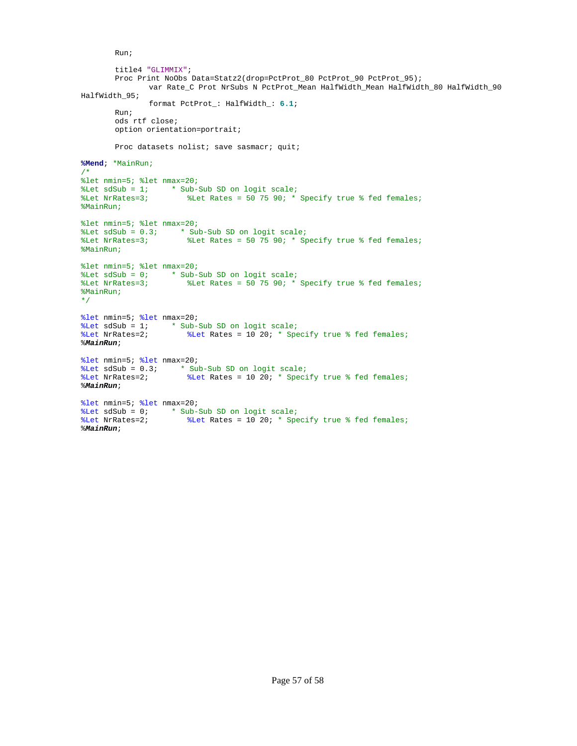```
	Run;

	title4 "GLIMMIX";
	Proc Print NoObs Data=Statz2(drop=PctProt_80 PctProt_90 PctProt_95);
		var Rate_C Prot NrSubs N PctProt_Mean HalfWidth_Mean HalfWidth_80 HalfWidth_90
HalfWidth_95;
		format PctProt_: HalfWidth_: 6.1;
	Run;
	ods rtf close;
	option orientation=portrait;

	Proc datasets nolist; save sasmacr; quit;

%Mend; *MainRun;
/*
%let nmin=5; %let nmax=20;
%Let sdSub = 1;     * Sub-Sub SD on logit scale;
%Let NrRates=3;        %Let Rates = 50 75 90; * Specify true % fed females;
%MainRun;

%let nmin=5; %let nmax=20;
%Let sdSub = 0.3;     * Sub-Sub SD on logit scale;
%Let NrRates=3;        %Let Rates = 50 75 90; * Specify true % fed females;
%MainRun;

%let nmin=5; %let nmax=20;
%Let sdSub = 0;     * Sub-Sub SD on logit scale;
%Let NrRates=3;        %Let Rates = 50 75 90; * Specify true % fed females;
%MainRun;
*/

%let nmin=5; %let nmax=20;
%Let sdSub = 1;     * Sub-Sub SD on logit scale;
%Let NrRates=2;        %Let Rates = 10 20; * Specify true % fed females;
%MainRun;

%let nmin=5; %let nmax=20;
%Let sdSub = 0.3;     * Sub-Sub SD on logit scale;
%Let NrRates=2;        %Let Rates = 10 20; * Specify true % fed females;
%MainRun;

%let nmin=5; %let nmax=20;
%Let sdSub = 0;     * Sub-Sub SD on logit scale;
%Let NrRates=2;        %Let Rates = 10 20; * Specify true % fed females;
%MainRun;
```